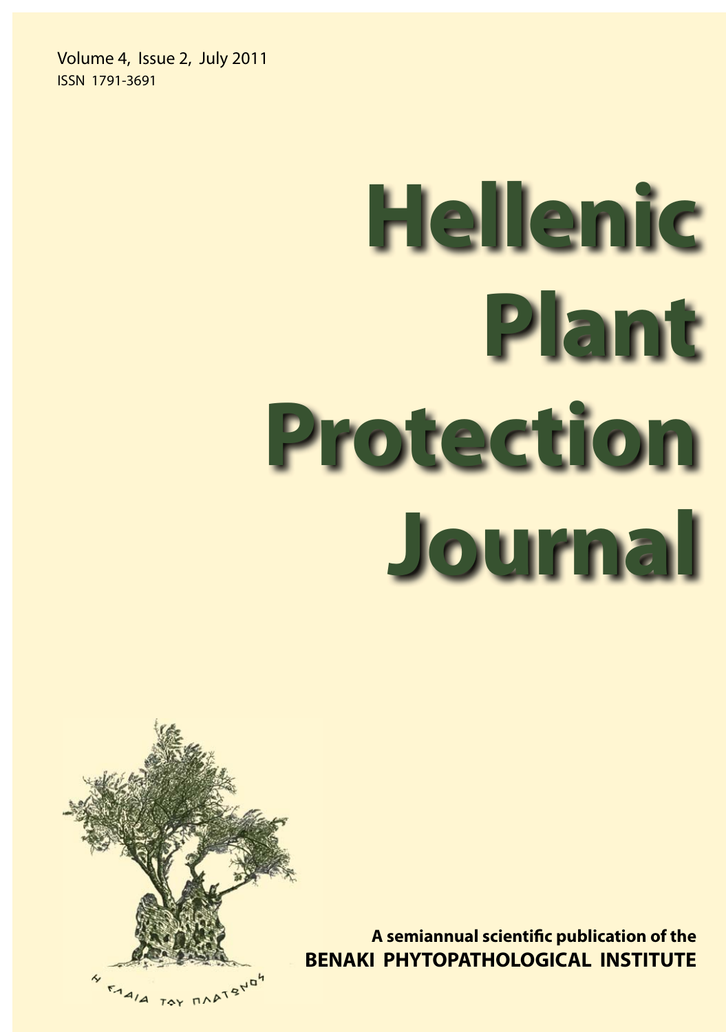Volume 4, Issue 2, July 2011

ISSN 1791-3691

# Hellenic Plant Protection Journal

Η ΕΛΑΙΑ ΤΟΥ ΠΛΑΤΩΝΟΣ

**A semiannual scientific publication of the**

**BENAKI PHYTOPATHOLOGICAL INSTITUTE**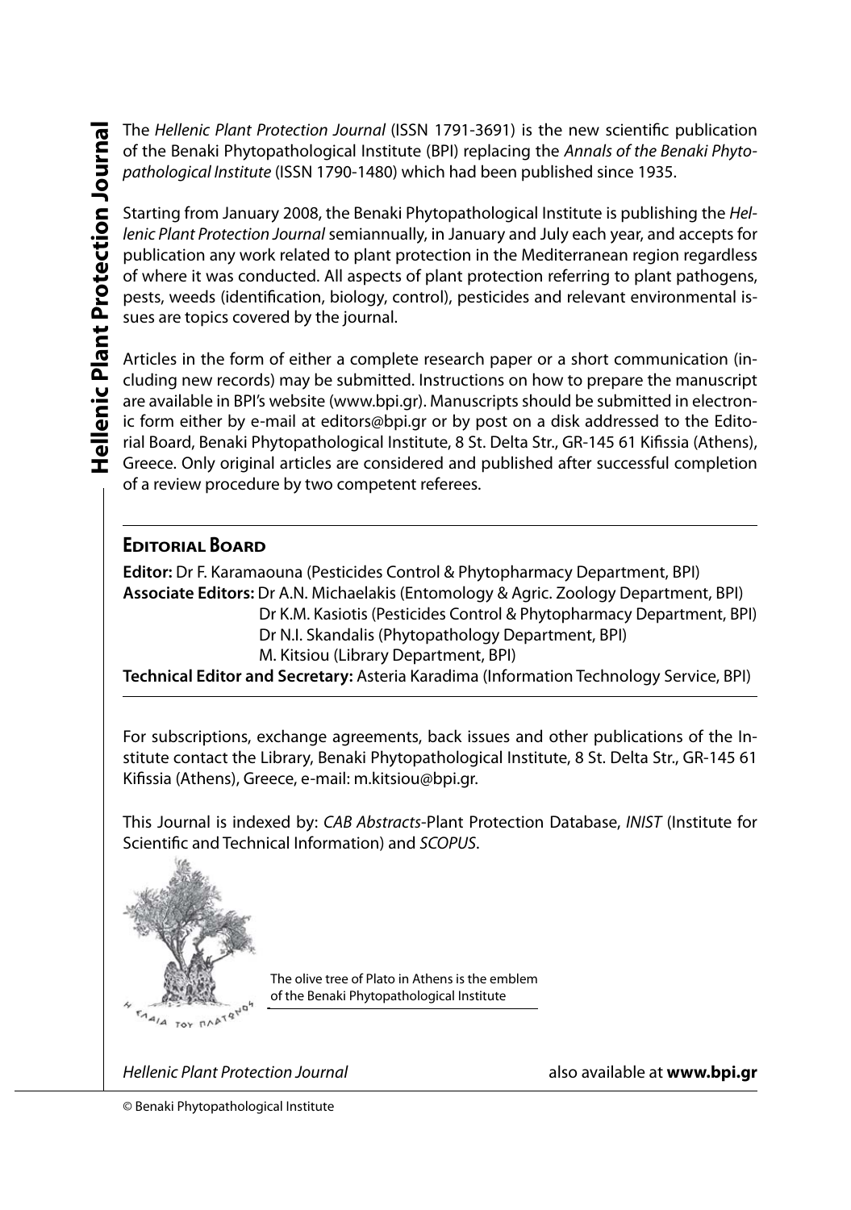The *Hellenic Plant Protection Journal* (ISSN 1791-3691) is the new scientific publication of the Benaki Phytopathological Institute (BPI) replacing the *Annals of the Benaki Phytopathological Institute* (ISSN 1790-1480) which had been published since 1935.

Starting from January 2008, the Benaki Phytopathological Institute is publishing the *Hellenic Plant Protection Journal* semiannually, in January and July each year, and accepts for publication any work related to plant protection in the Mediterranean region regardless of where it was conducted. All aspects of plant protection referring to plant pathogens, pests, weeds (identification, biology, control), pesticides and relevant environmental issues are topics covered by the journal.

Articles in the form of either a complete research paper or a short communication (including new records) may be submitted. Instructions on how to prepare the manuscript are available in BPI's website (www.bpi.gr). Manuscripts should be submitted in electronic form either by e-mail at editors@bpi.gr or by post on a disk addressed to the Editorial Board, Benaki Phytopathological Institute, 8 St. Delta Str., GR-145 61 Kifissia (Athens), Greece. Only original articles are considered and published after successful completion of a review procedure by two competent referees.

## Editorial Board

**Editor:** Dr F. Karamaouna (Pesticides Control & Phytopharmacy Department, BPI)
**Associate Editors:** Dr A.N. Michaelakis (Entomology & Agric. Zoology Department, BPI)
Dr K.M. Kasiotis (Pesticides Control & Phytopharmacy Department, BPI)
Dr N.I. Skandalis (Phytopathology Department, BPI)
M. Kitsiou (Library Department, BPI)
**Technical Editor and Secretary:** Asteria Karadima (Information Technology Service, BPI)

For subscriptions, exchange agreements, back issues and other publications of the Institute contact the Library, Benaki Phytopathological Institute, 8 St. Delta Str., GR-145 61 Kifissia (Athens), Greece, e-mail: m.kitsiou@bpi.gr.

This Journal is indexed by: *CAB Abstracts*-Plant Protection Database, *INIST* (Institute for Scientific and Technical Information) and *SCOPUS*.

The olive tree of Plato in Athens is the emblem of the Benaki Phytopathological Institute

*Hellenic Plant Protection Journal* also available at **www.bpi.gr**

© Benaki Phytopathological Institute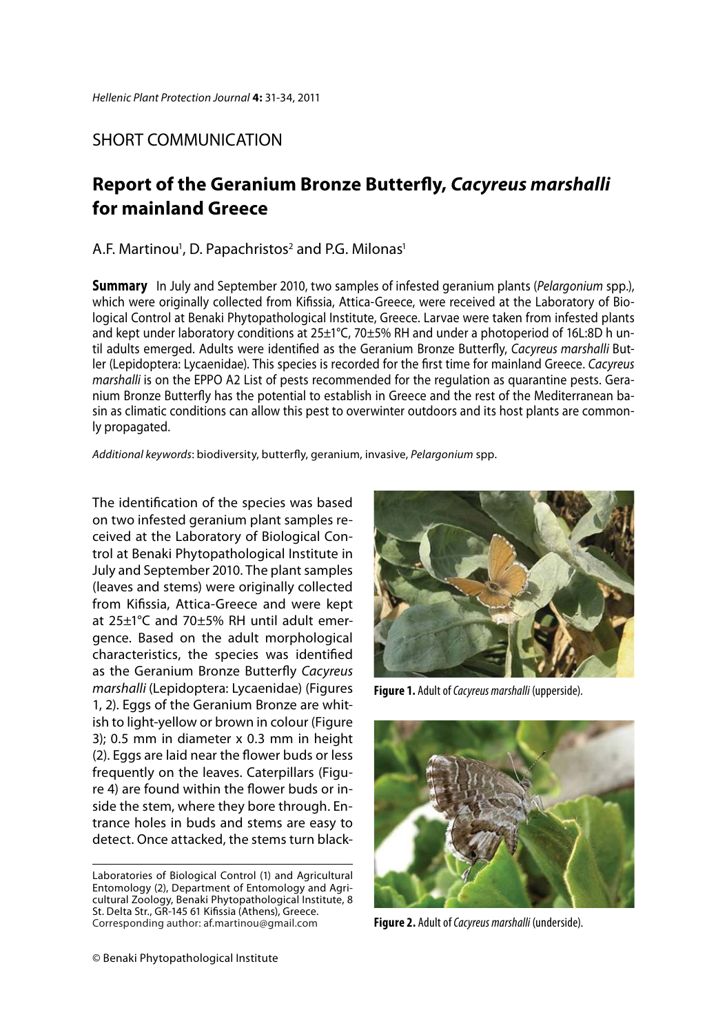SHORT COMMUNICATION

# Report of the Geranium Bronze Butterfly, *Cacyreus marshalli* for mainland Greece

A.F. Martinou[1], D. Papachristos[2] and P.G. Milonas[1]

**Summary** In July and September 2010, two samples of infested geranium plants (*Pelargonium* spp.), which were originally collected from Kifissia, Attica-Greece, were received at the Laboratory of Biological Control at Benaki Phytopathological Institute, Greece. Larvae were taken from infested plants and kept under laboratory conditions at 25±1°C, 70±5% RH and under a photoperiod of 16L:8D h until adults emerged. Adults were identified as the Geranium Bronze Butterfly, *Cacyreus marshalli* Butler (Lepidoptera: Lycaenidae). This species is recorded for the first time for mainland Greece. *Cacyreus marshalli* is on the EPPO A2 List of pests recommended for the regulation as quarantine pests. Geranium Bronze Butterfly has the potential to establish in Greece and the rest of the Mediterranean basin as climatic conditions can allow this pest to overwinter outdoors and its host plants are commonly propagated.

*Additional keywords*: biodiversity, butterfly, geranium, invasive, *Pelargonium* spp.

The identification of the species was based on two infested geranium plant samples received at the Laboratory of Biological Control at Benaki Phytopathological Institute in July and September 2010. The plant samples (leaves and stems) were originally collected from Kifissia, Attica-Greece and were kept at 25±1°C and 70±5% RH until adult emergence. Based on the adult morphological characteristics, the species was identified as the Geranium Bronze Butterfly *Cacyreus marshalli* (Lepidoptera: Lycaenidae) (Figures 1, 2). Eggs of the Geranium Bronze are whitish to light-yellow or brown in colour (Figure 3); 0.5 mm in diameter x 0.3 mm in height (2). Eggs are laid near the flower buds or less frequently on the leaves. Caterpillars (Figure 4) are found within the flower buds or inside the stem, where they bore through. Entrance holes in buds and stems are easy to detect. Once attacked, the stems turn black-

**Figure 1.** Adult of *Cacyreus marshalli* (upperside).

**Figure 2.** Adult of *Cacyreus marshalli* (underside).

Laboratories of Biological Control (1) and Agricultural Entomology (2), Department of Entomology and Agricultural Zoology, Benaki Phytopathological Institute, 8 St. Delta Str., GR-145 61 Kifissia (Athens), Greece.
Corresponding author: af.martinou@gmail.com

© Benaki Phytopathological Institute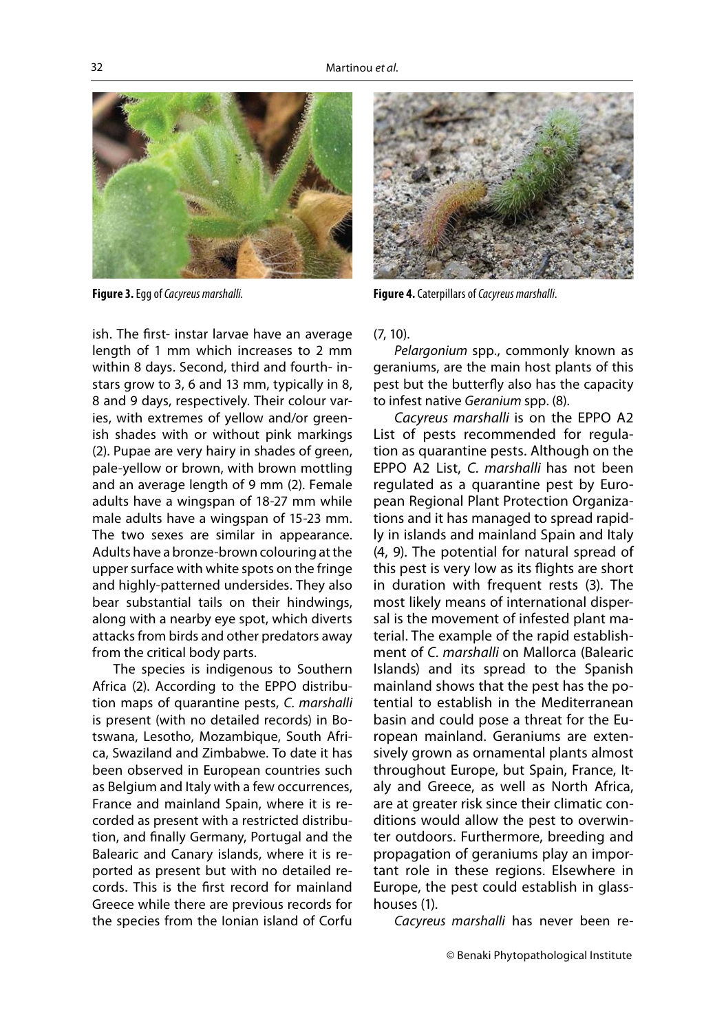**Figure 3.** Egg of *Cacyreus marshalli.*

**Figure 4.** Caterpillars of *Cacyreus marshalli*.

ish. The first- instar larvae have an average length of 1 mm which increases to 2 mm within 8 days. Second, third and fourth- instars grow to 3, 6 and 13 mm, typically in 8, 8 and 9 days, respectively. Their colour varies, with extremes of yellow and/or greenish shades with or without pink markings (2). Pupae are very hairy in shades of green, pale-yellow or brown, with brown mottling and an average length of 9 mm (2). Female adults have a wingspan of 18-27 mm while male adults have a wingspan of 15-23 mm. The two sexes are similar in appearance. Adults have a bronze-brown colouring at the upper surface with white spots on the fringe and highly-patterned undersides. They also bear substantial tails on their hindwings, along with a nearby eye spot, which diverts attacks from birds and other predators away from the critical body parts.

The species is indigenous to Southern Africa (2). According to the EPPO distribution maps of quarantine pests, *C. marshalli* is present (with no detailed records) in Botswana, Lesotho, Mozambique, South Africa, Swaziland and Zimbabwe. To date it has been observed in European countries such as Belgium and Italy with a few occurrences, France and mainland Spain, where it is recorded as present with a restricted distribution, and finally Germany, Portugal and the Balearic and Canary islands, where it is reported as present but with no detailed records. This is the first record for mainland Greece while there are previous records for the species from the Ionian island of Corfu (7, 10).

*Pelargonium* spp., commonly known as geraniums, are the main host plants of this pest but the butterfly also has the capacity to infest native *Geranium* spp. (8).

*Cacyreus marshalli* is on the EPPO A2 List of pests recommended for regulation as quarantine pests. Although on the EPPO A2 List, *C. marshalli* has not been regulated as a quarantine pest by European Regional Plant Protection Organizations and it has managed to spread rapidly in islands and mainland Spain and Italy (4, 9). The potential for natural spread of this pest is very low as its flights are short in duration with frequent rests (3). The most likely means of international dispersal is the movement of infested plant material. The example of the rapid establishment of *C. marshalli* on Mallorca (Balearic Islands) and its spread to the Spanish mainland shows that the pest has the potential to establish in the Mediterranean basin and could pose a threat for the European mainland. Geraniums are extensively grown as ornamental plants almost throughout Europe, but Spain, France, Italy and Greece, as well as North Africa, are at greater risk since their climatic conditions would allow the pest to overwinter outdoors. Furthermore, breeding and propagation of geraniums play an important role in these regions. Elsewhere in Europe, the pest could establish in glasshouses (1).

*Cacyreus marshalli* has never been re-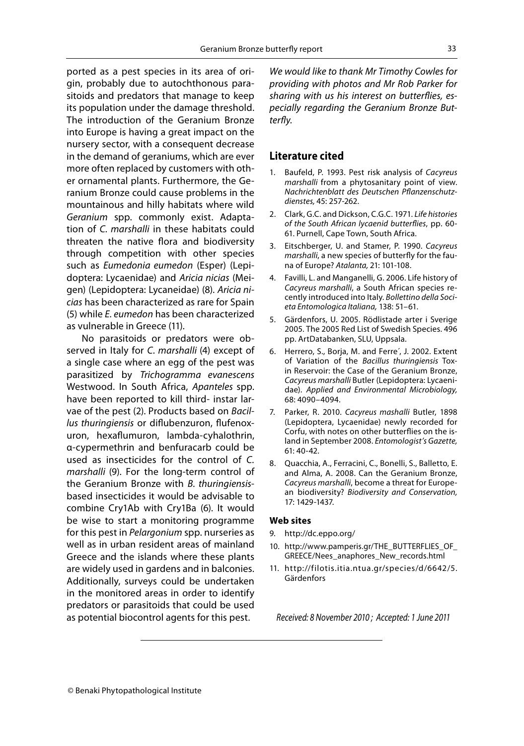ported as a pest species in its area of origin, probably due to autochthonous parasitoids and predators that manage to keep its population under the damage threshold. The introduction of the Geranium Bronze into Europe is having a great impact on the nursery sector, with a consequent decrease in the demand of geraniums, which are ever more often replaced by customers with other ornamental plants. Furthermore, the Geranium Bronze could cause problems in the mountainous and hilly habitats where wild *Geranium* spp. commonly exist. Adaptation of *C. marshalli* in these habitats could threaten the native flora and biodiversity through competition with other species such as *Eumedonia eumedon* (Esper) (Lepidoptera: Lycaenidae) and *Aricia nicias* (Meigen) (Lepidoptera: Lycaneidae) (8). *Aricia nicias* has been characterized as rare for Spain (5) while *E. eumedon* has been characterized as vulnerable in Greece (11).

No parasitoids or predators were observed in Italy for *C. marshalli* (4) except of a single case where an egg of the pest was parasitized by *Trichogramma evanescens* Westwood. In South Africa, *Apanteles* spp. have been reported to kill third- instar larvae of the pest (2). Products based on *Bacillus thuringiensis* or diflubenzuron, flufenoxuron, hexaflumuron, lambda-cyhalothrin, α-cypermethrin and benfuracarb could be used as insecticides for the control of *C. marshalli* (9). For the long-term control of the Geranium Bronze with *B. thuringiensis*-based insecticides it would be advisable to combine Cry1Ab with Cry1Ba (6). It would be wise to start a monitoring programme for this pest in *Pelargonium* spp. nurseries as well as in urban resident areas of mainland Greece and the islands where these plants are widely used in gardens and in balconies. Additionally, surveys could be undertaken in the monitored areas in order to identify predators or parasitoids that could be used as potential biocontrol agents for this pest.

*We would like to thank Mr Timothy Cowles for providing with photos and Mr Rob Parker for sharing with us his interest on butterflies, especially regarding the Geranium Bronze Butterfly.*

## Literature cited

1. Baufeld, P. 1993. Pest risk analysis of *Cacyreus marshalli* from a phytosanitary point of view. *Nachrichtenblatt des Deutschen Pflanzenschutzdienstes,* 45: 257-262.
2. Clark, G.C. and Dickson, C.G.C. 1971. *Life histories of the South African lycaenid butterflies*, pp. 60-61. Purnell, Cape Town, South Africa.
3. Eitschberger, U. and Stamer, P. 1990. *Cacyreus marshalli*, a new species of butterfly for the fauna of Europe? *Atalanta,* 21: 101-108.
4. Favilli, L. and Manganelli, G. 2006. Life history of *Cacyreus marshalli*, a South African species recently introduced into Italy. *Bollettino della Societa Entomologica Italiana,* 138: 51–61.
5. Gärdenfors, U. 2005. Rödlistade arter i Sverige 2005. The 2005 Red List of Swedish Species. 496 pp. ArtDatabanken, SLU, Uppsala.
6. Herrero, S., Borja, M. and Ferre´, J. 2002. Extent of Variation of the *Bacillus thuringiensis* Toxin Reservoir: the Case of the Geranium Bronze, *Cacyreus marshalli* Butler (Lepidoptera: Lycaenidae). *Applied and Environmental Microbiology,* 68: 4090–4094.
7. Parker, R. 2010. *Cacyreus mashalli* Butler, 1898 (Lepidoptera, Lycaenidae) newly recorded for Corfu, with notes on other butterflies on the island in September 2008. *Entomologist's Gazette,* 61: 40-42.
8. Quacchia, A., Ferracini, C., Bonelli, S., Balletto, E. and Alma, A. 2008. Can the Geranium Bronze, *Cacyreus marshalli*, become a threat for European biodiversity? *Biodiversity and Conservation,* 17: 1429-1437.

### Web sites

9. http://dc.eppo.org/
10. http://www.pamperis.gr/THE_BUTTERFLIES_OF_GREECE/Nees_anaphores_New_records.html
11. http://filotis.itia.ntua.gr/species/d/6642/5. Gärdenfors

*Received: 8 November 2010 ; Accepted: 1 June 2011*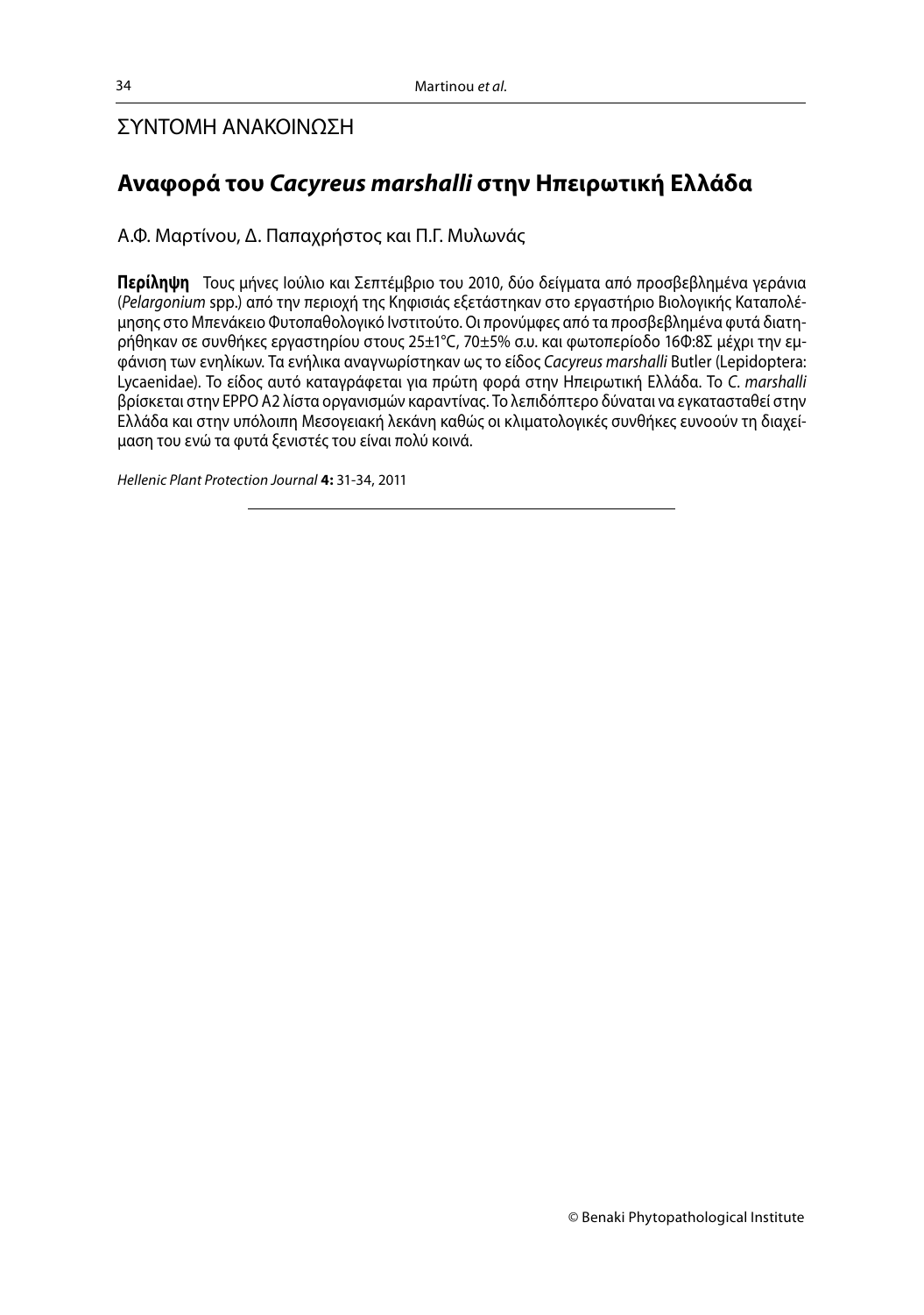ΣΥΝΤΟΜΗ ΑΝΑΚΟΙΝΩΣΗ

# Αναφορά του *Cacyreus marshalli* στην Ηπειρωτική Ελλάδα

Α.Φ. Μαρτίνου, Δ. Παπαχρήστος και Π.Γ. Μυλωνάς

**Περίληψη** Τους μήνες Ιούλιο και Σεπτέμβριο του 2010, δύο δείγματα από προσβεβλημένα γεράνια (*Pelargonium* spp.) από την περιοχή της Κηφισιάς εξετάστηκαν στο εργαστήριο Βιολογικής Καταπολέμησης στο Μπενάκειο Φυτοπαθολογικό Ινστιτούτο. Οι προνύμφες από τα προσβεβλημένα φυτά διατηρήθηκαν σε συνθήκες εργαστηρίου στους 25±1°C, 70±5% σ.υ. και φωτοπερίοδο 16Φ:8Σ μέχρι την εμφάνιση των ενηλίκων. Τα ενήλικα αναγνωρίστηκαν ως το είδος *Cacyreus marshalli* Butler (Lepidoptera: Lycaenidae). Το είδος αυτό καταγράφεται για πρώτη φορά στην Ηπειρωτική Ελλάδα. Το *C. marshalli* βρίσκεται στην EPPO A2 λίστα οργανισμών καραντίνας. Το λεπιδόπτερο δύναται να εγκατασταθεί στην Ελλάδα και στην υπόλοιπη Μεσογειακή λεκάνη καθώς οι κλιματολογικές συνθήκες ευνοούν τη διαχείμαση του ενώ τα φυτά ξενιστές του είναι πολύ κοινά.

*Hellenic Plant Protection Journal* **4:** 31-34, 2011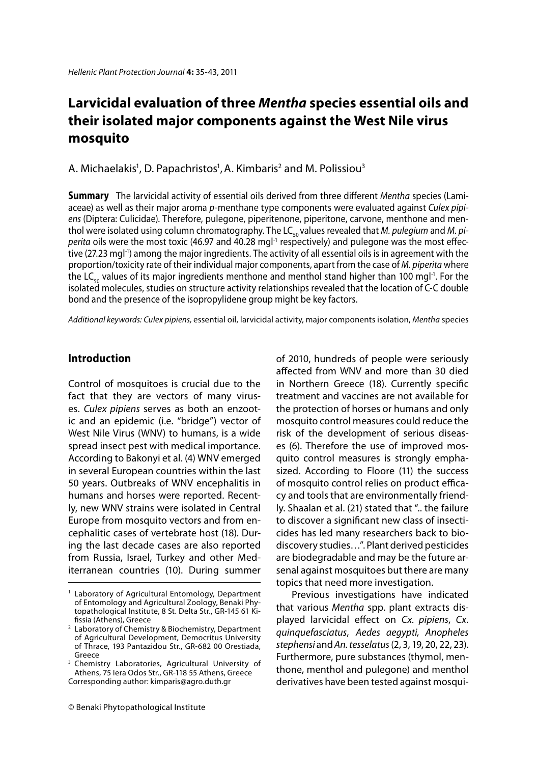# Larvicidal evaluation of three *Mentha* species essential oils and their isolated major components against the West Nile virus mosquito

A. Michaelakis[1], D. Papachristos[1], A. Kimbaris[2] and M. Polissiou[3]

**Summary** The larvicidal activity of essential oils derived from three different *Mentha* species (Lamiaceae) as well as their major aroma *p*-menthane type components were evaluated against *Culex pipiens* (Diptera: Culicidae). Therefore, pulegone, piperitenone, piperitone, carvone, menthone and menthol were isolated using column chromatography. The $LC_{50}$ values revealed that *M. pulegium* and *M. piperita* oils were the most toxic (46.97 and 40.28 $mgl^{-1}$ respectively) and pulegone was the most effective (27.23 $mgl^{-1}$) among the major ingredients. The activity of all essential oils is in agreement with the proportion/toxicity rate of their individual major components, apart from the case of *M. piperita* where the $LC_{50}$ values of its major ingredients menthone and menthol stand higher than 100 $mgl^{-1}$. For the isolated molecules, studies on structure activity relationships revealed that the location of C-C double bond and the presence of the isopropylidene group might be key factors.

*Additional keywords: Culex pipiens,* essential oil, larvicidal activity, major components isolation, *Mentha* species

## Introduction

Control of mosquitoes is crucial due to the fact that they are vectors of many viruses. *Culex pipiens* serves as both an enzootic and an epidemic (i.e. "bridge") vector of West Nile Virus (WNV) to humans, is a wide spread insect pest with medical importance. According to Bakonyi et al. (4) WNV emerged in several European countries within the last 50 years. Outbreaks of WNV encephalitis in humans and horses were reported. Recently, new WNV strains were isolated in Central Europe from mosquito vectors and from encephalitic cases of vertebrate host (18). During the last decade cases are also reported from Russia, Israel, Turkey and other Mediterranean countries (10). During summer of 2010, hundreds of people were seriously affected from WNV and more than 30 died in Northern Greece (18). Currently specific treatment and vaccines are not available for the protection of horses or humans and only mosquito control measures could reduce the risk of the development of serious diseases (6). Therefore the use of improved mosquito control measures is strongly emphasized. According to Floore (11) the success of mosquito control relies on product efficacy and tools that are environmentally friendly. Shaalan et al. (21) stated that ".. the failure to discover a significant new class of insecticides has led many researchers back to biodiscovery studies…". Plant derived pesticides are biodegradable and may be the future arsenal against mosquitoes but there are many topics that need more investigation.

Previous investigations have indicated that various *Mentha* spp. plant extracts displayed larvicidal effect on *Cx. pipiens*, *Cx. quinquefasciatus*, *Aedes aegypti, Anopheles stephensi* and *An. tesselatus* (2, 3, 19, 20, 22, 23). Furthermore, pure substances (thymol, menthone, menthol and pulegone) and menthol derivatives have been tested against mosqui-

[1] Laboratory of Agricultural Entomology, Department of Entomology and Agricultural Zoology, Benaki Phytopathological Institute, 8 St. Delta Str., GR-145 61 Kifissia (Athens), Greece

[2] Laboratory of Chemistry & Biochemistry, Department of Agricultural Development, Democritus University of Thrace, 193 Pantazidou Str., GR-682 00 Orestiada, Greece

[3] Chemistry Laboratories, Agricultural University of Athens, 75 Iera Odos Str., GR-118 55 Athens, Greece

Corresponding author: kimparis@agro.duth.gr

© Benaki Phytopathological Institute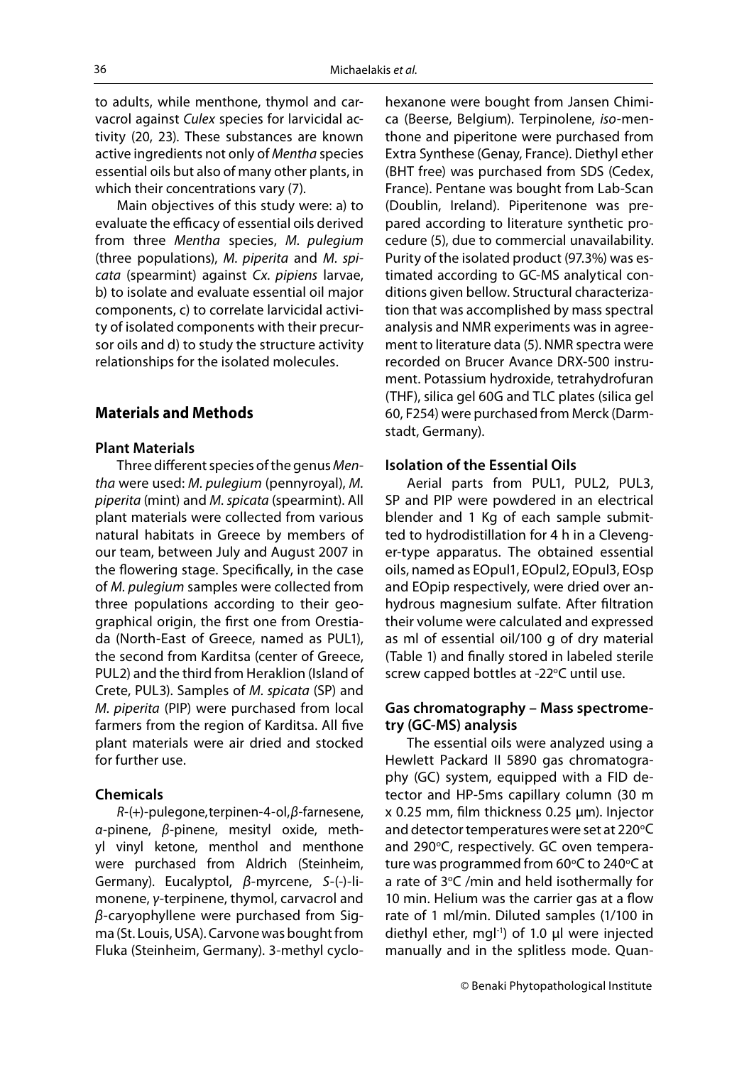to adults, while menthone, thymol and carvacrol against *Culex* species for larvicidal activity (20, 23). These substances are known active ingredients not only of *Mentha* species essential oils but also of many other plants, in which their concentrations vary (7).

Main objectives of this study were: a) to evaluate the efficacy of essential oils derived from three *Mentha* species, *M. pulegium* (three populations), *M. piperita* and *M. spicata* (spearmint) against *Cx. pipiens* larvae, b) to isolate and evaluate essential oil major components, c) to correlate larvicidal activity of isolated components with their precursor oils and d) to study the structure activity relationships for the isolated molecules.

## Materials and Methods

### Plant Materials

Three different species of the genus *Mentha* were used: *M. pulegium* (pennyroyal), *M. piperita* (mint) and *M. spicata* (spearmint). All plant materials were collected from various natural habitats in Greece by members of our team, between July and August 2007 in the flowering stage. Specifically, in the case of *M. pulegium* samples were collected from three populations according to their geographical origin, the first one from Orestiada (North-East of Greece, named as PUL1), the second from Karditsa (center of Greece, PUL2) and the third from Heraklion (Island of Crete, PUL3). Samples of *M. spicata* (SP) and *M. piperita* (PIP) were purchased from local farmers from the region of Karditsa. All five plant materials were air dried and stocked for further use.

### Chemicals

*R*-(+)-pulegone, terpinen-4-ol, *β*-farnesene, *α*-pinene, *β*-pinene, mesityl oxide, methyl vinyl ketone, menthol and menthone were purchased from Aldrich (Steinheim, Germany). Eucalyptol, *β*-myrcene, *S*-(-)-limonene, *γ*-terpinene, thymol, carvacrol and *β*-caryophyllene were purchased from Sigma (St. Louis, USA). Carvone was bought from Fluka (Steinheim, Germany). 3-methyl cyclohexanone were bought from Jansen Chimica (Beerse, Belgium). Terpinolene, *iso*-menthone and piperitone were purchased from Extra Synthese (Genay, France). Diethyl ether (BHT free) was purchased from SDS (Cedex, France). Pentane was bought from Lab-Scan (Doublin, Ireland). Piperitenone was prepared according to literature synthetic procedure (5), due to commercial unavailability. Purity of the isolated product (97.3%) was estimated according to GC-MS analytical conditions given bellow. Structural characterization that was accomplished by mass spectral analysis and NMR experiments was in agreement to literature data (5). NMR spectra were recorded on Brucer Avance DRX-500 instrument. Potassium hydroxide, tetrahydrofuran (THF), silica gel 60G and TLC plates (silica gel 60, F254) were purchased from Merck (Darmstadt, Germany).

### Isolation of the Essential Oils

Aerial parts from PUL1, PUL2, PUL3, SP and PIP were powdered in an electrical blender and 1 Kg of each sample submitted to hydrodistillation for 4 h in a Clevenger-type apparatus. The obtained essential oils, named as EOpul1, EOpul2, EOpul3, EOsp and EOpip respectively, were dried over anhydrous magnesium sulfate. After filtration their volume were calculated and expressed as ml of essential oil/100 g of dry material (Table 1) and finally stored in labeled sterile screw capped bottles at -22°C until use.

### Gas chromatography – Mass spectrometry (GC-MS) analysis

The essential oils were analyzed using a Hewlett Packard II 5890 gas chromatography (GC) system, equipped with a FID detector and HP-5ms capillary column (30 m x 0.25 mm, film thickness 0.25 μm). Injector and detector temperatures were set at 220°C and 290°C, respectively. GC oven temperature was programmed from 60°C to 240°C at a rate of 3°C /min and held isothermally for 10 min. Helium was the carrier gas at a flow rate of 1 ml/min. Diluted samples (1/100 in diethyl ether, $mgl^{-1}$) of 1.0 μl were injected manually and in the splitless mode. Quan-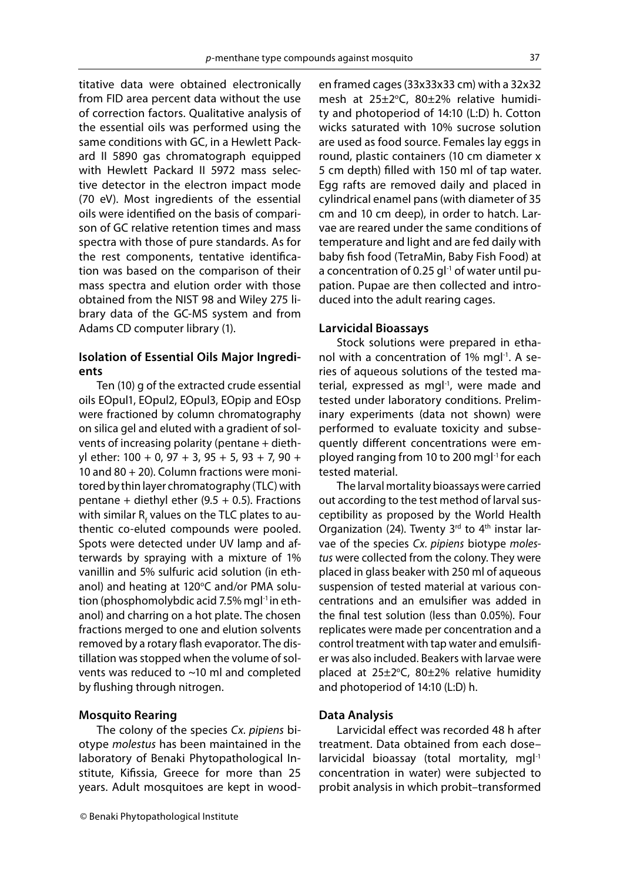titative data were obtained electronically from FID area percent data without the use of correction factors. Qualitative analysis of the essential oils was performed using the same conditions with GC, in a Hewlett Packard II 5890 gas chromatograph equipped with Hewlett Packard II 5972 mass selective detector in the electron impact mode (70 eV). Most ingredients of the essential oils were identified on the basis of comparison of GC relative retention times and mass spectra with those of pure standards. As for the rest components, tentative identification was based on the comparison of their mass spectra and elution order with those obtained from the NIST 98 and Wiley 275 library data of the GC-MS system and from Adams CD computer library (1).

### Isolation of Essential Oils Major Ingredients

Ten (10) g of the extracted crude essential oils EOpul1, EOpul2, EOpul3, EOpip and EOsp were fractioned by column chromatography on silica gel and eluted with a gradient of solvents of increasing polarity (pentane + diethyl ether: 100 + 0, 97 + 3, 95 + 5, 93 + 7, 90 + 10 and 80 + 20). Column fractions were monitored by thin layer chromatography (TLC) with pentane + diethyl ether (9.5 + 0.5). Fractions with similar $R_f$ values on the TLC plates to authentic co-eluted compounds were pooled. Spots were detected under UV lamp and afterwards by spraying with a mixture of 1% vanillin and 5% sulfuric acid solution (in ethanol) and heating at 120°C and/or PMA solution (phosphomolybdic acid 7.5% mgl$^{-1}$ in ethanol) and charring on a hot plate. The chosen fractions merged to one and elution solvents removed by a rotary flash evaporator. The distillation was stopped when the volume of solvents was reduced to ~10 ml and completed by flushing through nitrogen.

### Mosquito Rearing

The colony of the species *Cx. pipiens* biotype *molestus* has been maintained in the laboratory of Benaki Phytopathological Institute, Kifissia, Greece for more than 25 years. Adult mosquitoes are kept in wooden framed cages (33x33x33 cm) with a 32x32 mesh at 25±2°C, 80±2% relative humidity and photoperiod of 14:10 (L:D) h. Cotton wicks saturated with 10% sucrose solution are used as food source. Females lay eggs in round, plastic containers (10 cm diameter x 5 cm depth) filled with 150 ml of tap water. Egg rafts are removed daily and placed in cylindrical enamel pans (with diameter of 35 cm and 10 cm deep), in order to hatch. Larvae are reared under the same conditions of temperature and light and are fed daily with baby fish food (TetraMin, Baby Fish Food) at a concentration of 0.25 gl$^{-1}$ of water until pupation. Pupae are then collected and introduced into the adult rearing cages.

### Larvicidal Bioassays

Stock solutions were prepared in ethanol with a concentration of 1% mgl$^{-1}$. A series of aqueous solutions of the tested material, expressed as mgl$^{-1}$, were made and tested under laboratory conditions. Preliminary experiments (data not shown) were performed to evaluate toxicity and subsequently different concentrations were employed ranging from 10 to 200 mgl$^{-1}$ for each tested material.

The larval mortality bioassays were carried out according to the test method of larval susceptibility as proposed by the World Health Organization (24). Twenty 3$^{rd}$ to 4$^{th}$ instar larvae of the species *Cx. pipiens* biotype *molestus* were collected from the colony. They were placed in glass beaker with 250 ml of aqueous suspension of tested material at various concentrations and an emulsifier was added in the final test solution (less than 0.05%). Four replicates were made per concentration and a control treatment with tap water and emulsifier was also included. Beakers with larvae were placed at 25±2°C, 80±2% relative humidity and photoperiod of 14:10 (L:D) h.

### Data Analysis

Larvicidal effect was recorded 48 h after treatment. Data obtained from each dose–larvicidal bioassay (total mortality, mgl$^{-1}$ concentration in water) were subjected to probit analysis in which probit–transformed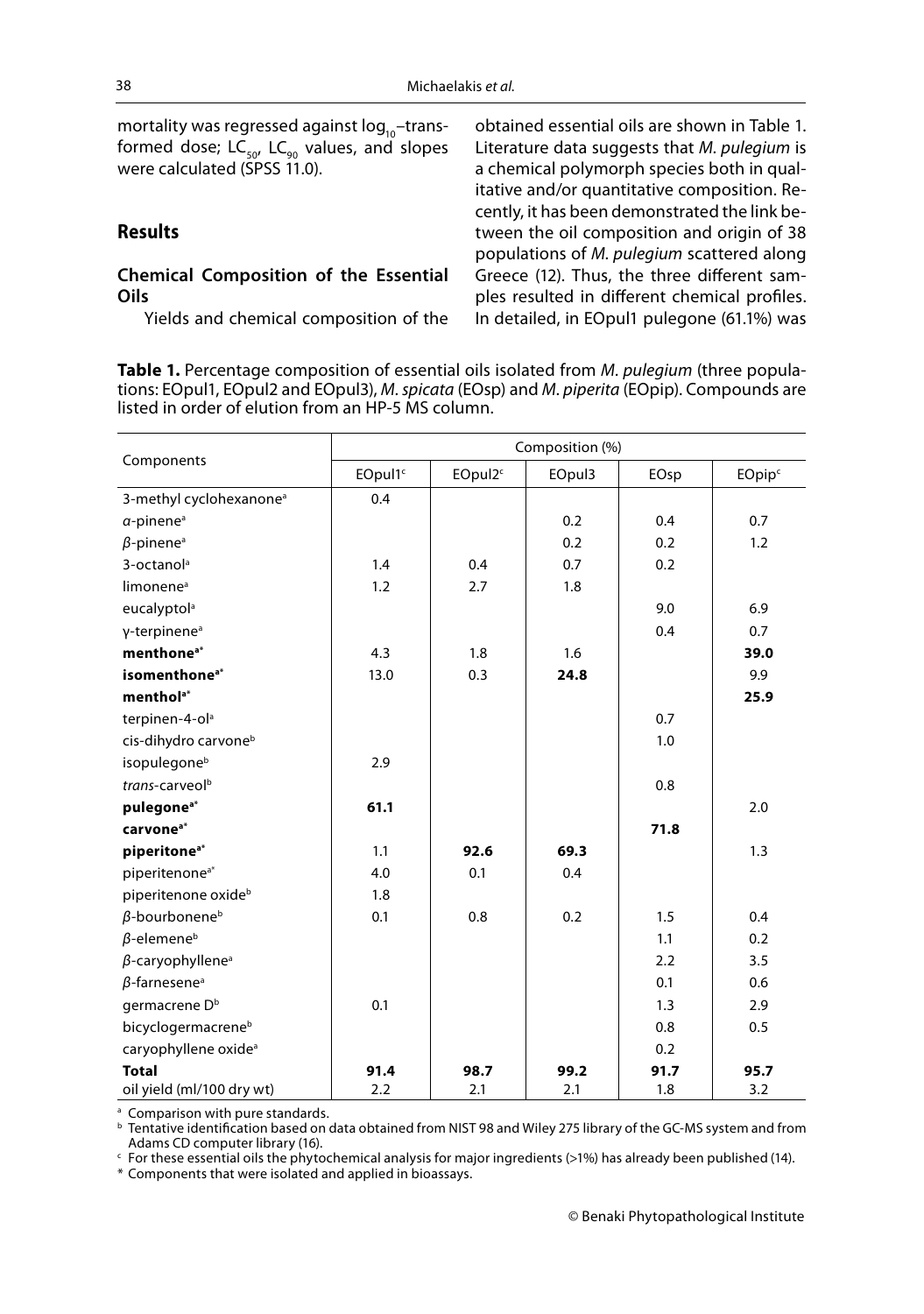mortality was regressed against $\log_{10}$–transformed dose; $LC_{50}$, $LC_{90}$ values, and slopes were calculated (SPSS 11.0).

## Results

### Chemical Composition of the Essential Oils

Yields and chemical composition of the obtained essential oils are shown in Table 1. Literature data suggests that *M. pulegium* is a chemical polymorph species both in qualitative and/or quantitative composition. Recently, it has been demonstrated the link between the oil composition and origin of 38 populations of *M. pulegium* scattered along Greece (12). Thus, the three different samples resulted in different chemical profiles. In detailed, in EOpul1 pulegone (61.1%) was

**Table 1.** Percentage composition of essential oils isolated from *M. pulegium* (three populations: EOpul1, EOpul2 and EOpul3), *M. spicata* (EOsp) and *M. piperita* (EOpip). Compounds are listed in order of elution from an HP-5 MS column.

| Components | Composition (%) | | | | |
|---|---|---|---|---|---|
| | EOpul1[c] | EOpul2[c] | EOpul3 | EOsp | EOpip[c] |
| 3-methyl cyclohexanone[a] | 0.4 | | | | |
| *α*-pinene[a] | | | 0.2 | 0.4 | 0.7 |
| *β*-pinene[a] | | | 0.2 | 0.2 | 1.2 |
| 3-octanol[a] | 1.4 | 0.4 | 0.7 | 0.2 | |
| limonene[a] | 1.2 | 2.7 | 1.8 | | |
| eucalyptol[a] | | | | 9.0 | 6.9 |
| γ-terpinene[a] | | | | 0.4 | 0.7 |
| **menthone[a*]** | 4.3 | 1.8 | 1.6 | | **39.0** |
| **isomenthone[a*]** | 13.0 | 0.3 | **24.8** | | 9.9 |
| **menthol[a*]** | | | | | **25.9** |
| terpinen-4-ol[a] | | | | 0.7 | |
| cis-dihydro carvone[b] | | | | 1.0 | |
| isopulegone[b] | 2.9 | | | | |
| *trans*-carveol[b] | | | | 0.8 | |
| **pulegone[a*]** | **61.1** | | | | 2.0 |
| **carvone[a*]** | | | | **71.8** | |
| **piperitone[a*]** | 1.1 | **92.6** | **69.3** | | 1.3 |
| piperitenone[a*] | 4.0 | 0.1 | 0.4 | | |
| piperitenone oxide[b] | 1.8 | | | | |
| *β*-bourbonene[b] | 0.1 | 0.8 | 0.2 | 1.5 | 0.4 |
| *β*-elemene[b] | | | | 1.1 | 0.2 |
| *β*-caryophyllene[a] | | | | 2.2 | 3.5 |
| *β*-farnesene[a] | | | | 0.1 | 0.6 |
| germacrene D[b] | 0.1 | | | 1.3 | 2.9 |
| bicyclogermacrene[b] | | | | 0.8 | 0.5 |
| caryophyllene oxide[a] | | | | 0.2 | |
| **Total** | **91.4** | **98.7** | **99.2** | **91.7** | **95.7** |
| oil yield (ml/100 dry wt) | 2.2 | 2.1 | 2.1 | 1.8 | 3.2 |

[a] Comparison with pure standards.
[b] Tentative identification based on data obtained from NIST 98 and Wiley 275 library of the GC-MS system and from Adams CD computer library (16).
[c] For these essential oils the phytochemical analysis for major ingredients (>1%) has already been published (14).
* Components that were isolated and applied in bioassays.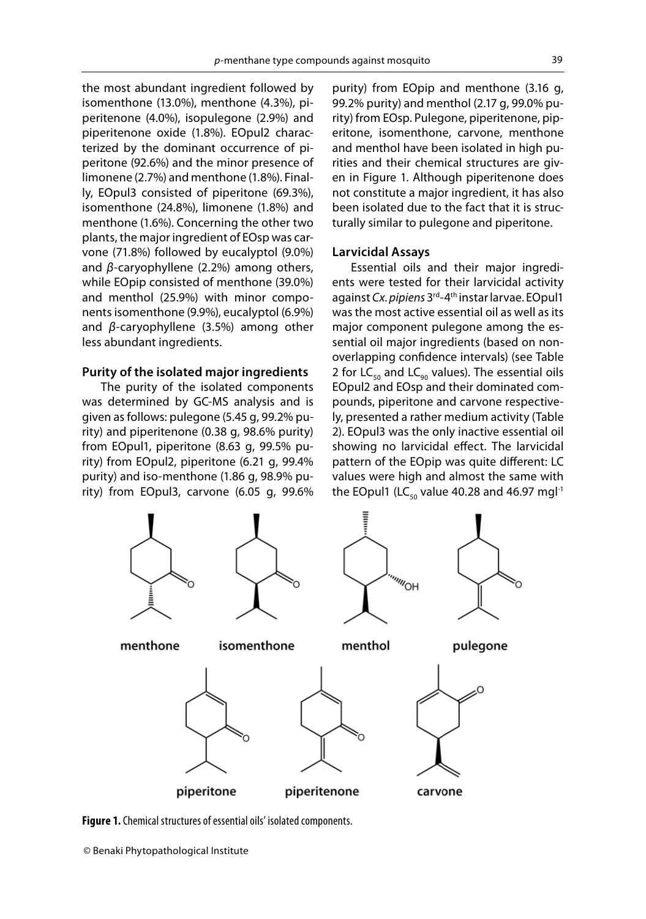the most abundant ingredient followed by isomenthone (13.0%), menthone (4.3%), piperitenone (4.0%), isopulegone (2.9%) and piperitenone oxide (1.8%). EOpul2 characterized by the dominant occurrence of piperitone (92.6%) and the minor presence of limonene (2.7%) and menthone (1.8%). Finally, EOpul3 consisted of piperitone (69.3%), isomenthone (24.8%), limonene (1.8%) and menthone (1.6%). Concerning the other two plants, the major ingredient of EOsp was carvone (71.8%) followed by eucalyptol (9.0%) and *β*-caryophyllene (2.2%) among others, while EOpip consisted of menthone (39.0%) and menthol (25.9%) with minor components isomenthone (9.9%), eucalyptol (6.9%) and *β*-caryophyllene (3.5%) among other less abundant ingredients.

### Purity of the isolated major ingredients

The purity of the isolated components was determined by GC-MS analysis and is given as follows: pulegone (5.45 g, 99.2% purity) and piperitenone (0.38 g, 98.6% purity) from EOpul1, piperitone (8.63 g, 99.5% purity) from EOpul2, piperitone (6.21 g, 99.4% purity) and iso-menthone (1.86 g, 98.9% purity) from EOpul3, carvone (6.05 g, 99.6% purity) from EOpip and menthone (3.16 g, 99.2% purity) and menthol (2.17 g, 99.0% purity) from EOsp. Pulegone, piperitenone, piperitone, isomenthone, carvone, menthone and menthol have been isolated in high purities and their chemical structures are given in Figure 1. Although piperitenone does not constitute a major ingredient, it has also been isolated due to the fact that it is structurally similar to pulegone and piperitone.

### Larvicidal Assays

Essential oils and their major ingredients were tested for their larvicidal activity against *Cx. pipiens* 3rd-4th instar larvae. EOpul1 was the most active essential oil as well as its major component pulegone among the essential oil major ingredients (based on non-overlapping confidence intervals) (see Table 2 for $LC_{50}$ and $LC_{90}$ values). The essential oils EOpul2 and EOsp and their dominated compounds, piperitone and carvone respectively, presented a rather medium activity (Table 2). EOpul3 was the only inactive essential oil showing no larvicidal effect. The larvicidal pattern of the EOpip was quite different: LC values were high and almost the same with the EOpul1 ($LC_{50}$ value 40.28 and 46.97 mgl$^{-1}$

menthone

isomenthone

menthol

pulegone

piperitone

piperitenone

carvone

**Figure 1.** Chemical structures of essential oils' isolated components.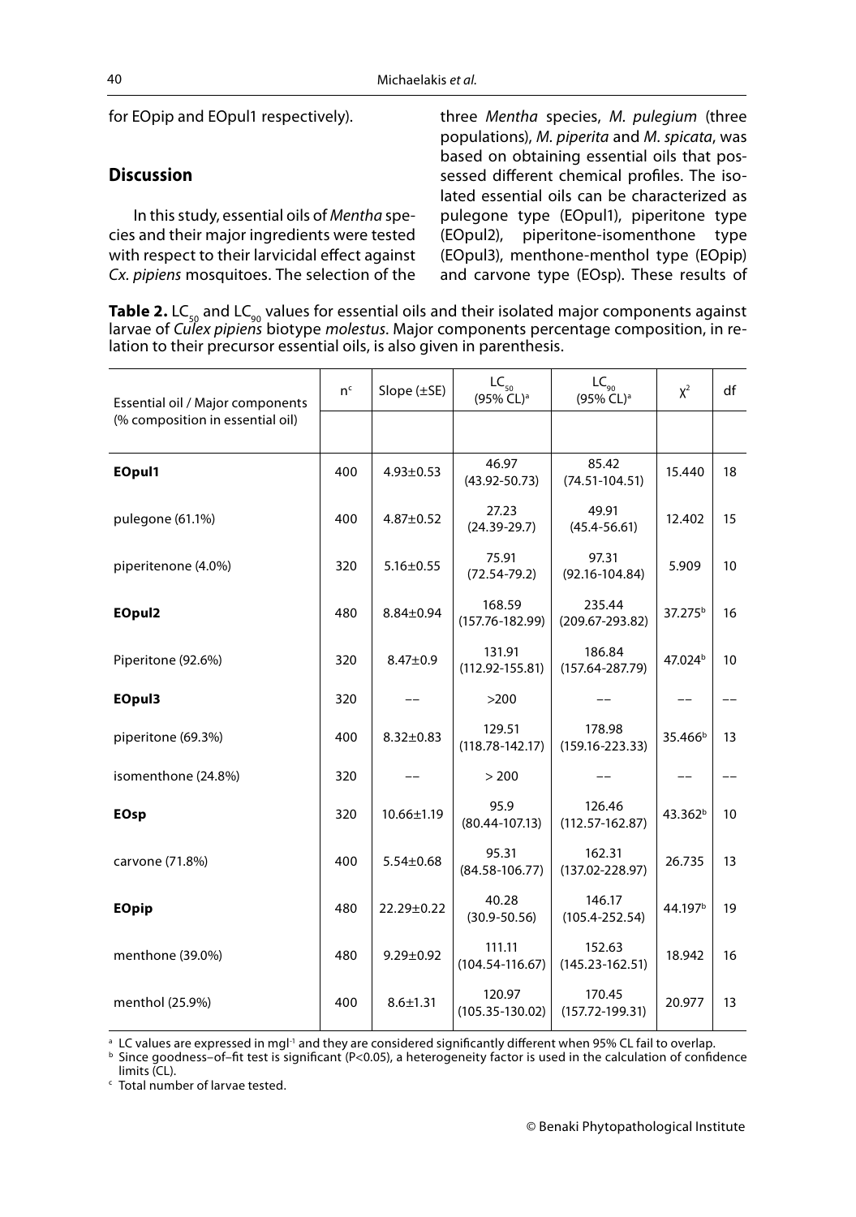for EOpip and EOpul1 respectively).

## Discussion

In this study, essential oils of *Mentha* species and their major ingredients were tested with respect to their larvicidal effect against *Cx. pipiens* mosquitoes. The selection of the three *Mentha* species, *M. pulegium* (three populations), *M. piperita* and *M. spicata*, was based on obtaining essential oils that possessed different chemical profiles. The isolated essential oils can be characterized as pulegone type (EOpul1), piperitone type (EOpul2), piperitone-isomenthone type (EOpul3), menthone-menthol type (EOpip) and carvone type (EOsp). These results of

**Table 2.** $LC_{50}$ and $LC_{90}$ values for essential oils and their isolated major components against larvae of *Culex pipiens* biotype *molestus*. Major components percentage composition, in relation to their precursor essential oils, is also given in parenthesis.

| Essential oil / Major components (% composition in essential oil) | n[c] | Slope (±SE) | $LC_{50}$ (95% CL)[a] | $LC_{90}$ (95% CL)[a] | $\chi^2$ | df |
|---|---|---|---|---|---|---|
| **EOpul1** | 400 | 4.93±0.53 | 46.97 (43.92-50.73) | 85.42 (74.51-104.51) | 15.440 | 18 |
| pulegone (61.1%) | 400 | 4.87±0.52 | 27.23 (24.39-29.7) | 49.91 (45.4-56.61) | 12.402 | 15 |
| piperitenone (4.0%) | 320 | 5.16±0.55 | 75.91 (72.54-79.2) | 97.31 (92.16-104.84) | 5.909 | 10 |
| **EOpul2** | 480 | 8.84±0.94 | 168.59 (157.76-182.99) | 235.44 (209.67-293.82) | 37.275[b] | 16 |
| Piperitone (92.6%) | 320 | 8.47±0.9 | 131.91 (112.92-155.81) | 186.84 (157.64-287.79) | 47.024[b] | 10 |
| **EOpul3** | 320 | –– | >200 | –– | –– | –– |
| piperitone (69.3%) | 400 | 8.32±0.83 | 129.51 (118.78-142.17) | 178.98 (159.16-223.33) | 35.466[b] | 13 |
| isomenthone (24.8%) | 320 | –– | > 200 | –– | –– | –– |
| **EOsp** | 320 | 10.66±1.19 | 95.9 (80.44-107.13) | 126.46 (112.57-162.87) | 43.362[b] | 10 |
| carvone (71.8%) | 400 | 5.54±0.68 | 95.31 (84.58-106.77) | 162.31 (137.02-228.97) | 26.735 | 13 |
| **EOpip** | 480 | 22.29±0.22 | 40.28 (30.9-50.56) | 146.17 (105.4-252.54) | 44.197[b] | 19 |
| menthone (39.0%) | 480 | 9.29±0.92 | 111.11 (104.54-116.67) | 152.63 (145.23-162.51) | 18.942 | 16 |
| menthol (25.9%) | 400 | 8.6±1.31 | 120.97 (105.35-130.02) | 170.45 (157.72-199.31) | 20.977 | 13 |

[a] LC values are expressed in $mgl^{-1}$ and they are considered significantly different when 95% CL fail to overlap.
[b] Since goodness–of–fit test is significant ($P<0.05$), a heterogeneity factor is used in the calculation of confidence limits (CL).
[c] Total number of larvae tested.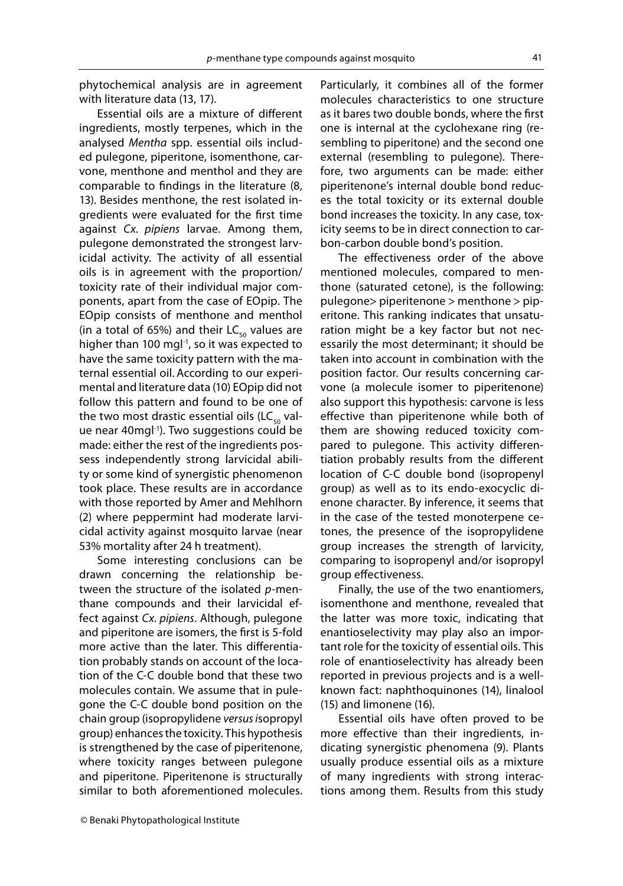phytochemical analysis are in agreement with literature data (13, 17).

Essential oils are a mixture of different ingredients, mostly terpenes, which in the analysed *Mentha* spp. essential oils included pulegone, piperitone, isomenthone, carvone, menthone and menthol and they are comparable to findings in the literature (8, 13). Besides menthone, the rest isolated ingredients were evaluated for the first time against *Cx. pipiens* larvae. Among them, pulegone demonstrated the strongest larvicidal activity. The activity of all essential oils is in agreement with the proportion/toxicity rate of their individual major components, apart from the case of EOpip. The EOpip consists of menthone and menthol (in a total of 65%) and their $LC_{50}$ values are higher than 100 $mgl^{-1}$, so it was expected to have the same toxicity pattern with the maternal essential oil. According to our experimental and literature data (10) EOpip did not follow this pattern and found to be one of the two most drastic essential oils ($LC_{50}$ value near 40$mgl^{-1}$). Two suggestions could be made: either the rest of the ingredients possess independently strong larvicidal ability or some kind of synergistic phenomenon took place. These results are in accordance with those reported by Amer and Mehlhorn (2) where peppermint had moderate larvicidal activity against mosquito larvae (near 53% mortality after 24 h treatment).

Some interesting conclusions can be drawn concerning the relationship between the structure of the isolated *p*-menthane compounds and their larvicidal effect against *Cx. pipiens*. Although, pulegone and piperitone are isomers, the first is 5-fold more active than the later. This differentiation probably stands on account of the location of the C-C double bond that these two molecules contain. We assume that in pulegone the C-C double bond position on the chain group (isopropylidene *versus i*sopropyl group) enhances the toxicity. This hypothesis is strengthened by the case of piperitenone, where toxicity ranges between pulegone and piperitone. Piperitenone is structurally similar to both aforementioned molecules. Particularly, it combines all of the former molecules characteristics to one structure as it bares two double bonds, where the first one is internal at the cyclohexane ring (resembling to piperitone) and the second one external (resembling to pulegone). Therefore, two arguments can be made: either piperitenone's internal double bond reduces the total toxicity or its external double bond increases the toxicity. In any case, toxicity seems to be in direct connection to carbon-carbon double bond's position.

The effectiveness order of the above mentioned molecules, compared to menthone (saturated cetone), is the following: pulegone> piperitenone > menthone > piperitone. This ranking indicates that unsaturation might be a key factor but not necessarily the most determinant; it should be taken into account in combination with the position factor. Our results concerning carvone (a molecule isomer to piperitenone) also support this hypothesis: carvone is less effective than piperitenone while both of them are showing reduced toxicity compared to pulegone. This activity differentiation probably results from the different location of C-C double bond (isopropenyl group) as well as to its endo-exocyclic dienone character. By inference, it seems that in the case of the tested monoterpene cetones, the presence of the isopropylidene group increases the strength of larvicity, comparing to isopropenyl and/or isopropyl group effectiveness.

Finally, the use of the two enantiomers, isomenthone and menthone, revealed that the latter was more toxic, indicating that enantioselectivity may play also an important role for the toxicity of essential oils. This role of enantioselectivity has already been reported in previous projects and is a well-known fact: naphthoquinones (14), linalool (15) and limonene (16).

Essential oils have often proved to be more effective than their ingredients, indicating synergistic phenomena (9). Plants usually produce essential oils as a mixture of many ingredients with strong interactions among them. Results from this study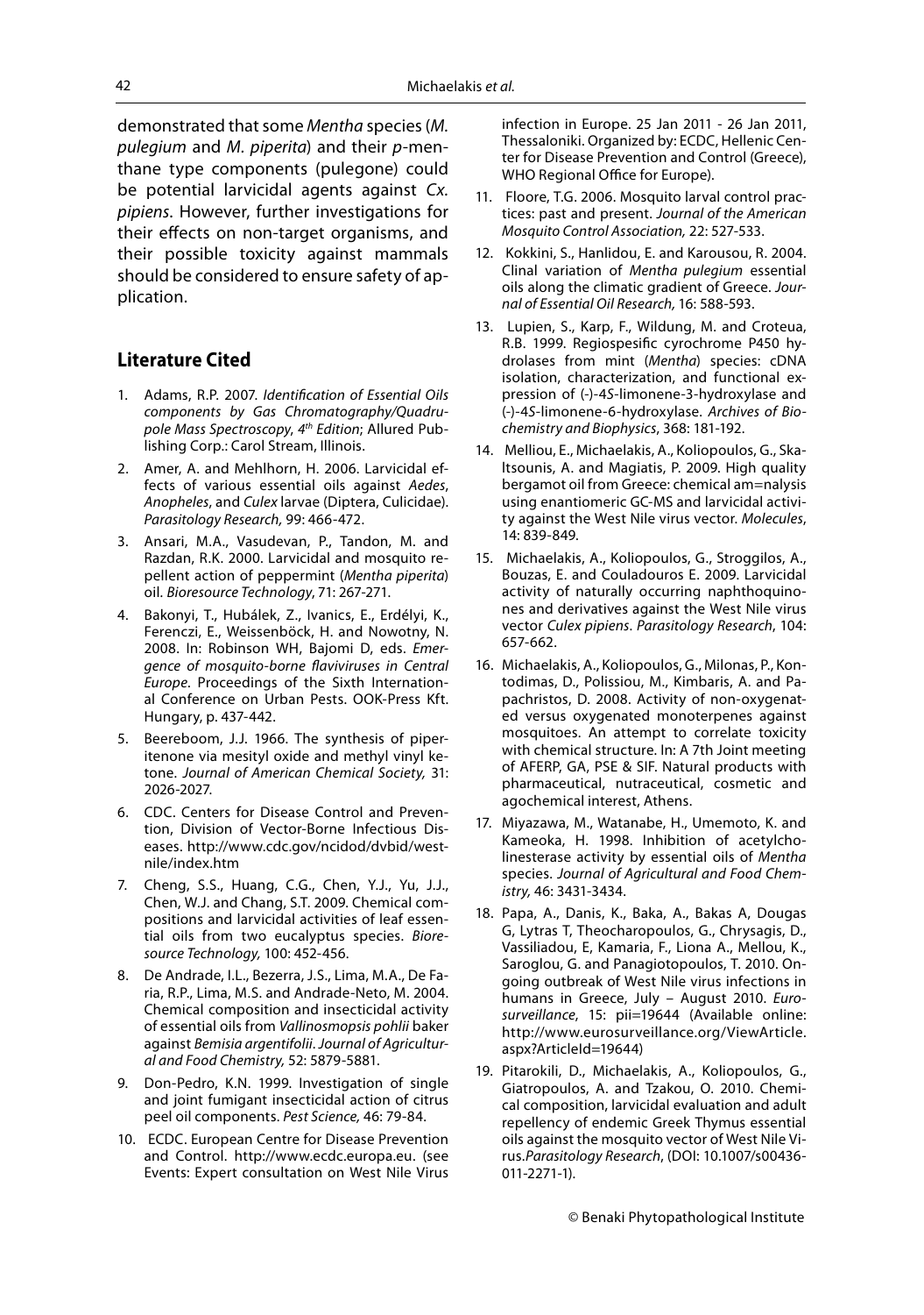demonstrated that some *Mentha* species (*M. pulegium* and *M. piperita*) and their *p*-menthane type components (pulegone) could be potential larvicidal agents against *Cx. pipiens*. However, further investigations for their effects on non-target organisms, and their possible toxicity against mammals should be considered to ensure safety of application.

## Literature Cited

1. Adams, R.P. 2007. *Identification of Essential Oils components by Gas Chromatography/Quadrupole Mass Spectroscopy, 4th Edition*; Allured Publishing Corp.: Carol Stream, Illinois.
2. Amer, A. and Mehlhorn, H. 2006. Larvicidal effects of various essential oils against *Aedes*, *Anopheles*, and *Culex* larvae (Diptera, Culicidae). *Parasitology Research,* 99: 466-472.
3. Ansari, M.A., Vasudevan, P., Tandon, M. and Razdan, R.K. 2000. Larvicidal and mosquito repellent action of peppermint (*Mentha piperita*) oil. *Bioresource Technology*, 71: 267-271.
4. Bakonyi, T., Hubálek, Z., Ivanics, E., Erdélyi, K., Ferenczi, E., Weissenböck, H. and Nowotny, N. 2008. In: Robinson WH, Bajomi D, eds. *Emergence of mosquito-borne flaviviruses in Central Europe*. Proceedings of the Sixth International Conference on Urban Pests. OOK-Press Kft. Hungary, p. 437-442.
5. Beereboom, J.J. 1966. The synthesis of piperitenone via mesityl oxide and methyl vinyl ketone. *Journal of American Chemical Society,* 31: 2026-2027.
6. CDC. Centers for Disease Control and Prevention, Division of Vector-Borne Infectious Diseases. http://www.cdc.gov/ncidod/dvbid/westnile/index.htm
7. Cheng, S.S., Huang, C.G., Chen, Y.J., Yu, J.J., Chen, W.J. and Chang, S.T. 2009. Chemical compositions and larvicidal activities of leaf essential oils from two eucalyptus species. *Bioresource Technology,* 100: 452-456.
8. De Andrade, I.L., Bezerra, J.S., Lima, M.A., De Faria, R.P., Lima, M.S. and Andrade-Neto, M. 2004. Chemical composition and insecticidal activity of essential oils from *Vallinosmopsis pohlii* baker against *Bemisia argentifolii*. *Journal of Agricultural and Food Chemistry,* 52: 5879-5881.
9. Don-Pedro, K.N. 1999. Investigation of single and joint fumigant insecticidal action of citrus peel oil components. *Pest Science,* 46: 79-84.
10. ECDC. European Centre for Disease Prevention and Control. http://www.ecdc.europa.eu. (see Events: Expert consultation on West Nile Virus infection in Europe. 25 Jan 2011 - 26 Jan 2011, Thessaloniki. Organized by: ECDC, Hellenic Center for Disease Prevention and Control (Greece), WHO Regional Office for Europe).
11. Floore, T.G. 2006. Mosquito larval control practices: past and present. *Journal of the American Mosquito Control Association,* 22: 527-533.
12. Kokkini, S., Hanlidou, E. and Karousou, R. 2004. Clinal variation of *Mentha pulegium* essential oils along the climatic gradient of Greece. *Journal of Essential Oil Research,* 16: 588-593.
13. Lupien, S., Karp, F., Wildung, M. and Croteua, R.B. 1999. Regiospesific cyrochrome P450 hydrolases from mint (*Mentha*) species: cDNA isolation, characterization, and functional expression of (-)-4*S*-limonene-3-hydroxylase and (-)-4*S*-limonene-6-hydroxylase. *Archives of Biochemistry and Biophysics*, 368: 181-192.
14. Melliou, E., Michaelakis, A., Koliopoulos, G., Skaltsounis, A. and Magiatis, P. 2009. High quality bergamot oil from Greece: chemical am=nalysis using enantiomeric GC-MS and larvicidal activity against the West Nile virus vector. *Molecules*, 14: 839-849.
15. Michaelakis, A., Koliopoulos, G., Stroggilos, A., Bouzas, E. and Couladouros E. 2009. Larvicidal activity of naturally occurring naphthoquinones and derivatives against the West Nile virus vector *Culex pipiens*. *Parasitology Research*, 104: 657-662.
16. Michaelakis, A., Koliopoulos, G., Milonas, P., Kontodimas, D., Polissiou, M., Kimbaris, A. and Papachristos, D. 2008. Activity of non-oxygenated versus oxygenated monoterpenes against mosquitoes. An attempt to correlate toxicity with chemical structure. In: A 7th Joint meeting of AFERP, GA, PSE & SIF. Natural products with pharmaceutical, nutraceutical, cosmetic and agochemical interest, Athens.
17. Miyazawa, M., Watanabe, H., Umemoto, K. and Kameoka, H. 1998. Inhibition of acetylcholinesterase activity by essential oils of *Mentha* species. *Journal of Agricultural and Food Chemistry,* 46: 3431-3434.
18. Papa, A., Danis, K., Baka, A., Bakas A, Dougas G, Lytras T, Theocharopoulos, G., Chrysagis, D., Vassiliadou, E, Kamaria, F., Liona A., Mellou, K., Saroglou, G. and Panagiotopoulos, T. 2010. Ongoing outbreak of West Nile virus infections in humans in Greece, July – August 2010. *Eurosurveillance*, 15: pii=19644 (Available online: http://www.eurosurveillance.org/ViewArticle.aspx?ArticleId=19644)
19. Pitarokili, D., Michaelakis, A., Koliopoulos, G., Giatropoulos, A. and Tzakou, O. 2010. Chemical composition, larvicidal evaluation and adult repellency of endemic Greek Thymus essential oils against the mosquito vector of West Nile Virus.*Parasitology Research*, (DOI: 10.1007/s00436-011-2271-1).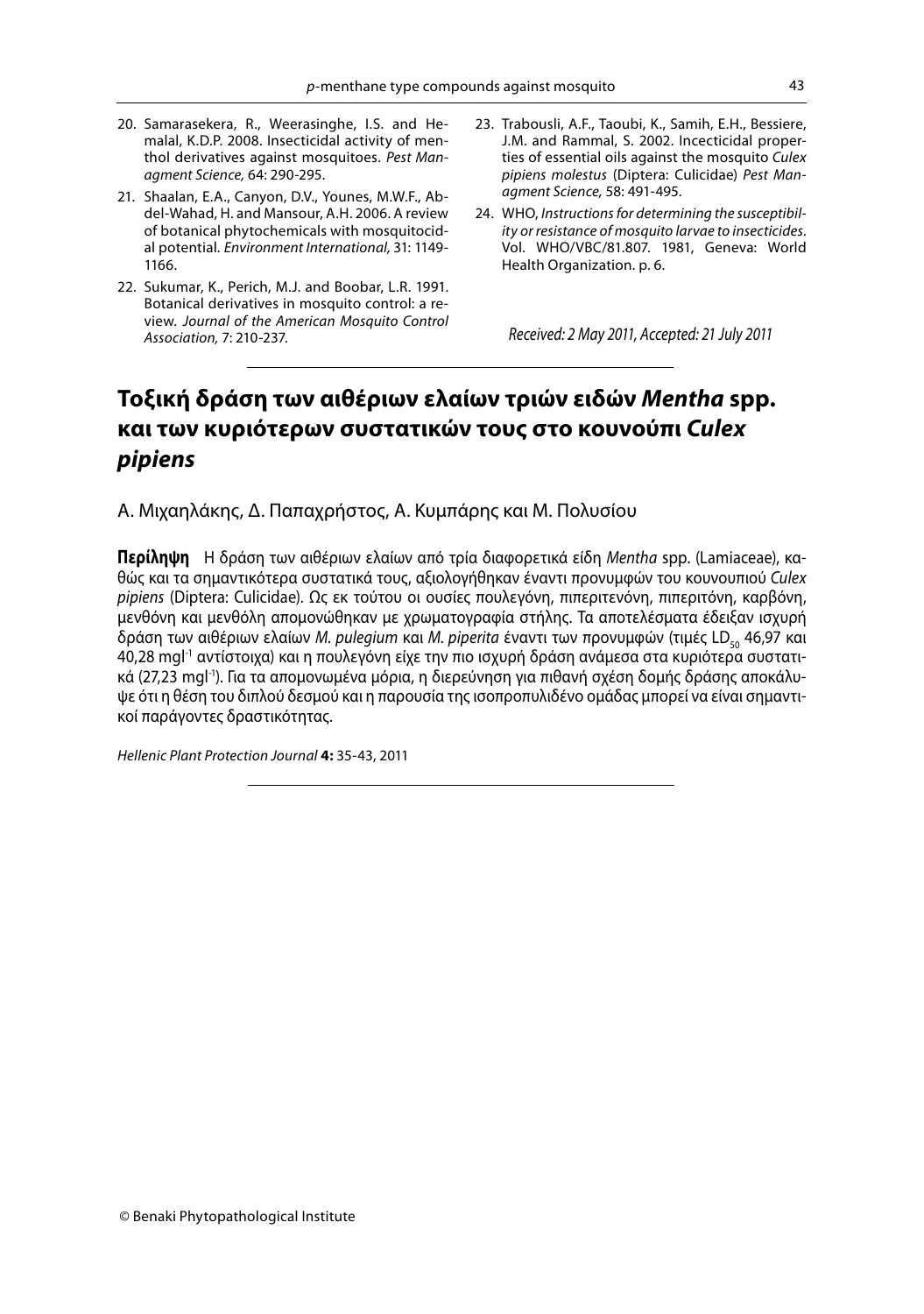20. Samarasekera, R., Weerasinghe, I.S. and Hemalal, K.D.P. 2008. Insecticidal activity of menthol derivatives against mosquitoes. *Pest Management Science,* 64: 290-295.

21. Shaalan, E.A., Canyon, D.V., Younes, M.W.F., Abdel-Wahad, H. and Mansour, A.H. 2006. A review of botanical phytochemicals with mosquitocidal potential. *Environment International,* 31: 1149-1166.

22. Sukumar, K., Perich, M.J. and Boobar, L.R. 1991. Botanical derivatives in mosquito control: a review. *Journal of the American Mosquito Control Association,* 7: 210-237.

23. Trabousli, A.F., Taoubi, K., Samih, E.H., Bessiere, J.M. and Rammal, S. 2002. Incecticidal properties of essential oils against the mosquito *Culex pipiens molestus* (Diptera: Culicidae) *Pest Managment Science,* 58: 491-495.

24. WHO, *Instructions for determining the susceptibility or resistance of mosquito larvae to insecticides*. Vol. WHO/VBC/81.807. 1981, Geneva: World Health Organization. p. 6.

*Received: 2 May 2011, Accepted: 21 July 2011*

## Τοξική δράση των αιθέριων ελαίων τριών ειδών *Mentha* spp. και των κυριότερων συστατικών τους στο κουνούπι *Culex pipiens*

Α. Μιχαηλάκης, Δ. Παπαχρήστος, Α. Κυμπάρης και Μ. Πολυσίου

**Περίληψη** Η δράση των αιθέριων ελαίων από τρία διαφορετικά είδη *Mentha* spp. (Lamiaceae), καθώς και τα σημαντικότερα συστατικά τους, αξιολογήθηκαν έναντι προνυμφών του κουνουπιού *Culex pipiens* (Diptera: Culicidae). Ως εκ τούτου οι ουσίες πουλεγόνη, πιπεριτενόνη, πιπεριτόνη, καρβόνη, μενθόνη και μενθόλη απομονώθηκαν με χρωματογραφία στήλης. Τα αποτελέσματα έδειξαν ισχυρή δράση των αιθέριων ελαίων *M. pulegium* και *M. piperita* έναντι των προνυμφών (τιμές $LD_{50}$ 46,97 και 40,28 $mgl^{-1}$ αντίστοιχα) και η πουλεγόνη είχε την πιο ισχυρή δράση ανάμεσα στα κυριότερα συστατικά (27,23 $mgl^{-1}$). Για τα απομονωμένα μόρια, η διερεύνηση για πιθανή σχέση δομής δράσης αποκάλυψε ότι η θέση του διπλού δεσμού και η παρουσία της ισοπροπυλιδένο ομάδας μπορεί να είναι σημαντικοί παράγοντες δραστικότητας.

*Hellenic Plant Protection Journal* **4:** 35-43, 2011

© Benaki Phytopathological Institute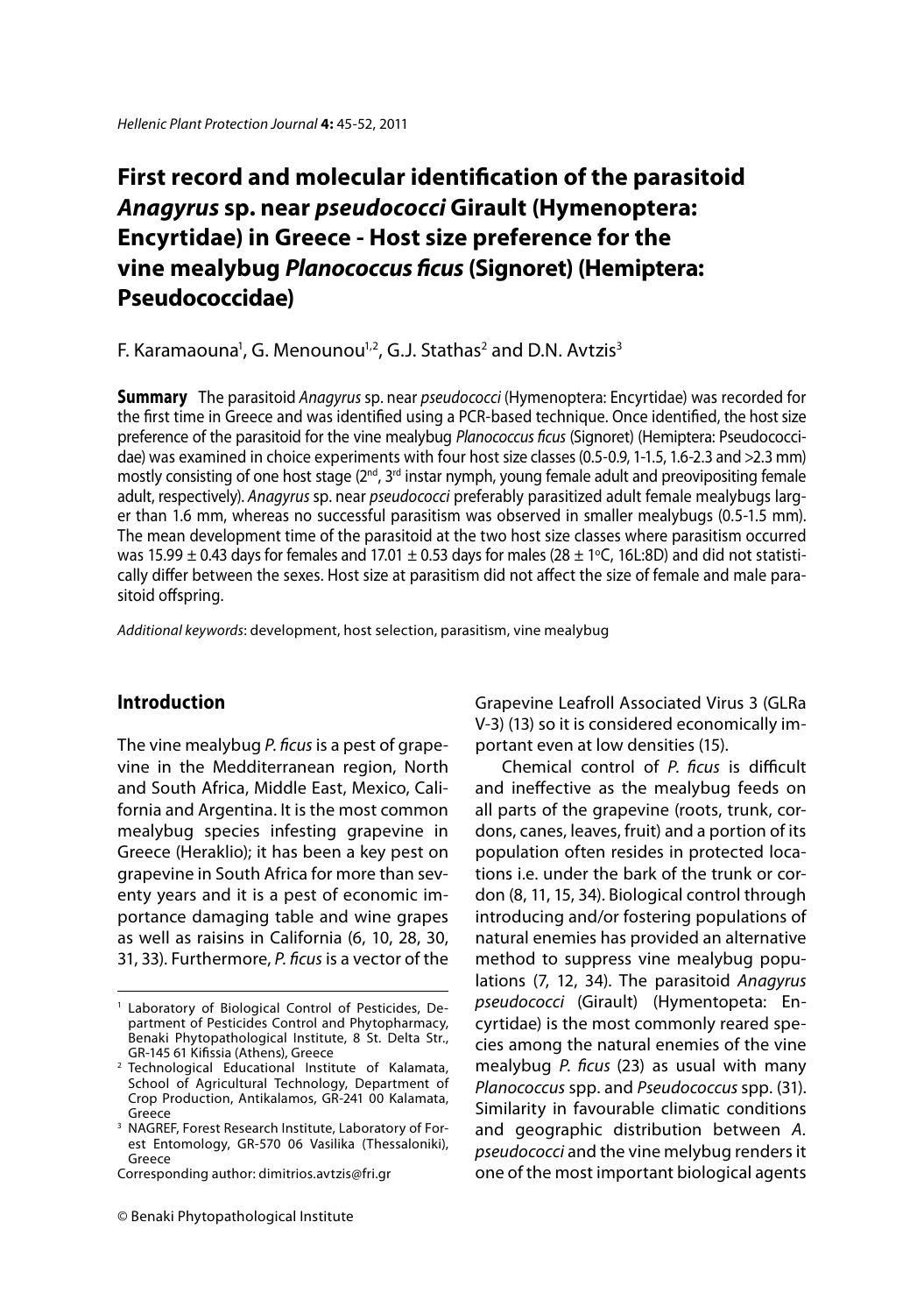# First record and molecular identification of the parasitoid *Anagyrus* sp. near *pseudococci* Girault (Hymenoptera: Encyrtidae) in Greece - Host size preference for the vine mealybug *Planococcus ficus* (Signoret) (Hemiptera: Pseudococcidae)

F. Karamaouna[1], G. Menounou[1,2], G.J. Stathas[2] and D.N. Avtzis[3]

**Summary** The parasitoid *Anagyrus* sp. near *pseudococci* (Hymenoptera: Encyrtidae) was recorded for the first time in Greece and was identified using a PCR-based technique. Once identified, the host size preference of the parasitoid for the vine mealybug *Planococcus ficus* (Signoret) (Hemiptera: Pseudococcidae) was examined in choice experiments with four host size classes (0.5-0.9, 1-1.5, 1.6-2.3 and >2.3 mm) mostly consisting of one host stage (2nd, 3rd instar nymph, young female adult and preovipositing female adult, respectively). *Anagyrus* sp. near *pseudococci* preferably parasitized adult female mealybugs larger than 1.6 mm, whereas no successful parasitism was observed in smaller mealybugs (0.5-1.5 mm). The mean development time of the parasitoid at the two host size classes where parasitism occurred was 15.99 ± 0.43 days for females and 17.01 ± 0.53 days for males (28 ± 1°C, 16L:8D) and did not statistically differ between the sexes. Host size at parasitism did not affect the size of female and male parasitoid offspring.

*Additional keywords*: development, host selection, parasitism, vine mealybug

## Introduction

The vine mealybug *P. ficus* is a pest of grapevine in the Medditerranean region, North and South Africa, Middle East, Mexico, California and Argentina. It is the most common mealybug species infesting grapevine in Greece (Heraklio); it has been a key pest on grapevine in South Africa for more than seventy years and it is a pest of economic importance damaging table and wine grapes as well as raisins in California (6, 10, 28, 30, 31, 33). Furthermore, *P. ficus* is a vector of the Grapevine Leafroll Associated Virus 3 (GLRaV-3) (13) so it is considered economically important even at low densities (15).

Chemical control of *P. ficus* is difficult and ineffective as the mealybug feeds on all parts of the grapevine (roots, trunk, cordons, canes, leaves, fruit) and a portion of its population often resides in protected locations i.e. under the bark of the trunk or cordon (8, 11, 15, 34). Biological control through introducing and/or fostering populations of natural enemies has provided an alternative method to suppress vine mealybug populations (7, 12, 34). The parasitoid *Anagyrus pseudococci* (Girault) (Hymentopeta: Encyrtidae) is the most commonly reared species among the natural enemies of the vine mealybug *P. ficus* (23) as usual with many *Planococcus* spp. and *Pseudococcus* spp. (31). Similarity in favourable climatic conditions and geographic distribution between *A. pseudococci* and the vine melybug renders it one of the most important biological agents

---

[1] Laboratory of Biological Control of Pesticides, Department of Pesticides Control and Phytopharmacy, Benaki Phytopathological Institute, 8 St. Delta Str., GR-145 61 Kifissia (Athens), Greece

[2] Technological Educational Institute of Kalamata, School of Agricultural Techology, Department of Crop Production, Antikalamos, GR-241 00 Kalamata, Greece

[3] NAGREF, Forest Research Institute, Laboratory of Forest Entomology, GR-570 06 Vasilika (Thessaloniki), Greece

Corresponding author: dimitrios.avtzis@fri.gr

© Benaki Phytopathological Institute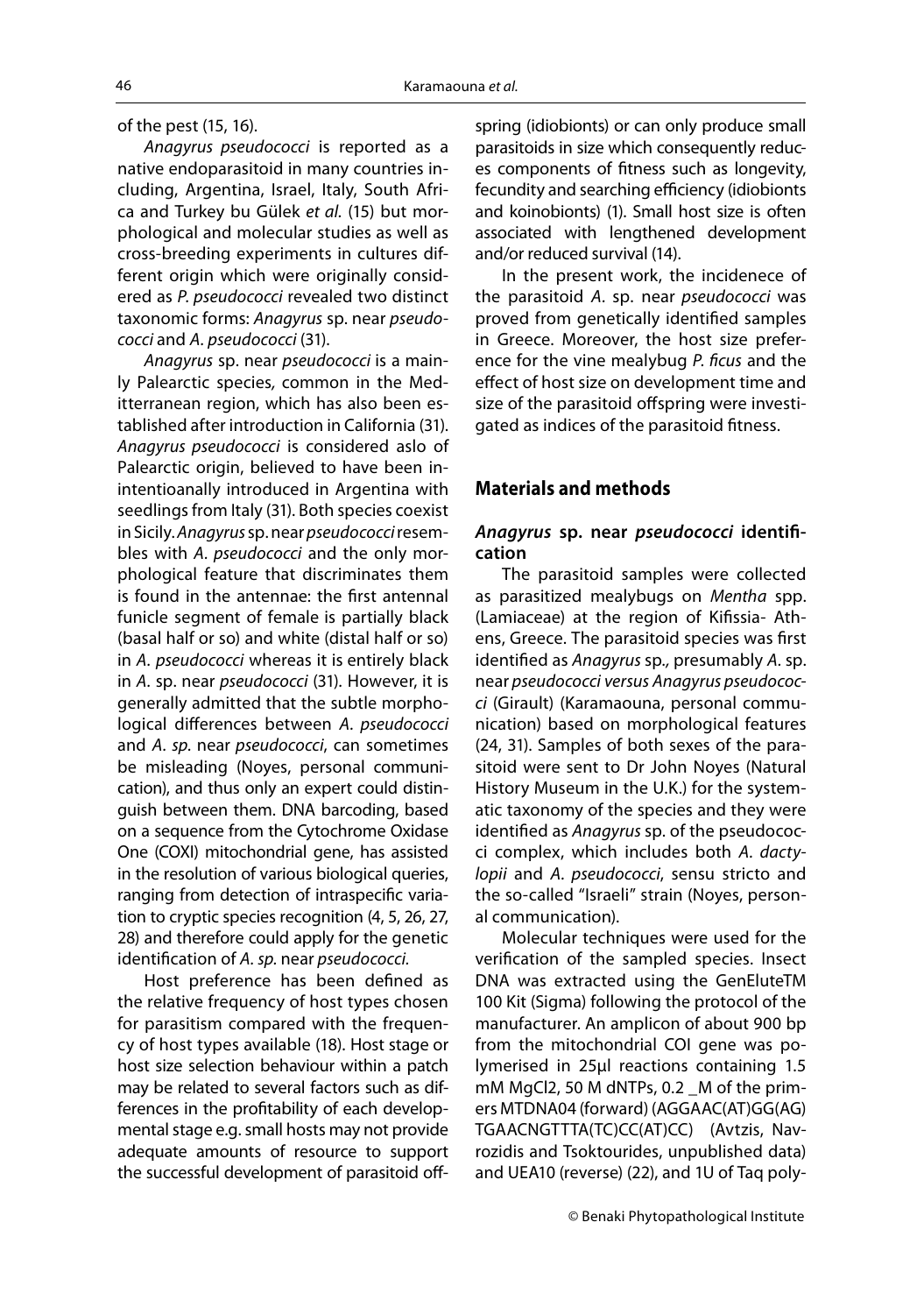of the pest (15, 16).

*Anagyrus pseudococci* is reported as a native endoparasitoid in many countries including, Argentina, Israel, Italy, South Africa and Turkey bu Gülek *et al.* (15) but morphological and molecular studies as well as cross-breeding experiments in cultures different origin which were originally considered as *P. pseudococci* revealed two distinct taxonomic forms: *Anagyrus* sp. near *pseudococci* and *A. pseudococci* (31).

*Anagyrus* sp. near *pseudococci* is a mainly Palearctic species, common in the Meditterranean region, which has also been established after introduction in California (31). *Anagyrus pseudococci* is considered aslo of Palearctic origin, believed to have been inintentioanally introduced in Argentina with seedlings from Italy (31). Both species coexist in Sicily. *Anagyrus* sp. near *pseudococci* resembles with *A. pseudococci* and the only morphological feature that discriminates them is found in the antennae: the first antennal funicle segment of female is partially black (basal half or so) and white (distal half or so) in *A. pseudococci* whereas it is entirely black in *A.* sp. near *pseudococci* (31). However, it is generally admitted that the subtle morphological differences between *A. pseudococci* and *A. sp.* near *pseudococci*, can sometimes be misleading (Noyes, personal communication), and thus only an expert could distinguish between them. DNA barcoding, based on a sequence from the Cytochrome Oxidase One (COXI) mitochondrial gene, has assisted in the resolution of various biological queries, ranging from detection of intraspecific variation to cryptic species recognition (4, 5, 26, 27, 28) and therefore could apply for the genetic identification of *A. sp.* near *pseudococci.*

Host preference has been defined as the relative frequency of host types chosen for parasitism compared with the frequency of host types available (18). Host stage or host size selection behaviour within a patch may be related to several factors such as differences in the profitability of each developmental stage e.g. small hosts may not provide adequate amounts of resource to support the successful development of parasitoid offspring (idiobionts) or can only produce small parasitoids in size which consequently reduces components of fitness such as longevity, fecundity and searching efficiency (idiobionts and koinobionts) (1). Small host size is often associated with lengthened development and/or reduced survival (14).

In the present work, the incidenece of the parasitoid *A.* sp. near *pseudococci* was proved from genetically identified samples in Greece. Moreover, the host size preference for the vine mealybug *P. ficus* and the effect of host size on development time and size of the parasitoid offspring were investigated as indices of the parasitoid fitness.

## Materials and methods

### *Anagyrus* sp. near *pseudococci* identification

The parasitoid samples were collected as parasitized mealybugs on *Mentha* spp. (Lamiaceae) at the region of Kifissia- Athens, Greece. The parasitoid species was first identified as *Anagyrus* sp., presumably *A.* sp. near *pseudococci versus Anagyrus pseudococci* (Girault) (Karamaouna, personal communication) based on morphological features (24, 31). Samples of both sexes of the parasitoid were sent to Dr John Noyes (Natural History Museum in the U.K.) for the systematic taxonomy of the species and they were identified as *Anagyrus* sp. of the pseudococci complex, which includes both *A. dactylopii* and *A. pseudococci*, sensu stricto and the so-called "Israeli" strain (Noyes, personal communication).

Molecular techniques were used for the verification of the sampled species. Insect DNA was extracted using the GenEluteTM 100 Kit (Sigma) following the protocol of the manufacturer. An amplicon of about 900 bp from the mitochondrial COI gene was polymerised in 25μl reactions containing 1.5 mM MgCl2, 50 M dNTPs, 0.2 _M of the primers MTDNA04 (forward) (AGGAAC(AT)GG(AG) TGAACNGTTTA(TC)CC(AT)CC) (Avtzis, Navrozidis and Tsoktourides, unpublished data) and UEA10 (reverse) (22), and 1U of Taq poly-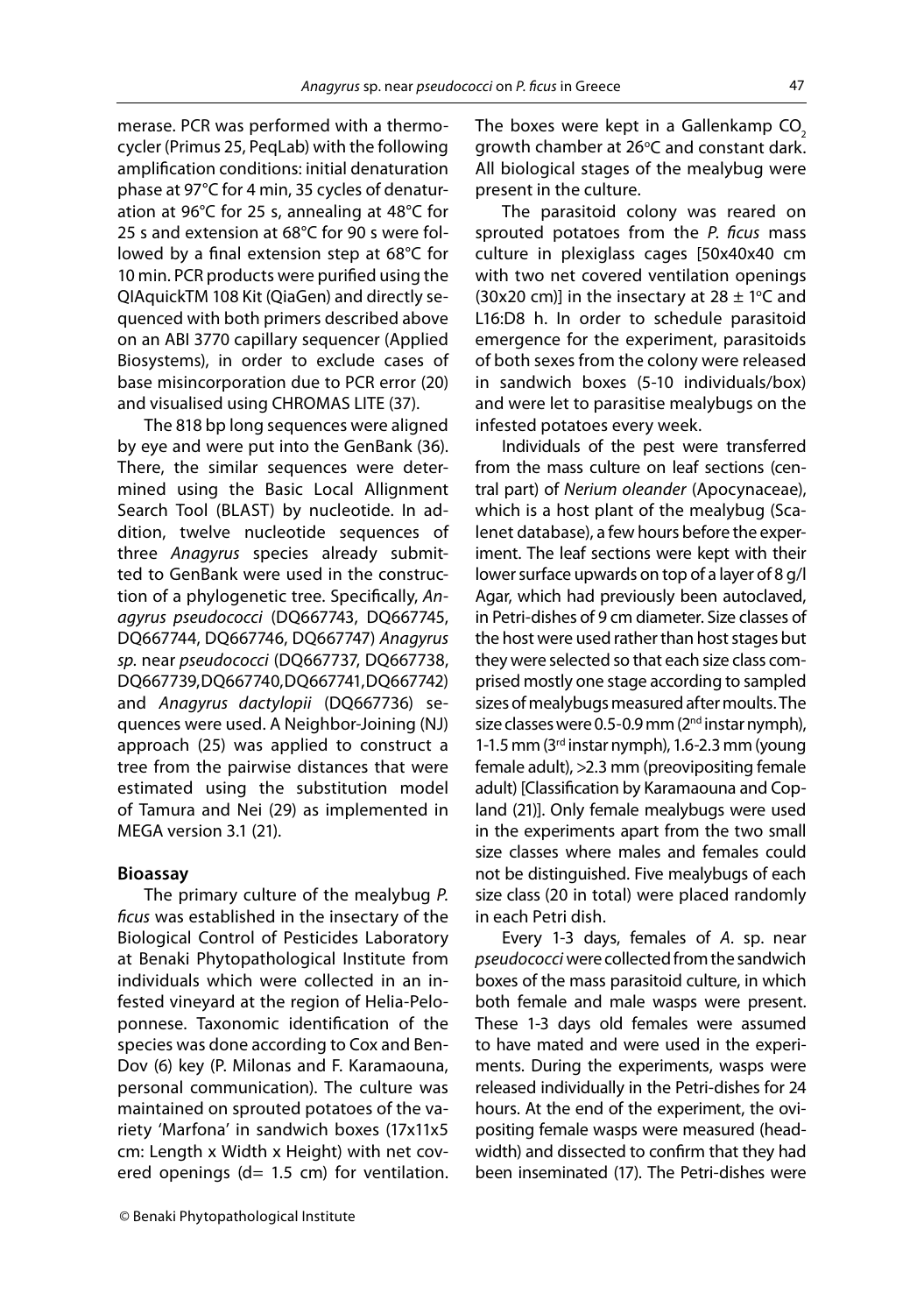merase. PCR was performed with a thermocycler (Primus 25, PeqLab) with the following amplification conditions: initial denaturation phase at 97°C for 4 min, 35 cycles of denaturation at 96°C for 25 s, annealing at 48°C for 25 s and extension at 68°C for 90 s were followed by a final extension step at 68°C for 10 min. PCR products were purified using the QIAquickTM 108 Kit (QiaGen) and directly sequenced with both primers described above on an ABI 3770 capillary sequencer (Applied Biosystems), in order to exclude cases of base misincorporation due to PCR error (20) and visualised using CHROMAS LITE (37).

The 818 bp long sequences were aligned by eye and were put into the GenBank (36). There, the similar sequences were determined using the Basic Local Allignment Search Tool (BLAST) by nucleotide. In addition, twelve nucleotide sequences of three *Anagyrus* species already submitted to GenBank were used in the construction of a phylogenetic tree. Specifically, *Anagyrus pseudococci* (DQ667743, DQ667745, DQ667744, DQ667746, DQ667747) *Anagyrus sp.* near *pseudococci* (DQ667737, DQ667738, DQ667739,DQ667740,DQ667741,DQ667742) and *Anagyrus dactylopii* (DQ667736) sequences were used. A Neighbor-Joining (NJ) approach (25) was applied to construct a tree from the pairwise distances that were estimated using the substitution model of Tamura and Nei (29) as implemented in MEGA version 3.1 (21).

### Bioassay

The primary culture of the mealybug *P. ficus* was established in the insectary of the Biological Control of Pesticides Laboratory at Benaki Phytopathological Institute from individuals which were collected in an infested vineyard at the region of Helia-Peloponnese. Taxonomic identification of the species was done according to Cox and Ben-Dov (6) key (P. Milonas and F. Karamaouna, personal communication). The culture was maintained on sprouted potatoes of the variety 'Marfona' in sandwich boxes (17x11x5 cm: Length x Width x Height) with net covered openings (d= 1.5 cm) for ventilation. The boxes were kept in a Gallenkamp $CO_2$ growth chamber at 26°C and constant dark. All biological stages of the mealybug were present in the culture.

The parasitoid colony was reared on sprouted potatoes from the *P. ficus* mass culture in plexiglass cages [50x40x40 cm with two net covered ventilation openings (30x20 cm)] in the insectary at 28 ± 1°C and L16:D8 h. In order to schedule parasitoid emergence for the experiment, parasitoids of both sexes from the colony were released in sandwich boxes (5-10 individuals/box) and were let to parasitise mealybugs on the infested potatoes every week.

Individuals of the pest were transferred from the mass culture on leaf sections (central part) of *Nerium oleander* (Apocynaceae), which is a host plant of the mealybug (Scalenet database), a few hours before the experiment. The leaf sections were kept with their lower surface upwards on top of a layer of 8 g/l Agar, which had previously been autoclaved, in Petri-dishes of 9 cm diameter. Size classes of the host were used rather than host stages but they were selected so that each size class comprised mostly one stage according to sampled sizes of mealybugs measured after moults. The size classes were 0.5-0.9 mm (2nd instar nymph), 1-1.5 mm (3rd instar nymph), 1.6-2.3 mm (young female adult), >2.3 mm (preovipositing female adult) [Classification by Karamaouna and Copland (21)]. Only female mealybugs were used in the experiments apart from the two small size classes where males and females could not be distinguished. Five mealybugs of each size class (20 in total) were placed randomly in each Petri dish.

Every 1-3 days, females of *A.* sp. near *pseudococci* were collected from the sandwich boxes of the mass parasitoid culture, in which both female and male wasps were present. These 1-3 days old females were assumed to have mated and were used in the experiments. During the experiments, wasps were released individually in the Petri-dishes for 24 hours. At the end of the experiment, the ovipositing female wasps were measured (head-width) and dissected to confirm that they had been inseminated (17). The Petri-dishes were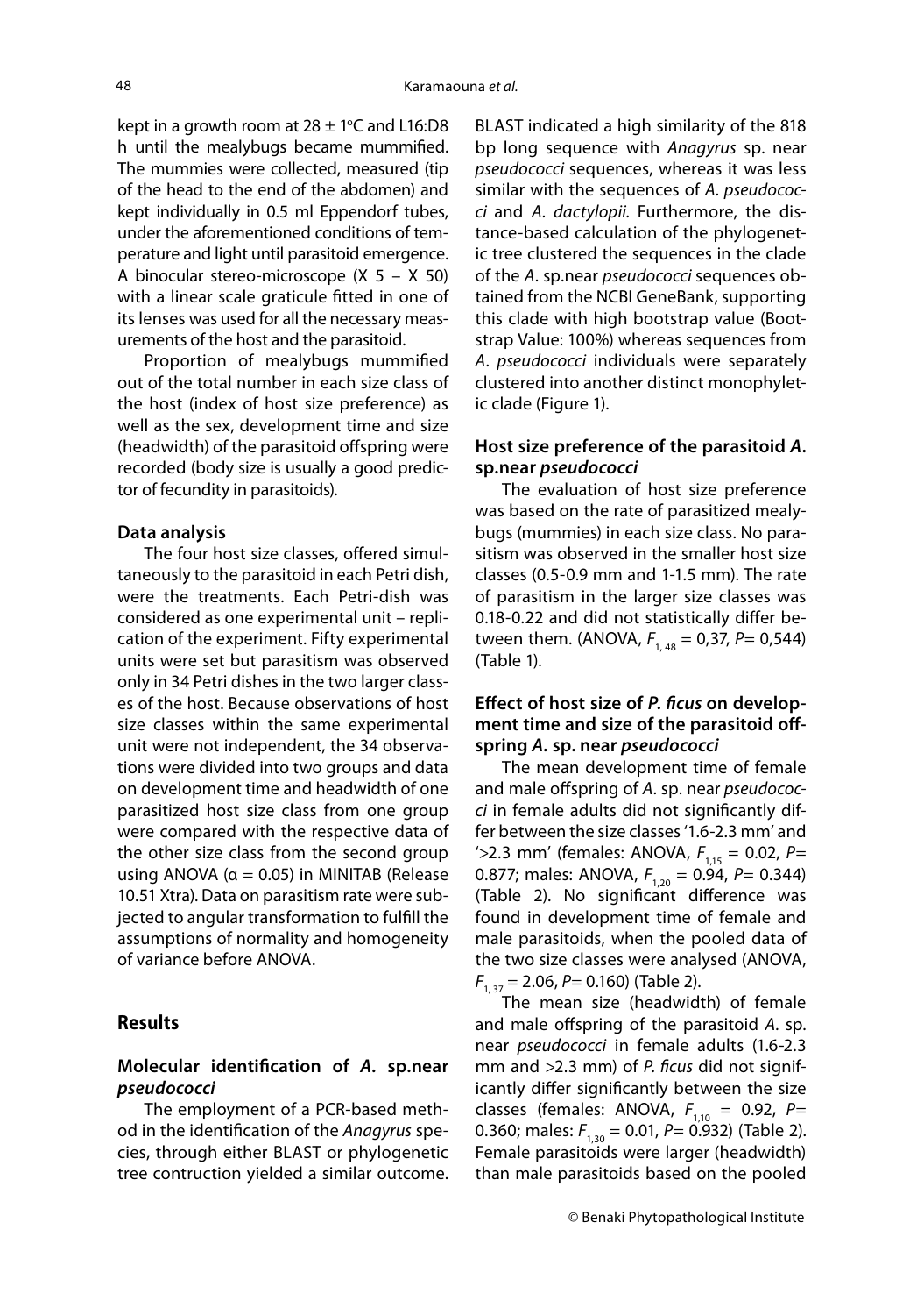kept in a growth room at 28 ± 1°C and L16:D8 h until the mealybugs became mummified. The mummies were collected, measured (tip of the head to the end of the abdomen) and kept individually in 0.5 ml Eppendorf tubes, under the aforementioned conditions of temperature and light until parasitoid emergence. A binocular stereo-microscope (X 5 – X 50) with a linear scale graticule fitted in one of its lenses was used for all the necessary measurements of the host and the parasitoid.

Proportion of mealybugs mummified out of the total number in each size class of the host (index of host size preference) as well as the sex, development time and size (headwidth) of the parasitoid offspring were recorded (body size is usually a good predictor of fecundity in parasitoids).

**Data analysis**

The four host size classes, offered simultaneously to the parasitoid in each Petri dish, were the treatments. Each Petri-dish was considered as one experimental unit – replication of the experiment. Fifty experimental units were set but parasitism was observed only in 34 Petri dishes in the two larger classes of the host. Because observations of host size classes within the same experimental unit were not independent, the 34 observations were divided into two groups and data on development time and headwidth of one parasitized host size class from one group were compared with the respective data of the other size class from the second group using ANOVA ($\alpha = 0.05$) in MINITAB (Release 10.51 Xtra). Data on parasitism rate were subjected to angular transformation to fulfill the assumptions of normality and homogeneity of variance before ANOVA.

## Results

### Molecular identification of *A.* sp.near *pseudococci*

The employment of a PCR-based method in the identification of the *Anagyrus* species, through either BLAST or phylogenetic tree contruction yielded a similar outcome. BLAST indicated a high similarity of the 818 bp long sequence with *Anagyrus* sp. near *pseudococci* sequences, whereas it was less similar with the sequences of *A. pseudococci* and *A. dactylopii.* Furthermore, the distance-based calculation of the phylogenetic tree clustered the sequences in the clade of the *A.* sp.near *pseudococci* sequences obtained from the NCBI GeneBank, supporting this clade with high bootstrap value (Bootstrap Value: 100%) whereas sequences from *A. pseudococci* individuals were separately clustered into another distinct monophyletic clade (Figure 1).

### Host size preference of the parasitoid *A.* sp.near *pseudococci*

The evaluation of host size preference was based on the rate of parasitized mealybugs (mummies) in each size class. No parasitism was observed in the smaller host size classes (0.5-0.9 mm and 1-1.5 mm). The rate of parasitism in the larger size classes was 0.18-0.22 and did not statistically differ between them. (ANOVA, $F_{1,48} = 0{,}37$, $P= 0{,}544$) (Table 1).

### Effect of host size of *P. ficus* on development time and size of the parasitoid offspring *A.* sp. near *pseudococci*

The mean development time of female and male offspring of *A.* sp. near *pseudococci* in female adults did not significantly differ between the size classes '1.6-2.3 mm' and '>2.3 mm' (females: ANOVA, $F_{1,15} = 0.02$, $P= 0.877$; males: ANOVA, $F_{1,20} = 0.94$, $P= 0.344$) (Table 2). No significant difference was found in development time of female and male parasitoids, when the pooled data of the two size classes were analysed (ANOVA, $F_{1,37} = 2.06$, $P= 0.160$) (Table 2).

The mean size (headwidth) of female and male offspring of the parasitoid *A.* sp. near *pseudococci* in female adults (1.6-2.3 mm and >2.3 mm) of *P. ficus* did not significantly differ significantly between the size classes (females: ANOVA, $F_{1,10} = 0.92$, $P= 0.360$; males: $F_{1,30} = 0.01$, $P= 0.932$) (Table 2). Female parasitoids were larger (headwidth) than male parasitoids based on the pooled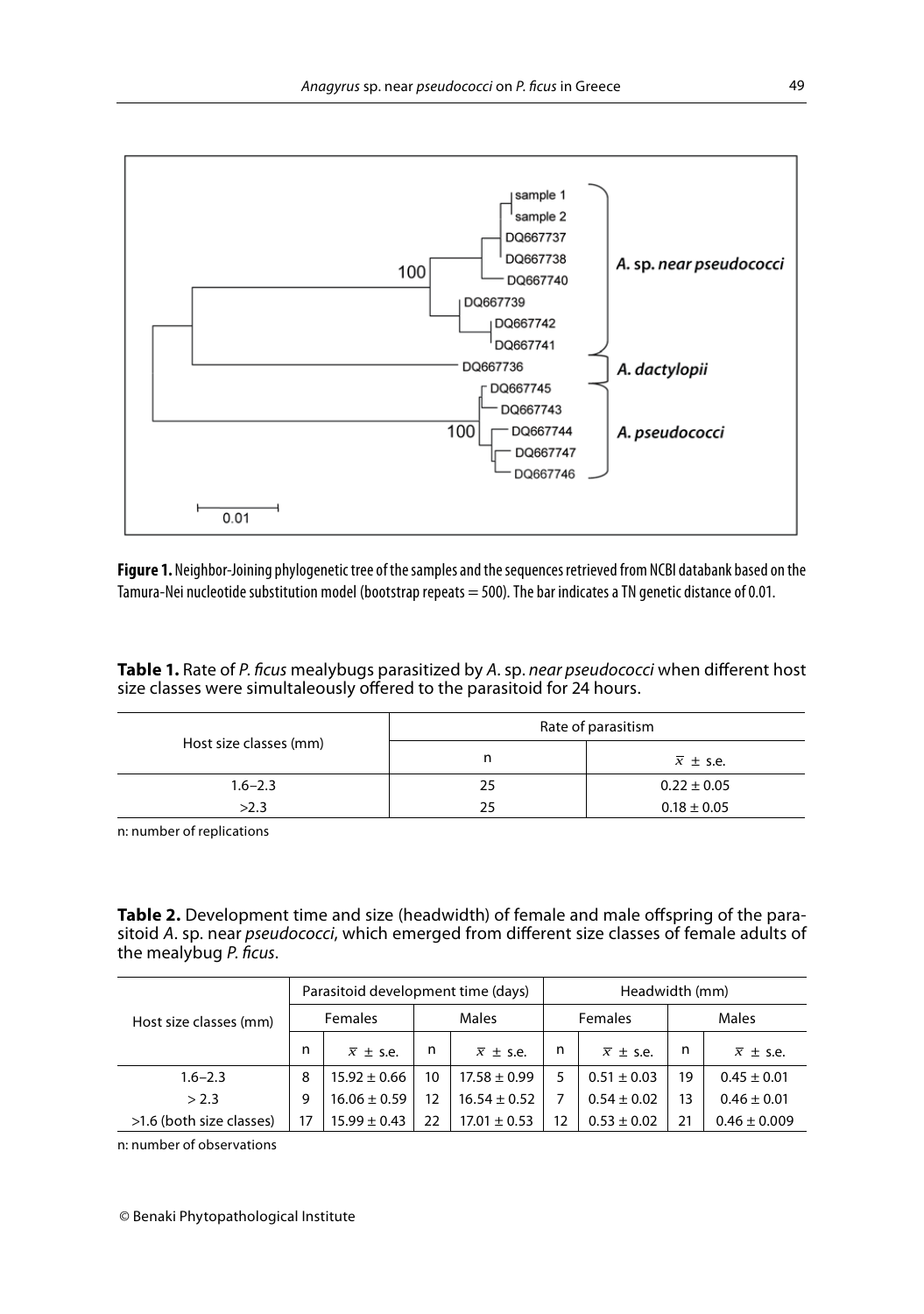sample 1
sample 2
DQ667737
DQ667738
DQ667740
DQ667739
DQ667742
DQ667741
DQ667736
DQ667745
DQ667743
DQ667744
DQ667747
DQ667746
100
100
0.01
*A.* sp. *near pseudococci*
*A. dactylopii*
*A. pseudococci*

**Figure 1.** Neighbor-Joining phylogenetic tree of the samples and the sequences retrieved from NCBI databank based on the Tamura-Nei nucleotide substitution model (bootstrap repeats = 500). The bar indicates a TN genetic distance of 0.01.

**Table 1.** Rate of *P. ficus* mealybugs parasitized by *A.* sp. *near pseudococci* when different host size classes were simultaleously offered to the parasitoid for 24 hours.

| Host size classes (mm) | Rate of parasitism | |
|---|---|---|
| | n | $\bar{x}$ ± s.e. |
| 1.6–2.3 | 25 | 0.22 ± 0.05 |
| >2.3 | 25 | 0.18 ± 0.05 |

n: number of replications

**Table 2.** Development time and size (headwidth) of female and male offspring of the parasitoid *A.* sp. near *pseudococci*, which emerged from different size classes of female adults of the mealybug *P. ficus*.

| Host size classes (mm) | Parasitoid development time (days) | | | | Headwidth (mm) | | | |
|---|---|---|---|---|---|---|---|---|
| | Females | | Males | | Females | | Males | |
| | n | $\bar{x}$ ± s.e. | n | $\bar{x}$ ± s.e. | n | $\bar{x}$ ± s.e. | n | $\bar{x}$ ± s.e. |
| 1.6–2.3 | 8 | 15.92 ± 0.66 | 10 | 17.58 ± 0.99 | 5 | 0.51 ± 0.03 | 19 | 0.45 ± 0.01 |
| > 2.3 | 9 | 16.06 ± 0.59 | 12 | 16.54 ± 0.52 | 7 | 0.54 ± 0.02 | 13 | 0.46 ± 0.01 |
| >1.6 (both size classes) | 17 | 15.99 ± 0.43 | 22 | 17.01 ± 0.53 | 12 | 0.53 ± 0.02 | 21 | 0.46 ± 0.009 |

n: number of observations

© Benaki Phytopathological Institute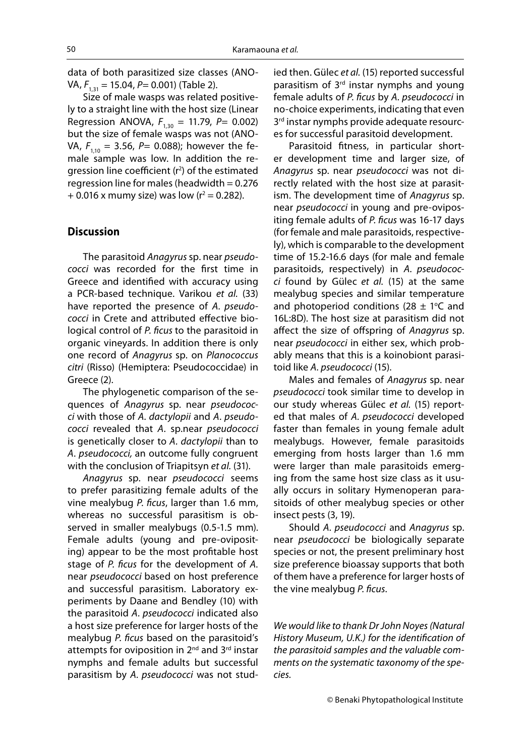data of both parasitized size classes (ANOVA, $F_{1,31} = 15.04$, $P = 0.001$) (Table 2).

Size of male wasps was related positively to a straight line with the host size (Linear Regression ANOVA, $F_{1,30} = 11.79$, $P = 0.002$) but the size of female wasps was not (ANOVA, $F_{1,10} = 3.56$, $P = 0.088$); however the female sample was low. In addition the regression line coefficient ($r^2$) of the estimated regression line for males (headwidth = 0.276 + 0.016 x mumy size) was low ($r^2 = 0.282$).

## Discussion

The parasitoid *Anagyrus* sp. near *pseudococci* was recorded for the first time in Greece and identified with accuracy using a PCR-based technique. Varikou *et al.* (33) have reported the presence of *A. pseudococci* in Crete and attributed effective biological control of *P. ficus* to the parasitoid in organic vineyards. In addition there is only one record of *Anagyrus* sp. on *Planococcus citri* (Risso) (Hemiptera: Pseudococcidae) in Greece (2).

The phylogenetic comparison of the sequences of *Anagyrus* sp. near *pseudococci* with those of *A. dactylopii* and *A. pseudococci* revealed that *A.* sp.near *pseudococci* is genetically closer to *A. dactylopii* than to *A. pseudococci,* an outcome fully congruent with the conclusion of Triapitsyn *et al.* (31).

*Anagyrus* sp. near *pseudococci* seems to prefer parasitizing female adults of the vine mealybug *P. ficus*, larger than 1.6 mm, whereas no successful parasitism is observed in smaller mealybugs (0.5-1.5 mm). Female adults (young and pre-ovipositing) appear to be the most profitable host stage of *P. ficus* for the development of *A.* near *pseudococci* based on host preference and successful parasitism. Laboratory experiments by Daane and Bendley (10) with the parasitoid *A. pseudococci* indicated also a host size preference for larger hosts of the mealybug *P. ficus* based on the parasitoid's attempts for oviposition in 2nd and 3rd instar nymphs and female adults but successful parasitism by *A. pseudococci* was not studied then. Gülec *et al.* (15) reported successful parasitism of 3rd instar nymphs and young female adults of *P. ficus* by *A. pseudococci* in no-choice experiments, indicating that even 3rd instar nymphs provide adequate resources for successful parasitoid development.

Parasitoid fitness, in particular shorter development time and larger size, of *Anagyrus* sp. near *pseudococci* was not directly related with the host size at parasitism. The development time of *Anagyrus* sp. near *pseudococci* in young and pre-ovipositing female adults of *P. ficus* was 16-17 days (for female and male parasitoids, respectively), which is comparable to the development time of 15.2-16.6 days (for male and female parasitoids, respectively) in *A. pseudococci* found by Gülec *et al.* (15) at the same mealybug species and similar temperature and photoperiod conditions (28 ± 1°C and 16L:8D). The host size at parasitism did not affect the size of offspring of *Anagyrus* sp. near *pseudococci* in either sex, which probably means that this is a koinobiont parasitoid like *A. pseudococci* (15).

Males and females of *Anagyrus* sp. near *pseudococci* took similar time to develop in our study whereas Gülec *et al.* (15) reported that males of *A. pseudococci* developed faster than females in young female adult mealybugs. However, female parasitoids emerging from hosts larger than 1.6 mm were larger than male parasitoids emerging from the same host size class as it usually occurs in solitary Hymenoperan parasitoids of other mealybug species or other insect pests (3, 19).

Should *A. pseudococci* and *Anagyrus* sp. near *pseudococci* be biologically separate species or not, the present preliminary host size preference bioassay supports that both of them have a preference for larger hosts of the vine mealybug *P. ficus*.

*We would like to thank Dr John Noyes (Natural History Museum, U.K.) for the identification of the parasitoid samples and the valuable comments on the systematic taxonomy of the species.*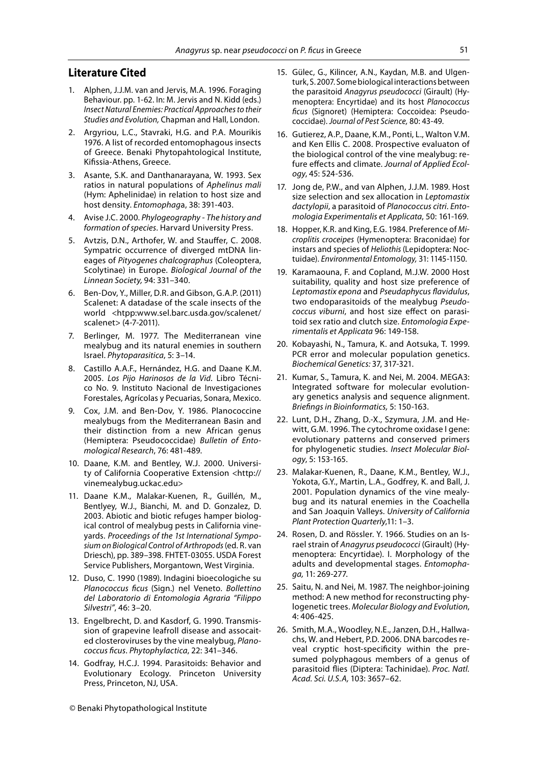## Literature Cited

1. Alphen, J.J.M. van and Jervis, M.A. 1996. Foraging Behaviour. pp. 1-62. In: M. Jervis and N. Kidd (eds.) *Insect Natural Enemies: Practical Approaches to their Studies and Evolution,* Chapman and Hall, London.
2. Argyriou, L.C., Stavraki, H.G. and P.A. Mourikis 1976. A list of recorded entomophagous insects of Greece. Benaki Phytopahtological Institute, Kifissia-Athens, Greece.
3. Asante, S.K. and Danthanarayana, W. 1993. Sex ratios in natural populations of *Aphelinus mali* (Hym: Aphelinidae) in relation to host size and host density. *Entomophag*a, 38: 391-403.
4. Avise J.C. 2000. *Phylogeography - The history and formation of species*. Harvard University Press.
5. Avtzis, D.N., Arthofer, W. and Stauffer, C. 2008. Sympatric occurrence of diverged mtDNA lineages of *Pityogenes chalcographus* (Coleoptera, Scolytinae) in Europe. *Biological Journal of the Linnean Society,* 94: 331–340.
6. Ben-Dov, Y., Miller, D.R. and Gibson, G.A.P. (2011) Scalenet: A datadase of the scale insects of the world <htpp:www.sel.barc.usda.gov/scalenet/scalenet> (4-7-2011).
7. Berlinger, M. 1977. The Mediterranean vine mealybug and its natural enemies in southern Israel. *Phytoparasitica*, 5: 3–14.
8. Castillo A.A.F., Hernández, H.G. and Daane K.M. 2005. *Los Pijo Harinosos de la Vid*. Libro Técnico No. 9. Instituto Nacional de Investigaciones Forestales, Agrícolas y Pecuarias, Sonara, Mexico.
9. Cox, J.M. and Ben-Dov, Y. 1986. Planococcine mealybugs from the Mediterranean Basin and their distinction from a new African genus (Hemiptera: Pseudococcidae) *Bulletin of Entomological Research*, 76: 481-489.
10. Daane, K.M. and Bentley, W.J. 2000. University of California Cooperative Extension <http://vinemealybug.uckac.edu>
11. Daane K.M., Malakar-Kuenen, R., Guillén, M., Bentlyey, W.J., Bianchi, M. and D. Gonzalez, D. 2003. Abiotic and biotic refuges hamper biological control of mealybug pests in California vineyards. *Proceedings of the 1st International Symposium on Biological Control of Arthropods* (ed. R. van Driesch), pp. 389–398. FHTET-03055. USDA Forest Service Publishers, Morgantown, West Virginia.
12. Duso, C. 1990 (1989). Indagini bioecologiche su *Planococcus ficus* (Sign.) nel Veneto. *Bollettino del Laboratorio di Entomologia Agraria "Filippo Silvestri"*, 46: 3–20.
13. Engelbrecht, D. and Kasdorf, G. 1990. Transmission of grapevine leafroll disease and assocaited closteroviruses by the vine mealybug, *Planococcus ficus*. *Phytophylactica*, 22: 341–346.
14. Godfray, H.C.J. 1994. Parasitoids: Behavior and Evolutionary Ecology. Princeton University Press, Princeton, NJ, USA.
15. Gülec, G., Kilincer, A.N., Kaydan, M.B. and Ulgenturk, S. 2007. Some biological interactions between the parasitoid *Anagyrus pseudococci* (Girault) (Hymenoptera: Encyrtidae) and its host *Planococcus ficus* (Signoret) (Hemiptera: Coccoidea: Pseudococcidae). *Journal of Pest Science,* 80: 43-49.
16. Gutierez, A.P., Daane, K.M., Ponti, L., Walton V.M. and Ken Ellis C. 2008. Prospective evaluaton of the biological control of the vine mealybug: refure effects and climate. *Journal of Applied Ecology*, 45: 524-536.
17. Jong de, P.W., and van Alphen, J.J.M. 1989. Host size selection and sex allocation in *Leptomastix dactylopii*, a parasitoid of *Planococcus citri*. *Entomologia Experimentalis et Applicata*, 50: 161-169.
18. Hopper, K.R. and King, E.G. 1984. Preference of *Microplitis croceipes* (Hymenoptera: Braconidae) for instars and species of *Heliothis* (Lepidoptera: Noctuidae). *Environmental Entomology,* 31: 1145-1150.
19. Karamaouna, F. and Copland, M.J.W. 2000 Host suitability, quality and host size preference of *Leptomastix epona* and *Pseudaphycus flavidulus*, two endoparasitoids of the mealybug *Pseudococcus viburni*, and host size effect on parasitoid sex ratio and clutch size. *Entomologia Experimentalis et Applicata* 96: 149-158.
20. Kobayashi, N., Tamura, K. and Aotsuka, T. 1999. PCR error and molecular population genetics. *Biochemical Genetics:* 37, 317-321.
21. Kumar, S., Tamura, K. and Nei, M. 2004. MEGA3: Integrated software for molecular evolutionary genetics analysis and sequence alignment. *Briefings in Bioinformatics,* 5: 150-163.
22. Lunt, D.H., Zhang, D.-X., Szymura, J.M. and Hewitt, G.M. 1996. The cytochrome oxidase I gene: evolutionary patterns and conserved primers for phylogenetic studies. *Insect Molecular Biology*, 5: 153-165.
23. Malakar-Kuenen, R., Daane, K.M., Bentley, W.J., Yokota, G.Y., Martin, L.A., Godfrey, K. and Ball, J. 2001. Population dynamics of the vine mealybug and its natural enemies in the Coachella and San Joaquin Valleys. *University of California Plant Protection Quarterly*,11: 1–3.
24. Rosen, D. and Rössler. Y. 1966. Studies on an Israel strain of *Anagyrus pseudococci* (Girault) (Hymenoptera: Encyrtidae). I. Morphology of the adults and developmental stages. *Entomophaga,* 11: 269-277.
25. Saitu, N. and Nei, M. 1987. The neighbor-joining method: A new method for reconstructing phylogenetic trees. *Molecular Biology and Evolution*, 4: 406-425.
26. Smith, M.A., Woodley, N.E., Janzen, D.H., Hallwachs, W. and Hebert, P.D. 2006. DNA barcodes reveal cryptic host-specificity within the presumed polyphagous members of a genus of parasitoid flies (Diptera: Tachinidae). *Proc. Natl. Acad. Sci. U.S.A,* 103: 3657–62.

© Benaki Phytopathological Institute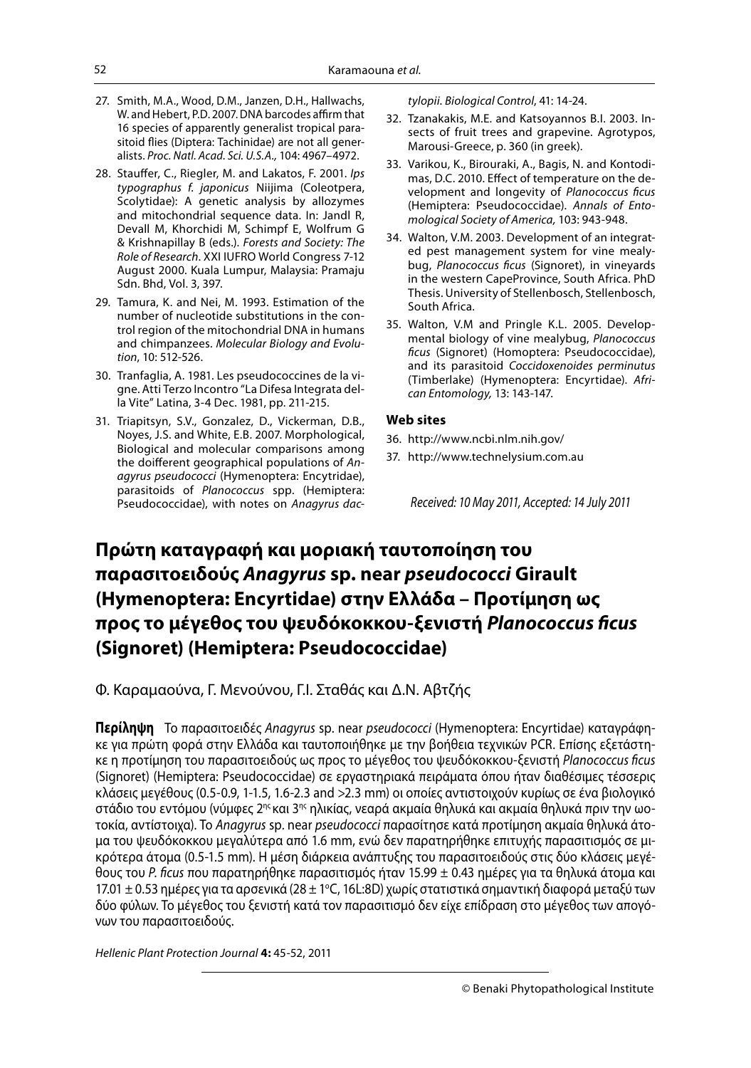27. Smith, M.A., Wood, D.M., Janzen, D.H., Hallwachs, W. and Hebert, P.D. 2007. DNA barcodes affirm that 16 species of apparently generalist tropical parasitoid flies (Diptera: Tachinidae) are not all generalists. *Proc. Natl. Acad. Sci. U.S.A.,* 104: 4967–4972.
28. Stauffer, C., Riegler, M. and Lakatos, F. 2001. *Ips typographus f. japonicus* Niijima (Coleotpera, Scolytidae): A genetic analysis by allozymes and mitochondrial sequence data. In: Jandl R, Devall M, Khorchidi M, Schimpf E, Wolfrum G & Krishnapillay B (eds.). *Forests and Society: The Role of Research*. XXI IUFRO World Congress 7-12 August 2000. Kuala Lumpur, Malaysia: Pramaju Sdn. Bhd, Vol. 3, 397.
29. Tamura, K. and Nei, M. 1993. Estimation of the number of nucleotide substitutions in the control region of the mitochondrial DNA in humans and chimpanzees. *Molecular Biology and Evolution*, 10: 512-526.
30. Tranfaglia, A. 1981. Les pseudococcines de la vigne. Atti Terzo Incontro "La Difesa Integrata della Vite" Latina, 3-4 Dec. 1981, pp. 211-215.
31. Triapitsyn, S.V., Gonzalez, D., Vickerman, D.B., Noyes, J.S. and White, E.B. 2007. Morphological, Biological and molecular comparisons among the doifferent geographical populations of *Anagyrus pseudococci* (Hymenoptera: Encytridae), parasitoids of *Planococcus* spp. (Hemiptera: Pseudococcidae), with notes on *Anagyrus dactylopii*. *Biological Control*, 41: 14-24.
32. Tzanakakis, M.E. and Katsoyannos B.I. 2003. Insects of fruit trees and grapevine. Agrotypos, Marousi-Greece, p. 360 (in greek).
33. Varikou, K., Birouraki, A., Bagis, N. and Kontodimas, D.C. 2010. Effect of temperature on the development and longevity of *Planococcus ficus* (Hemiptera: Pseudococcidae). *Annals of Entomological Society of America,* 103: 943-948.
34. Walton, V.M. 2003. Development of an integrated pest management system for vine mealybug, *Planococcus ficus* (Signoret), in vineyards in the western CapeProvince, South Africa. PhD Thesis. University of Stellenbosch, Stellenbosch, South Africa.
35. Walton, V.M and Pringle K.L. 2005. Developmental biology of vine mealybug, *Planococcus ficus* (Signoret) (Homoptera: Pseudococcidae), and its parasitoid *Coccidoxenoides perminutus* (Timberlake) (Hymenoptera: Encyrtidae). *African Entomology,* 13: 143-147.

### Web sites

36. http://www.ncbi.nlm.nih.gov/
37. http://www.technelysium.com.au

*Received: 10 May 2011, Accepted: 14 July 2011*

# Πρώτη καταγραφή και μοριακή ταυτοποίηση του παρασιτοειδούς *Anagyrus* sp. near *pseudococci* Girault (Hymenoptera: Encyrtidae) στην Ελλάδα – Προτίμηση ως προς το μέγεθος του ψευδόκοκκου-ξενιστή *Planococcus ficus* (Signoret) (Hemiptera: Pseudococcidae)

Φ. Καραμαούνα, Γ. Μενούνου, Γ.Ι. Σταθάς και Δ.Ν. Αβτζής

**Περίληψη** Το παρασιτοειδές *Anagyrus* sp. near *pseudococci* (Hymenoptera: Encyrtidae) καταγράφηκε για πρώτη φορά στην Ελλάδα και ταυτοποιήθηκε με την βοήθεια τεχνικών PCR. Επίσης εξετάστηκε η προτίμηση του παρασιτοειδούς ως προς το μέγεθος του ψευδόκοκκου-ξενιστή *Planococcus ficus* (Signoret) (Hemiptera: Pseudococcidae) σε εργαστηριακά πειράματα όπου ήταν διαθέσιμες τέσσερις κλάσεις μεγέθους (0.5-0.9, 1-1.5, 1.6-2.3 and >2.3 mm) οι οποίες αντιστοιχούν κυρίως σε ένα βιολογικό στάδιο του εντόμου (νύμφες 2[ης] και 3[ης] ηλικίας, νεαρά ακμαία θηλυκά και ακμαία θηλυκά πριν την ωοτοκία, αντίστοιχα). Το *Anagyrus* sp. near *pseudococci* παρασίτησε κατά προτίμηση ακμαία θηλυκά άτομα του ψευδόκοκκου μεγαλύτερα από 1.6 mm, ενώ δεν παρατηρήθηκε επιτυχής παρασιτισμός σε μικρότερα άτομα (0.5-1.5 mm). Η μέση διάρκεια ανάπτυξης του παρασιτοειδούς στις δύο κλάσεις μεγέθους του *P. ficus* που παρατηρήθηκε παρασιτισμός ήταν 15.99 ± 0.43 ημέρες για τα θηλυκά άτομα και 17.01 ± 0.53 ημέρες για τα αρσενικά (28 ± 1°C, 16L:8D) χωρίς στατιστικά σημαντική διαφορά μεταξύ των δύο φύλων. Το μέγεθος του ξενιστή κατά τον παρασιτισμό δεν είχε επίδραση στο μέγεθος των απογόνων του παρασιτοειδούς.

*Hellenic Plant Protection Journal* **4:** 45-52, 2011

© Benaki Phytopathological Institute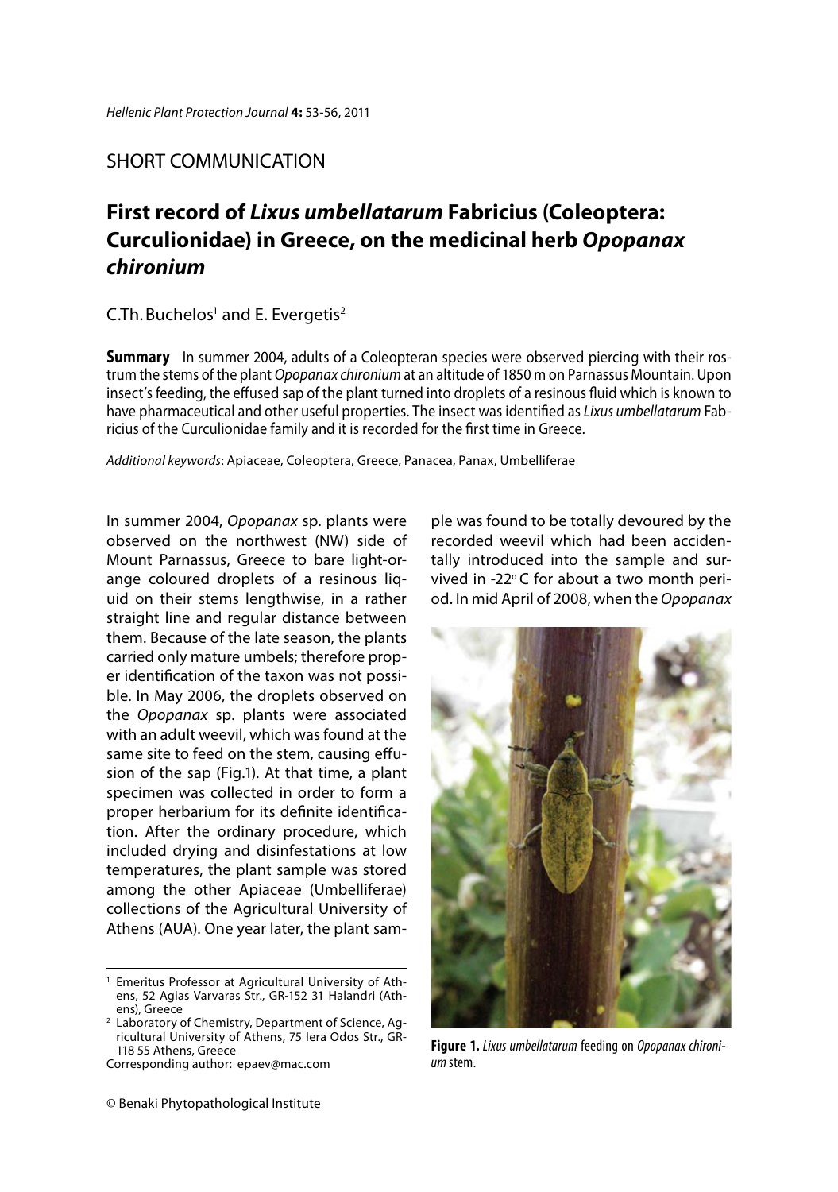SHORT COMMUNICATION

# First record of *Lixus umbellatarum* Fabricius (Coleoptera: Curculionidae) in Greece, on the medicinal herb *Opopanax chironium*

C.Th. Buchelos[1] and E. Evergetis[2]

**Summary** In summer 2004, adults of a Coleopteran species were observed piercing with their rostrum the stems of the plant *Opopanax chironium* at an altitude of 1850 m on Parnassus Mountain. Upon insect's feeding, the effused sap of the plant turned into droplets of a resinous fluid which is known to have pharmaceutical and other useful properties. The insect was identified as *Lixus umbellatarum* Fabricius of the Curculionidae family and it is recorded for the first time in Greece.

*Additional keywords*: Apiaceae, Coleoptera, Greece, Panacea, Panax, Umbelliferae

In summer 2004, *Opopanax* sp. plants were observed on the northwest (NW) side of Mount Parnassus, Greece to bare light-orange coloured droplets of a resinous liquid on their stems lengthwise, in a rather straight line and regular distance between them. Because of the late season, the plants carried only mature umbels; therefore proper identification of the taxon was not possible. In May 2006, the droplets observed on the *Opopanax* sp. plants were associated with an adult weevil, which was found at the same site to feed on the stem, causing effusion of the sap (Fig.1). At that time, a plant specimen was collected in order to form a proper herbarium for its definite identification. After the ordinary procedure, which included drying and disinfestations at low temperatures, the plant sample was stored among the other Apiaceae (Umbelliferae) collections of the Agricultural University of Athens (AUA). One year later, the plant sample was found to be totally devoured by the recorded weevil which had been accidentally introduced into the sample and survived in -22$^{o}$ C for about a two month period. In mid April of 2008, when the *Opopanax*

**Figure 1.** *Lixus umbellatarum* feeding on *Opopanax chironium* stem.

[1] Emeritus Professor at Agricultural University of Athens, 52 Agias Varvaras Str., GR-152 31 Halandri (Athens), Greece

[2] Laboratory of Chemistry, Department of Science, Agricultural University of Athens, 75 Iera Odos Str., GR-118 55 Athens, Greece

Corresponding author: epaev@mac.com

© Benaki Phytopathological Institute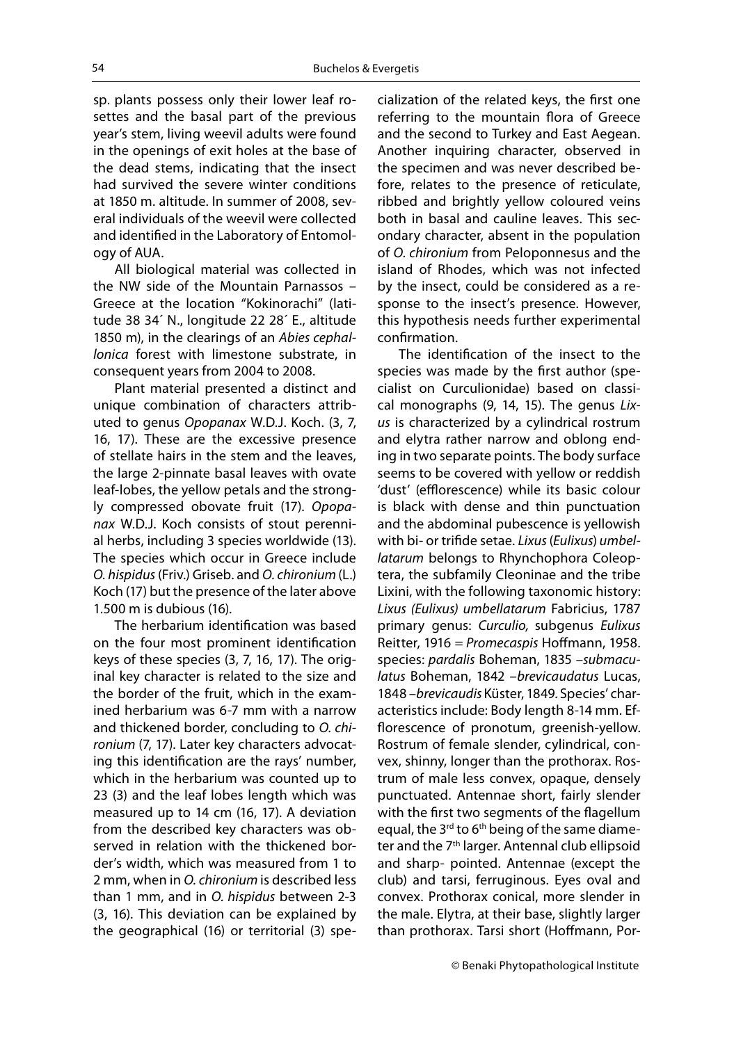sp. plants possess only their lower leaf rosettes and the basal part of the previous year's stem, living weevil adults were found in the openings of exit holes at the base of the dead stems, indicating that the insect had survived the severe winter conditions at 1850 m. altitude. In summer of 2008, several individuals of the weevil were collected and identified in the Laboratory of Entomology of AUA.

All biological material was collected in the NW side of the Mountain Parnassos – Greece at the location "Kokinorachi" (latitude 38 34΄ N., longitude 22 28΄ E., altitude 1850 m), in the clearings of an *Abies cephallonica* forest with limestone substrate, in consequent years from 2004 to 2008.

Plant material presented a distinct and unique combination of characters attributed to genus *Opopanax* W.D.J. Koch. (3, 7, 16, 17). These are the excessive presence of stellate hairs in the stem and the leaves, the large 2-pinnate basal leaves with ovate leaf-lobes, the yellow petals and the strongly compressed obovate fruit (17). *Opopanax* W.D.J. Koch consists of stout perennial herbs, including 3 species worldwide (13). The species which occur in Greece include *O. hispidus* (Friv.) Griseb. and *O. chironium* (L.) Koch (17) but the presence of the later above 1.500 m is dubious (16).

The herbarium identification was based on the four most prominent identification keys of these species (3, 7, 16, 17). The original key character is related to the size and the border of the fruit, which in the examined herbarium was 6-7 mm with a narrow and thickened border, concluding to *O. chironium* (7, 17). Later key characters advocating this identification are the rays' number, which in the herbarium was counted up to 23 (3) and the leaf lobes length which was measured up to 14 cm (16, 17). A deviation from the described key characters was observed in relation with the thickened border's width, which was measured from 1 to 2 mm, when in *O. chironium* is described less than 1 mm, and in *O. hispidus* between 2-3 (3, 16). This deviation can be explained by the geographical (16) or territorial (3) specialization of the related keys, the first one referring to the mountain flora of Greece and the second to Turkey and East Aegean. Another inquiring character, observed in the specimen and was never described before, relates to the presence of reticulate, ribbed and brightly yellow coloured veins both in basal and cauline leaves. This secondary character, absent in the population of *O. chironium* from Peloponnesus and the island of Rhodes, which was not infected by the insect, could be considered as a response to the insect's presence. However, this hypothesis needs further experimental confirmation.

The identification of the insect to the species was made by the first author (specialist on Curculionidae) based on classical monographs (9, 14, 15). The genus *Lixus* is characterized by a cylindrical rostrum and elytra rather narrow and oblong ending in two separate points. The body surface seems to be covered with yellow or reddish 'dust' (efflorescence) while its basic colour is black with dense and thin punctuation and the abdominal pubescence is yellowish with bi- or trifide setae. *Lixus* (*Eulixus*) *umbellatarum* belongs to Rhynchophora Coleoptera, the subfamily Cleoninae and the tribe Lixini, with the following taxonomic history: *Lixus (Eulixus) umbellatarum* Fabricius, 1787 primary genus: *Curculio,* subgenus *Eulixus* Reitter, 1916 = *Promecaspis* Hoffmann, 1958. species: *pardalis* Boheman, 1835 –*submaculatus* Boheman, 1842 –*brevicaudatus* Lucas, 1848 –*brevicaudis* Küster, 1849. Species' characteristics include: Body length 8-14 mm. Efflorescence of pronotum, greenish-yellow. Rostrum of female slender, cylindrical, convex, shinny, longer than the prothorax. Rostrum of male less convex, opaque, densely punctuated. Antennae short, fairly slender with the first two segments of the flagellum equal, the 3rd to 6th being of the same diameter and the 7th larger. Antennal club ellipsoid and sharp- pointed. Antennae (except the club) and tarsi, ferruginous. Eyes oval and convex. Prothorax conical, more slender in the male. Elytra, at their base, slightly larger than prothorax. Tarsi short (Hoffmann, Por-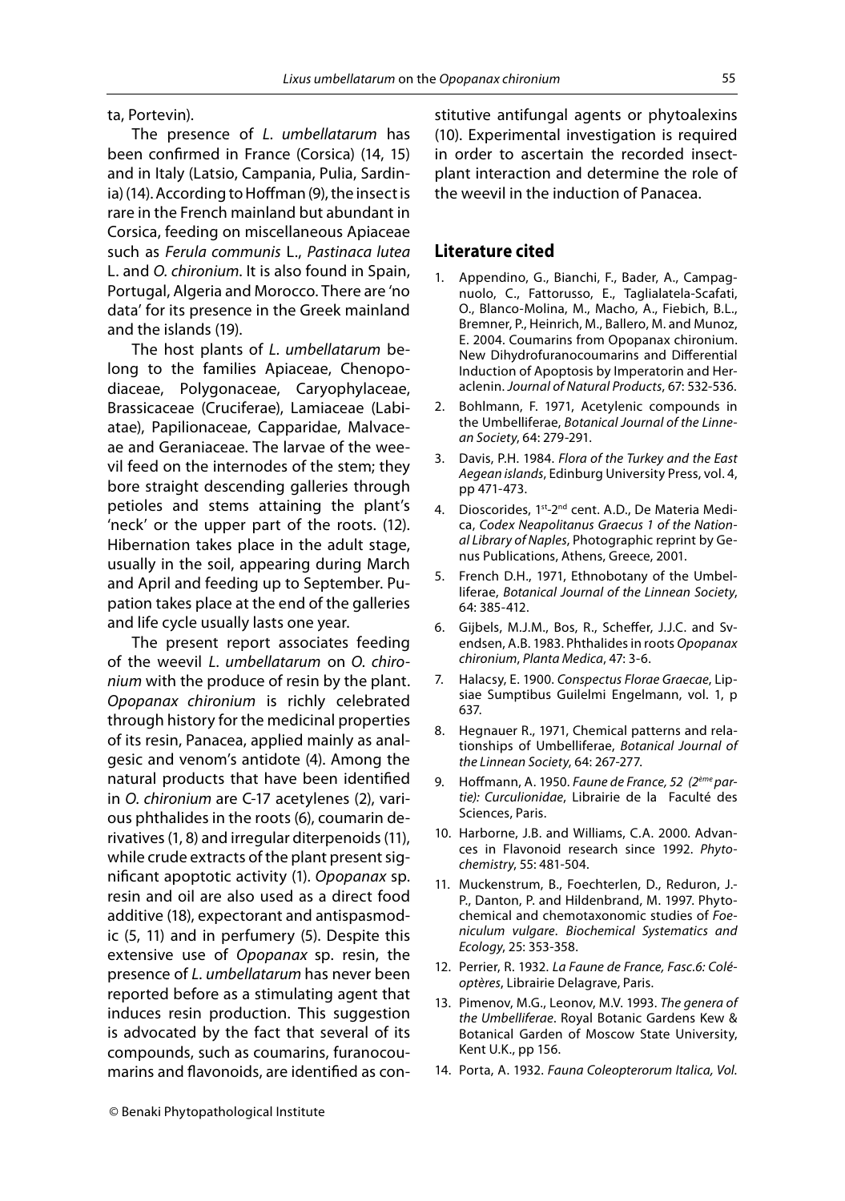ta, Portevin).

The presence of *L. umbellatarum* has been confirmed in France (Corsica) (14, 15) and in Italy (Latsio, Campania, Pulia, Sardinia) (14). According to Hoffman (9), the insect is rare in the French mainland but abundant in Corsica, feeding on miscellaneous Apiaceae such as *Ferula communis* L., *Pastinaca lutea* L. and *O. chironium*. It is also found in Spain, Portugal, Algeria and Morocco. There are 'no data' for its presence in the Greek mainland and the islands (19).

The host plants of *L. umbellatarum* belong to the families Apiaceae, Chenopodiaceae, Polygonaceae, Caryophylaceae, Brassicaceae (Cruciferae), Lamiaceae (Labiatae), Papilionaceae, Capparidae, Malvaceae and Geraniaceae. The larvae of the weevil feed on the internodes of the stem; they bore straight descending galleries through petioles and stems attaining the plant's 'neck' or the upper part of the roots. (12). Hibernation takes place in the adult stage, usually in the soil, appearing during March and April and feeding up to September. Pupation takes place at the end of the galleries and life cycle usually lasts one year.

The present report associates feeding of the weevil *L. umbellatarum* on *O. chironium* with the produce of resin by the plant. *Opopanax chironium* is richly celebrated through history for the medicinal properties of its resin, Panacea, applied mainly as analgesic and venom's antidote (4). Among the natural products that have been identified in *O. chironium* are C-17 acetylenes (2), various phthalides in the roots (6), coumarin derivatives (1, 8) and irregular diterpenoids (11), while crude extracts of the plant present significant apoptotic activity (1). *Opopanax* sp. resin and oil are also used as a direct food additive (18), expectorant and antispasmodic (5, 11) and in perfumery (5). Despite this extensive use of *Opopanax* sp. resin, the presence of *L. umbellatarum* has never been reported before as a stimulating agent that induces resin production. This suggestion is advocated by the fact that several of its compounds, such as coumarins, furanocoumarins and flavonoids, are identified as constitutive antifungal agents or phytoalexins (10). Experimental investigation is required in order to ascertain the recorded insect-plant interaction and determine the role of the weevil in the induction of Panacea.

## Literature cited

1. Appendino, G., Bianchi, F., Bader, A., Campagnuolo, C., Fattorusso, E., Taglialatela-Scafati, O., Blanco-Molina, M., Macho, A., Fiebich, B.L., Bremner, P., Heinrich, M., Ballero, M. and Munoz, E. 2004. Coumarins from Opopanax chironium. New Dihydrofuranocoumarins and Differential Induction of Apoptosis by Imperatorin and Heraclenin. *Journal of Natural Products*, 67: 532-536.
2. Bohlmann, F. 1971, Acetylenic compounds in the Umbelliferae, *Botanical Journal of the Linnean Society*, 64: 279-291.
3. Davis, P.H. 1984. *Flora of the Turkey and the East Aegean islands*, Edinburg University Press, vol. 4, pp 471-473.
4. Dioscorides, 1st-2nd cent. A.D., De Materia Medica, *Codex Neapolitanus Graecus 1 of the National Library of Naples*, Photographic reprint by Genus Publications, Athens, Greece, 2001.
5. French D.H., 1971, Ethnobotany of the Umbelliferae, *Botanical Journal of the Linnean Society*, 64: 385-412.
6. Gijbels, M.J.M., Bos, R., Scheffer, J.J.C. and Svendsen, A.B. 1983. Phthalides in roots *Opopanax chironium*, *Planta Medica*, 47: 3-6.
7. Halacsy, E. 1900. *Conspectus Florae Graecae*, Lipsiae Sumptibus Guilelmi Engelmann, vol. 1, p 637.
8. Hegnauer R., 1971, Chemical patterns and relationships of Umbelliferae, *Botanical Journal of the Linnean Society*, 64: 267-277.
9. Hoffmann, A. 1950. *Faune de France, 52 (2ème partie): Curculionidae*, Librairie de la Faculté des Sciences, Paris.
10. Harborne, J.B. and Williams, C.A. 2000. Advances in Flavonoid research since 1992. *Phytochemistry*, 55: 481-504.
11. Muckenstrum, B., Foechterlen, D., Reduron, J.-P., Danton, P. and Hildenbrand, M. 1997. Phytochemical and chemotaxonomic studies of *Foeniculum vulgare*. *Biochemical Systematics and Ecology*, 25: 353-358.
12. Perrier, R. 1932. *La Faune de France, Fasc.6: Coléoptères*, Librairie Delagrave, Paris.
13. Pimenov, M.G., Leonov, M.V. 1993. *The genera of the Umbelliferae*. Royal Botanic Gardens Kew & Botanical Garden of Moscow State University, Kent U.K., pp 156.
14. Porta, A. 1932. *Fauna Coleopterorum Italica, Vol.*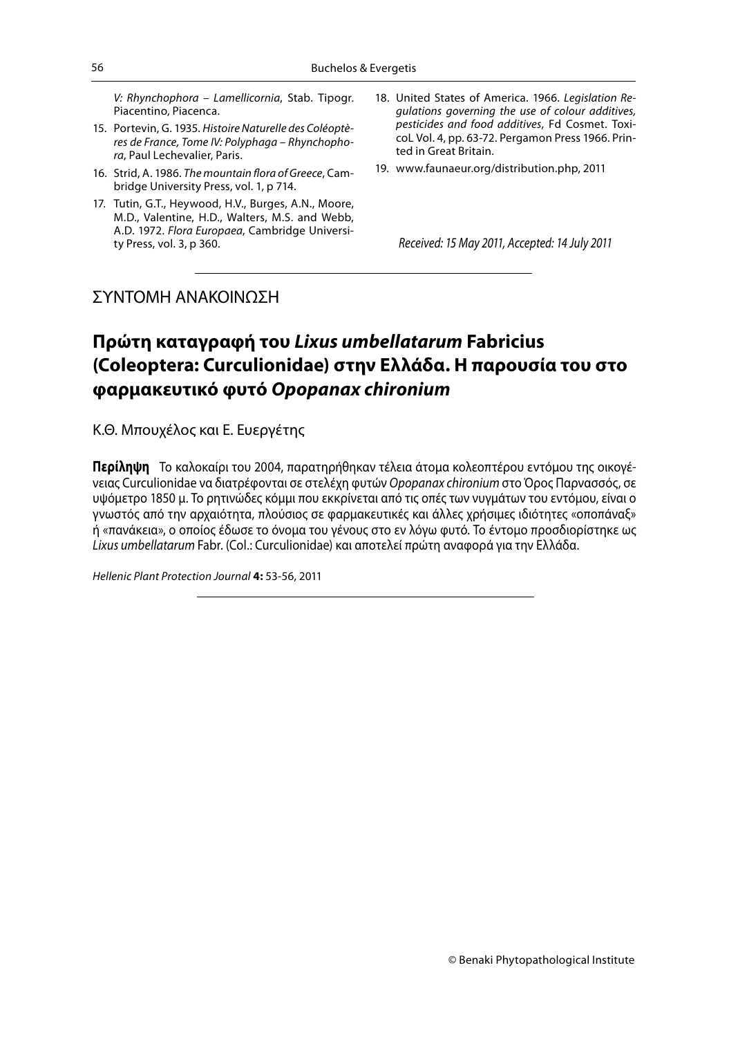V: Rhynchophora – Lamellicornia*, Stab. Tipogr. Piacentino, Piacenca.

15. Portevin, G. 1935. *Histoire Naturelle des Coléoptères de France, Tome IV: Polyphaga – Rhynchophora*, Paul Lechevalier, Paris.
16. Strid, A. 1986. *The mountain flora of Greece*, Cambridge University Press, vol. 1, p 714.
17. Tutin, G.T., Heywood, H.V., Burges, A.N., Moore, M.D., Valentine, H.D., Walters, M.S. and Webb, A.D. 1972. *Flora Europaea*, Cambridge University Press, vol. 3, p 360.
18. United States of America. 1966. *Legislation Regulations governing the use of colour additives, pesticides and food additives*, Fd Cosmet. ToxicoL Vol. 4, pp. 63-72. Pergamon Press 1966. Printed in Great Britain.
19. www.faunaeur.org/distribution.php, 2011

*Received: 15 May 2011, Accepted: 14 July 2011*

---

ΣΥΝΤΟΜΗ ΑΝΑΚΟΙΝΩΣΗ

# Πρώτη καταγραφή του *Lixus umbellatarum* Fabricius (Coleoptera: Curculionidae) στην Ελλάδα. Η παρουσία του στο φαρμακευτικό φυτό *Opopanax chironium*

Κ.Θ. Μπουχέλος και Ε. Ευεργέτης

**Περίληψη** Το καλοκαίρι του 2004, παρατηρήθηκαν τέλεια άτομα κολεοπτέρου εντόμου της οικογένειας Curculionidae να διατρέφονται σε στελέχη φυτών *Opopanax chironium* στο Όρος Παρνασσός, σε υψόμετρο 1850 μ. Το ρητινώδες κόμμι που εκκρίνεται από τις οπές των νυγμάτων του εντόμου, είναι ο γνωστός από την αρχαιότητα, πλούσιος σε φαρμακευτικές και άλλες χρήσιμες ιδιότητες «οποπάναξ» ή «πανάκεια», ο οποίος έδωσε το όνομα του γένους στο εν λόγω φυτό. Το έντομο προσδιορίστηκε ως *Lixus umbellatarum* Fabr. (Col.: Curculionidae) και αποτελεί πρώτη αναφορά για την Ελλάδα.

*Hellenic Plant Protection Journal* **4:** 53-56, 2011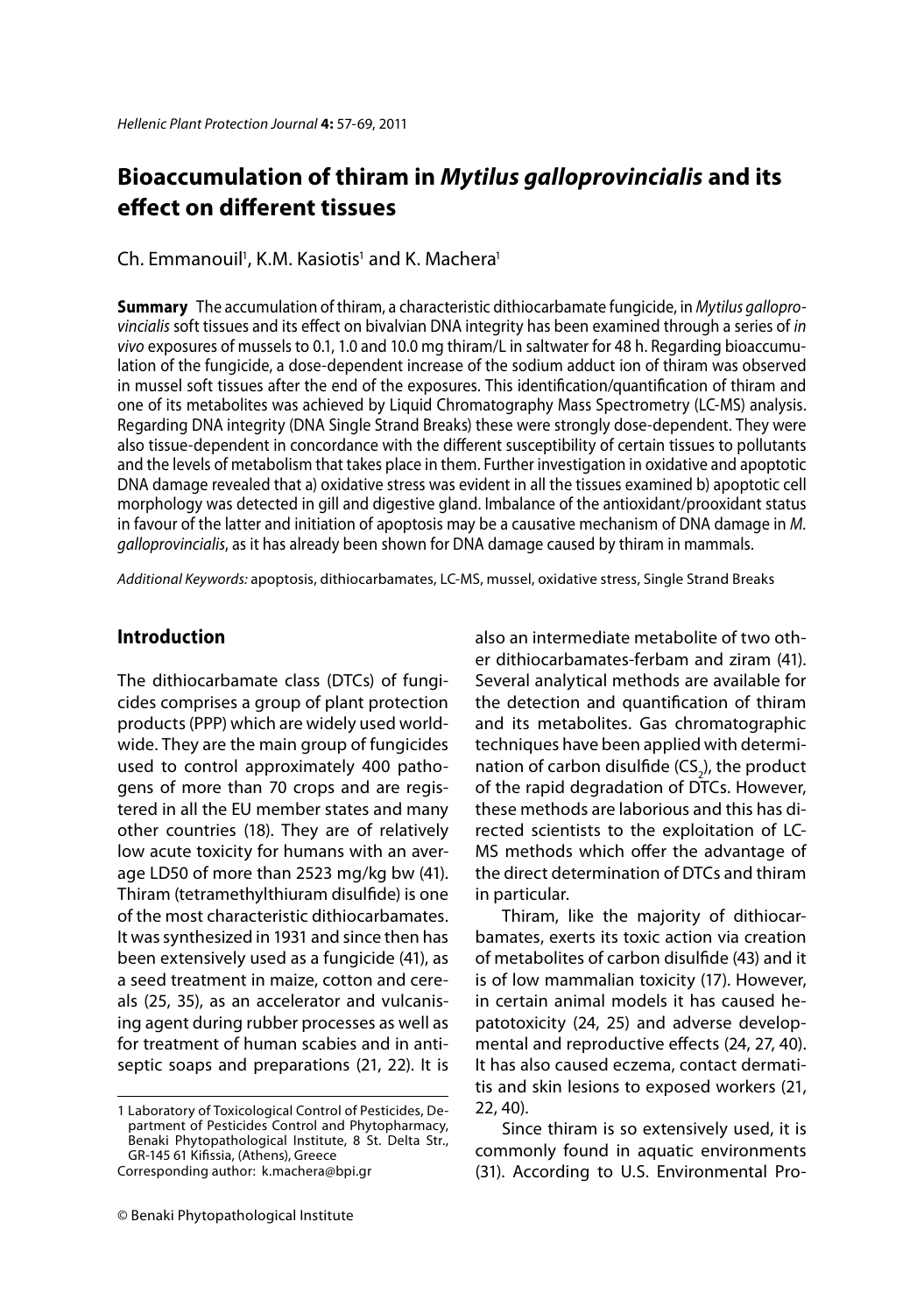# Bioaccumulation of thiram in *Mytilus galloprovincialis* and its effect on different tissues

Ch. Emmanouil[1], K.M. Kasiotis[1] and K. Machera[1]

**Summary** The accumulation of thiram, a characteristic dithiocarbamate fungicide, in *Mytilus galloprovincialis* soft tissues and its effect on bivalvian DNA integrity has been examined through a series of *in vivo* exposures of mussels to 0.1, 1.0 and 10.0 mg thiram/L in saltwater for 48 h. Regarding bioaccumulation of the fungicide, a dose-dependent increase of the sodium adduct ion of thiram was observed in mussel soft tissues after the end of the exposures. This identification/quantification of thiram and one of its metabolites was achieved by Liquid Chromatography Mass Spectrometry (LC-MS) analysis. Regarding DNA integrity (DNA Single Strand Breaks) these were strongly dose-dependent. They were also tissue-dependent in concordance with the different susceptibility of certain tissues to pollutants and the levels of metabolism that takes place in them. Further investigation in oxidative and apoptotic DNA damage revealed that a) oxidative stress was evident in all the tissues examined b) apoptotic cell morphology was detected in gill and digestive gland. Imbalance of the antioxidant/prooxidant status in favour of the latter and initiation of apoptosis may be a causative mechanism of DNA damage in *M. galloprovincialis*, as it has already been shown for DNA damage caused by thiram in mammals.

*Additional Keywords:* apoptosis, dithiocarbamates, LC-MS, mussel, oxidative stress, Single Strand Breaks

## Introduction

The dithiocarbamate class (DTCs) of fungicides comprises a group of plant protection products (PPP) which are widely used worldwide. They are the main group of fungicides used to control approximately 400 pathogens of more than 70 crops and are registered in all the EU member states and many other countries (18). They are of relatively low acute toxicity for humans with an average LD50 of more than 2523 mg/kg bw (41). Thiram (tetramethylthiuram disulfide) is one of the most characteristic dithiocarbamates. It was synthesized in 1931 and since then has been extensively used as a fungicide (41), as a seed treatment in maize, cotton and cereals (25, 35), as an accelerator and vulcanising agent during rubber processes as well as for treatment of human scabies and in antiseptic soaps and preparations (21, 22). It is also an intermediate metabolite of two other dithiocarbamates-ferbam and ziram (41). Several analytical methods are available for the detection and quantification of thiram and its metabolites. Gas chromatographic techniques have been applied with determination of carbon disulfide ($CS_2$), the product of the rapid degradation of DTCs. However, these methods are laborious and this has directed scientists to the exploitation of LC-MS methods which offer the advantage of the direct determination of DTCs and thiram in particular.

Thiram, like the majority of dithiocarbamates, exerts its toxic action via creation of metabolites of carbon disulfide (43) and it is of low mammalian toxicity (17). However, in certain animal models it has caused hepatotoxicity (24, 25) and adverse developmental and reproductive effects (24, 27, 40). It has also caused eczema, contact dermatitis and skin lesions to exposed workers (21, 22, 40).

Since thiram is so extensively used, it is commonly found in aquatic environments (31). According to U.S. Environmental Pro-

1 Laboratory of Toxicological Control of Pesticides, Department of Pesticides Control and Phytopharmacy, Benaki Phytopathological Institute, 8 St. Delta Str., GR-145 61 Kifissia, (Athens), Greece
Corresponding author: k.machera@bpi.gr

© Benaki Phytopathological Institute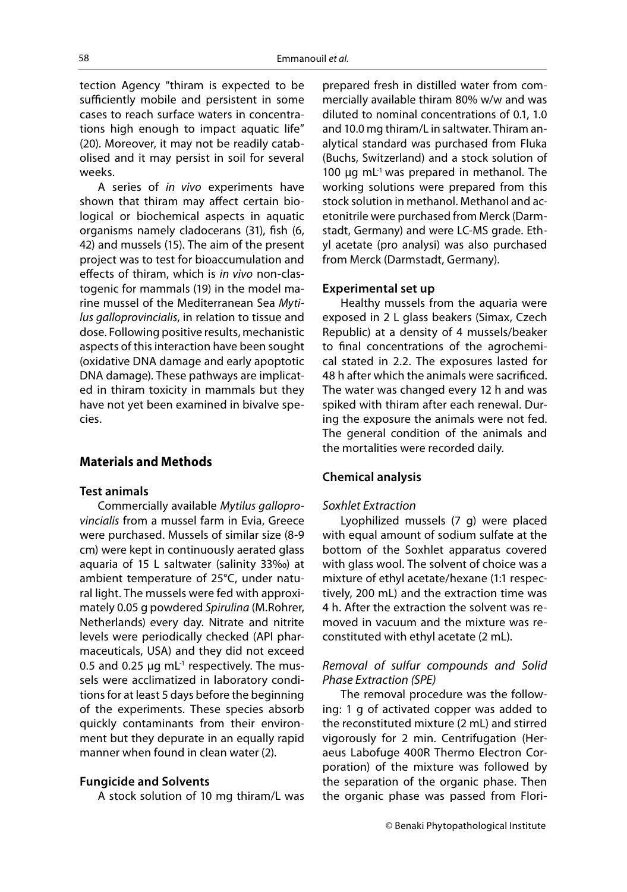tection Agency "thiram is expected to be sufficiently mobile and persistent in some cases to reach surface waters in concentrations high enough to impact aquatic life" (20). Moreover, it may not be readily catabolised and it may persist in soil for several weeks.

A series of *in vivo* experiments have shown that thiram may affect certain biological or biochemical aspects in aquatic organisms namely cladocerans (31), fish (6, 42) and mussels (15). The aim of the present project was to test for bioaccumulation and effects of thiram, which is *in vivo* non-clastogenic for mammals (19) in the model marine mussel of the Mediterranean Sea *Mytilus galloprovincialis*, in relation to tissue and dose. Following positive results, mechanistic aspects of this interaction have been sought (oxidative DNA damage and early apoptotic DNA damage). These pathways are implicated in thiram toxicity in mammals but they have not yet been examined in bivalve species.

## Materials and Methods

### Test animals

Commercially available *Mytilus galloprovincialis* from a mussel farm in Evia, Greece were purchased. Mussels of similar size (8-9 cm) were kept in continuously aerated glass aquaria of 15 L saltwater (salinity 33‰) at ambient temperature of 25°C, under natural light. The mussels were fed with approximately 0.05 g powdered *Spirulina* (M.Rohrer, Netherlands) every day. Nitrate and nitrite levels were periodically checked (API pharmaceuticals, USA) and they did not exceed 0.5 and 0.25 μg mL$^{-1}$ respectively. The mussels were acclimatized in laboratory conditions for at least 5 days before the beginning of the experiments. These species absorb quickly contaminants from their environment but they depurate in an equally rapid manner when found in clean water (2).

### Fungicide and Solvents

A stock solution of 10 mg thiram/L was prepared fresh in distilled water from commercially available thiram 80% w/w and was diluted to nominal concentrations of 0.1, 1.0 and 10.0 mg thiram/L in saltwater. Thiram analytical standard was purchased from Fluka (Buchs, Switzerland) and a stock solution of 100 μg mL$^{-1}$ was prepared in methanol. The working solutions were prepared from this stock solution in methanol. Methanol and acetonitrile were purchased from Merck (Darmstadt, Germany) and were LC-MS grade. Ethyl acetate (pro analysi) was also purchased from Merck (Darmstadt, Germany).

### Experimental set up

Healthy mussels from the aquaria were exposed in 2 L glass beakers (Simax, Czech Republic) at a density of 4 mussels/beaker to final concentrations of the agrochemical stated in 2.2. The exposures lasted for 48 h after which the animals were sacrificed. The water was changed every 12 h and was spiked with thiram after each renewal. During the exposure the animals were not fed. The general condition of the animals and the mortalities were recorded daily.

### Chemical analysis

#### *Soxhlet Extraction*

Lyophilized mussels (7 g) were placed with equal amount of sodium sulfate at the bottom of the Soxhlet apparatus covered with glass wool. The solvent of choice was a mixture of ethyl acetate/hexane (1:1 respectively, 200 mL) and the extraction time was 4 h. After the extraction the solvent was removed in vacuum and the mixture was reconstituted with ethyl acetate (2 mL).

#### *Removal of sulfur compounds and Solid Phase Extraction (SPE)*

The removal procedure was the following: 1 g of activated copper was added to the reconstituted mixture (2 mL) and stirred vigorously for 2 min. Centrifugation (Heraeus Labofuge 400R Thermo Electron Corporation) of the mixture was followed by the separation of the organic phase. Then the organic phase was passed from Flori-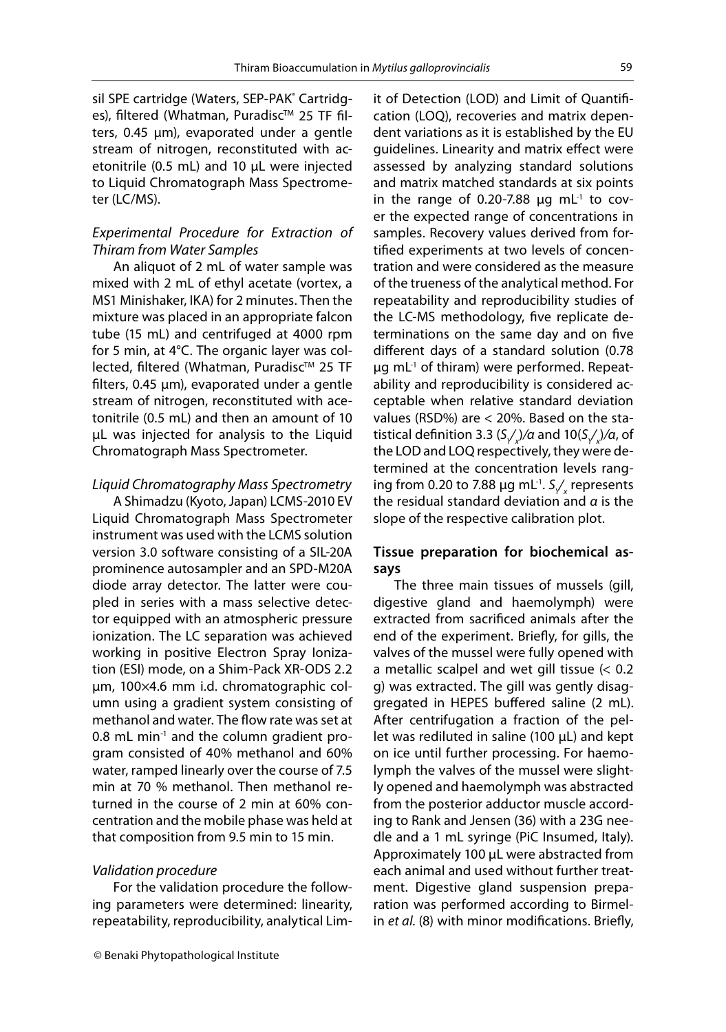sil SPE cartridge (Waters, SEP-PAK® Cartridges), filtered (Whatman, Puradisc™ 25 TF filters, 0.45 μm), evaporated under a gentle stream of nitrogen, reconstituted with acetonitrile (0.5 mL) and 10 μL were injected to Liquid Chromatograph Mass Spectrometer (LC/MS).

*Experimental Procedure for Extraction of Thiram from Water Samples*

An aliquot of 2 mL of water sample was mixed with 2 mL of ethyl acetate (vortex, a MS1 Minishaker, IKA) for 2 minutes. Then the mixture was placed in an appropriate falcon tube (15 mL) and centrifuged at 4000 rpm for 5 min, at 4°C. The organic layer was collected, filtered (Whatman, Puradisc™ 25 TF filters, 0.45 μm), evaporated under a gentle stream of nitrogen, reconstituted with acetonitrile (0.5 mL) and then an amount of 10 μL was injected for analysis to the Liquid Chromatograph Mass Spectrometer.

*Liquid Chromatography Mass Spectrometry*

A Shimadzu (Kyoto, Japan) LCMS-2010 EV Liquid Chromatograph Mass Spectrometer instrument was used with the LCMS solution version 3.0 software consisting of a SIL-20A prominence autosampler and an SPD-M20A diode array detector. The latter were coupled in series with a mass selective detector equipped with an atmospheric pressure ionization. The LC separation was achieved working in positive Electron Spray Ionization (ESI) mode, on a Shim-Pack XR-ODS 2.2 μm, 100×4.6 mm i.d. chromatographic column using a gradient system consisting of methanol and water. The flow rate was set at 0.8 mL min$^{-1}$ and the column gradient program consisted of 40% methanol and 60% water, ramped linearly over the course of 7.5 min at 70 % methanol. Then methanol returned in the course of 2 min at 60% concentration and the mobile phase was held at that composition from 9.5 min to 15 min.

*Validation procedure*

For the validation procedure the following parameters were determined: linearity, repeatability, reproducibility, analytical Limit of Detection (LOD) and Limit of Quantification (LOQ), recoveries and matrix dependent variations as it is established by the EU guidelines. Linearity and matrix effect were assessed by analyzing standard solutions and matrix matched standards at six points in the range of 0.20-7.88 μg mL$^{-1}$ to cover the expected range of concentrations in samples. Recovery values derived from fortified experiments at two levels of concentration and were considered as the measure of the trueness of the analytical method. For repeatability and reproducibility studies of the LC-MS methodology, five replicate determinations on the same day and on five different days of a standard solution (0.78 μg mL$^{-1}$ of thiram) were performed. Repeatability and reproducibility is considered acceptable when relative standard deviation values (RSD%) are < 20%. Based on the statistical definition 3.3 $(S_{y}/_{x})/a$ and $10(S_{y}/_{x})/a$, of the LOD and LOQ respectively, they were determined at the concentration levels ranging from 0.20 to 7.88 μg mL$^{-1}$. $S_{y}/_{x}$ represents the residual standard deviation and $a$ is the slope of the respective calibration plot.

## Tissue preparation for biochemical assays

The three main tissues of mussels (gill, digestive gland and haemolymph) were extracted from sacrificed animals after the end of the experiment. Briefly, for gills, the valves of the mussel were fully opened with a metallic scalpel and wet gill tissue (< 0.2 g) was extracted. The gill was gently disaggregated in HEPES buffered saline (2 mL). After centrifugation a fraction of the pellet was rediluted in saline (100 μL) and kept on ice until further processing. For haemolymph the valves of the mussel were slightly opened and haemolymph was abstracted from the posterior adductor muscle according to Rank and Jensen (36) with a 23G needle and a 1 mL syringe (PiC Insumed, Italy). Approximately 100 μL were abstracted from each animal and used without further treatment. Digestive gland suspension preparation was performed according to Birmelin *et al.* (8) with minor modifications. Briefly,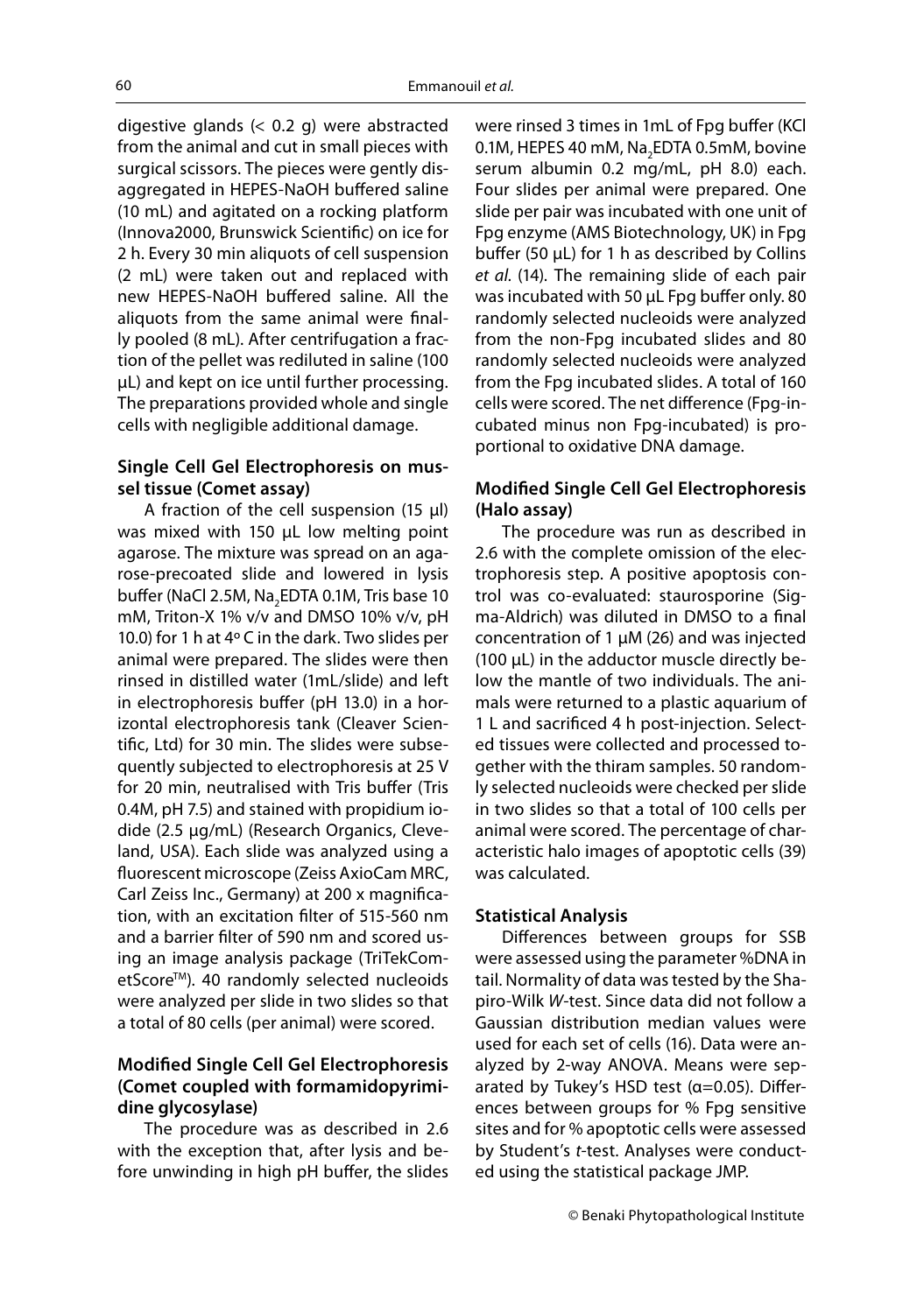digestive glands (< 0.2 g) were abstracted from the animal and cut in small pieces with surgical scissors. The pieces were gently disaggregated in HEPES-NaOH buffered saline (10 mL) and agitated on a rocking platform (Innova2000, Brunswick Scientific) on ice for 2 h. Every 30 min aliquots of cell suspension (2 mL) were taken out and replaced with new HEPES-NaOH buffered saline. All the aliquots from the same animal were finally pooled (8 mL). After centrifugation a fraction of the pellet was rediluted in saline (100 μL) and kept on ice until further processing. The preparations provided whole and single cells with negligible additional damage.

### Single Cell Gel Electrophoresis on mussel tissue (Comet assay)

A fraction of the cell suspension (15 μl) was mixed with 150 μL low melting point agarose. The mixture was spread on an agarose-precoated slide and lowered in lysis buffer (NaCl 2.5M, $Na_2$EDTA 0.1M, Tris base 10 mM, Triton-X 1% v/v and DMSO 10% v/v, pH 10.0) for 1 h at 4º C in the dark. Two slides per animal were prepared. The slides were then rinsed in distilled water (1mL/slide) and left in electrophoresis buffer (pH 13.0) in a horizontal electrophoresis tank (Cleaver Scientific, Ltd) for 30 min. The slides were subsequently subjected to electrophoresis at 25 V for 20 min, neutralised with Tris buffer (Tris 0.4M, pH 7.5) and stained with propidium iodide (2.5 μg/mL) (Research Organics, Cleveland, USA). Each slide was analyzed using a fluorescent microscope (Zeiss AxioCam MRC, Carl Zeiss Inc., Germany) at 200 x magnification, with an excitation filter of 515-560 nm and a barrier filter of 590 nm and scored using an image analysis package (TriTekCometScore™). 40 randomly selected nucleoids were analyzed per slide in two slides so that a total of 80 cells (per animal) were scored.

### Modified Single Cell Gel Electrophoresis (Comet coupled with formamidopyrimidine glycosylase)

The procedure was as described in 2.6 with the exception that, after lysis and before unwinding in high pH buffer, the slides were rinsed 3 times in 1mL of Fpg buffer (KCl 0.1M, HEPES 40 mM, $Na_2$EDTA 0.5mM, bovine serum albumin 0.2 mg/mL, pH 8.0) each. Four slides per animal were prepared. One slide per pair was incubated with one unit of Fpg enzyme (AMS Biotechnology, UK) in Fpg buffer (50 μL) for 1 h as described by Collins *et al.* (14). The remaining slide of each pair was incubated with 50 μL Fpg buffer only. 80 randomly selected nucleoids were analyzed from the non-Fpg incubated slides and 80 randomly selected nucleoids were analyzed from the Fpg incubated slides. A total of 160 cells were scored. The net difference (Fpg-incubated minus non Fpg-incubated) is proportional to oxidative DNA damage.

### Modified Single Cell Gel Electrophoresis (Halo assay)

The procedure was run as described in 2.6 with the complete omission of the electrophoresis step. A positive apoptosis control was co-evaluated: staurosporine (Sigma-Aldrich) was diluted in DMSO to a final concentration of 1 μM (26) and was injected (100 μL) in the adductor muscle directly below the mantle of two individuals. The animals were returned to a plastic aquarium of 1 L and sacrificed 4 h post-injection. Selected tissues were collected and processed together with the thiram samples. 50 randomly selected nucleoids were checked per slide in two slides so that a total of 100 cells per animal were scored. The percentage of characteristic halo images of apoptotic cells (39) was calculated.

### Statistical Analysis

Differences between groups for SSB were assessed using the parameter %DNA in tail. Normality of data was tested by the Shapiro-Wilk *W*-test. Since data did not follow a Gaussian distribution median values were used for each set of cells (16). Data were analyzed by 2-way ANOVA. Means were separated by Tukey's HSD test ($\alpha=0.05$). Differences between groups for % Fpg sensitive sites and for % apoptotic cells were assessed by Student's *t*-test. Analyses were conducted using the statistical package JMP.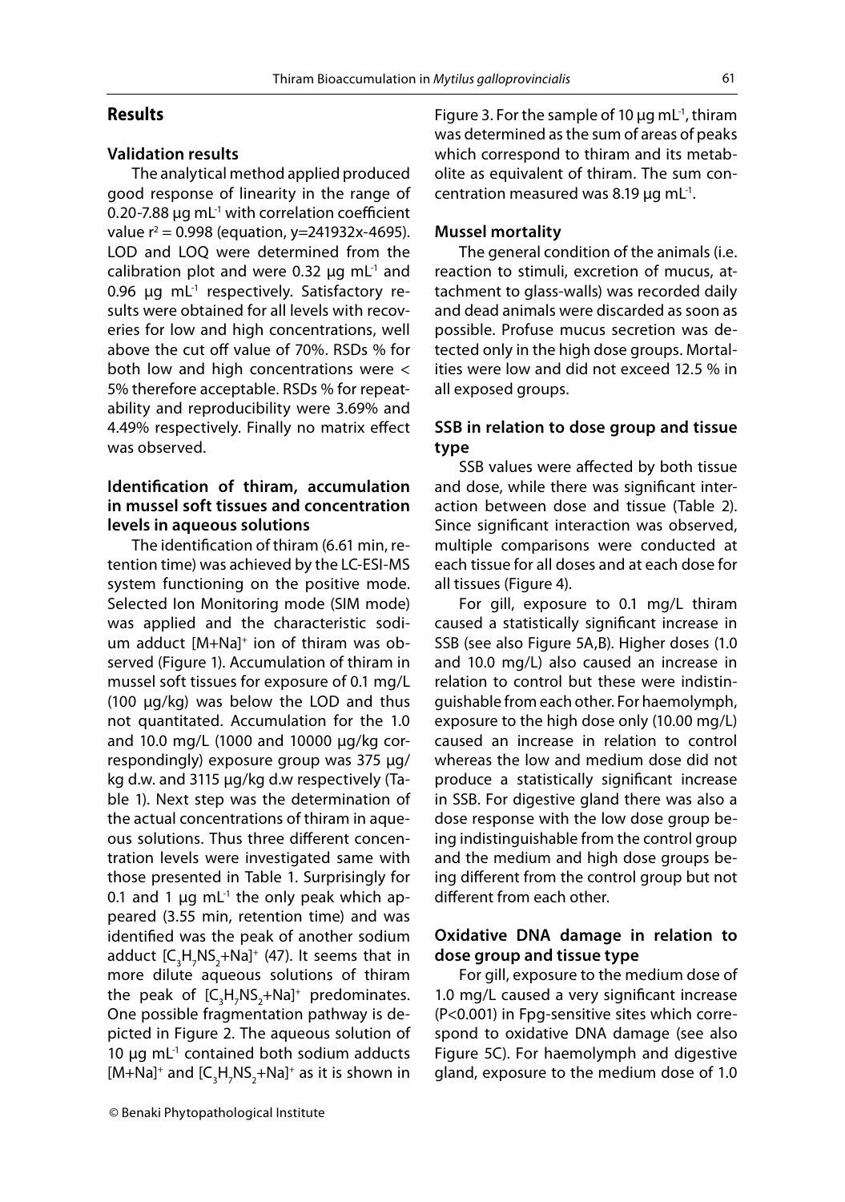## Results

### Validation results

The analytical method applied produced good response of linearity in the range of 0.20-7.88 μg $mL^{-1}$ with correlation coefficient value $r^2 = 0.998$ (equation, y=241932x-4695). LOD and LOQ were determined from the calibration plot and were 0.32 μg $mL^{-1}$ and 0.96 μg $mL^{-1}$ respectively. Satisfactory results were obtained for all levels with recoveries for low and high concentrations, well above the cut off value of 70%. RSDs % for both low and high concentrations were < 5% therefore acceptable. RSDs % for repeatability and reproducibility were 3.69% and 4.49% respectively. Finally no matrix effect was observed.

### Identification of thiram, accumulation in mussel soft tissues and concentration levels in aqueous solutions

The identification of thiram (6.61 min, retention time) was achieved by the LC-ESI-MS system functioning on the positive mode. Selected Ion Monitoring mode (SIM mode) was applied and the characteristic sodium adduct $[M+Na]^+$ ion of thiram was observed (Figure 1). Accumulation of thiram in mussel soft tissues for exposure of 0.1 mg/L (100 μg/kg) was below the LOD and thus not quantitated. Accumulation for the 1.0 and 10.0 mg/L (1000 and 10000 μg/kg correspondingly) exposure group was 375 μg/kg d.w. and 3115 μg/kg d.w respectively (Table 1). Next step was the determination of the actual concentrations of thiram in aqueous solutions. Thus three different concentration levels were investigated same with those presented in Table 1. Surprisingly for 0.1 and 1 μg $mL^{-1}$ the only peak which appeared (3.55 min, retention time) and was identified was the peak of another sodium adduct $[C_3H_7NS_2+Na]^+$ (47). It seems that in more dilute aqueous solutions of thiram the peak of $[C_3H_7NS_2+Na]^+$ predominates. One possible fragmentation pathway is depicted in Figure 2. The aqueous solution of 10 μg $mL^{-1}$ contained both sodium adducts $[M+Na]^+$ and $[C_3H_7NS_2+Na]^+$ as it is shown in Figure 3. For the sample of 10 μg $mL^{-1}$, thiram was determined as the sum of areas of peaks which correspond to thiram and its metabolite as equivalent of thiram. The sum concentration measured was 8.19 μg $mL^{-1}$.

### Mussel mortality

The general condition of the animals (i.e. reaction to stimuli, excretion of mucus, attachment to glass-walls) was recorded daily and dead animals were discarded as soon as possible. Profuse mucus secretion was detected only in the high dose groups. Mortalities were low and did not exceed 12.5 % in all exposed groups.

### SSB in relation to dose group and tissue type

SSB values were affected by both tissue and dose, while there was significant interaction between dose and tissue (Table 2). Since significant interaction was observed, multiple comparisons were conducted at each tissue for all doses and at each dose for all tissues (Figure 4).

For gill, exposure to 0.1 mg/L thiram caused a statistically significant increase in SSB (see also Figure 5A,B). Higher doses (1.0 and 10.0 mg/L) also caused an increase in relation to control but these were indistinguishable from each other. For haemolymph, exposure to the high dose only (10.00 mg/L) caused an increase in relation to control whereas the low and medium dose did not produce a statistically significant increase in SSB. For digestive gland there was also a dose response with the low dose group being indistinguishable from the control group and the medium and high dose groups being different from the control group but not different from each other.

### Oxidative DNA damage in relation to dose group and tissue type

For gill, exposure to the medium dose of 1.0 mg/L caused a very significant increase ($P<0.001$) in Fpg-sensitive sites which correspond to oxidative DNA damage (see also Figure 5C). For haemolymph and digestive gland, exposure to the medium dose of 1.0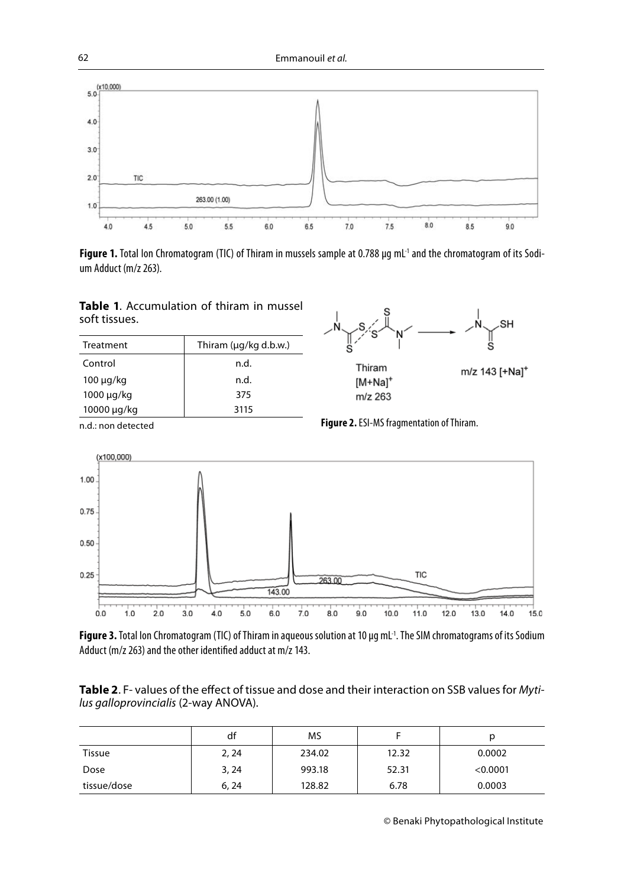(x10,000)
5.0
4.0
3.0
2.0
1.0
TIC
263.00 (1.00)
4.0 4.5 5.0 5.5 6.0 6.5 7.0 7.5 8.0 8.5 9.0

**Figure 1.** Total Ion Chromatogram (TIC) of Thiram in mussels sample at 0.788 μg mL$^{-1}$ and the chromatogram of its Sodium Adduct (m/z 263).

**Table 1**. Accumulation of thiram in mussel soft tissues.

| Treatment | Thiram (μg/kg d.b.w.) |
|---|---|
| Control | n.d. |
| 100 μg/kg | n.d. |
| 1000 μg/kg | 375 |
| 10000 μg/kg | 3115 |

n.d.: non detected

Thiram
$[M+Na]^+$
m/z 263

m/z 143 $[+Na]^+$

**Figure 2.** ESI-MS fragmentation of Thiram.

(x100,000)
1.00
0.75
0.50
0.25
263.00
143.00
TIC
0.0 1.0 2.0 3.0 4.0 5.0 6.0 7.0 8.0 9.0 10.0 11.0 12.0 13.0 14.0 15.0

**Figure 3.** Total Ion Chromatogram (TIC) of Thiram in aqueous solution at 10 μg mL$^{-1}$. The SIM chromatograms of its Sodium Adduct (m/z 263) and the other identified adduct at m/z 143.

**Table 2**. F- values of the effect of tissue and dose and their interaction on SSB values for *Mytilus galloprovincialis* (2-way ANOVA).

| | df | MS | F | p |
|---|---|---|---|---|
| Tissue | 2, 24 | 234.02 | 12.32 | 0.0002 |
| Dose | 3, 24 | 993.18 | 52.31 | <0.0001 |
| tissue/dose | 6, 24 | 128.82 | 6.78 | 0.0003 |

© Benaki Phytopathological Institute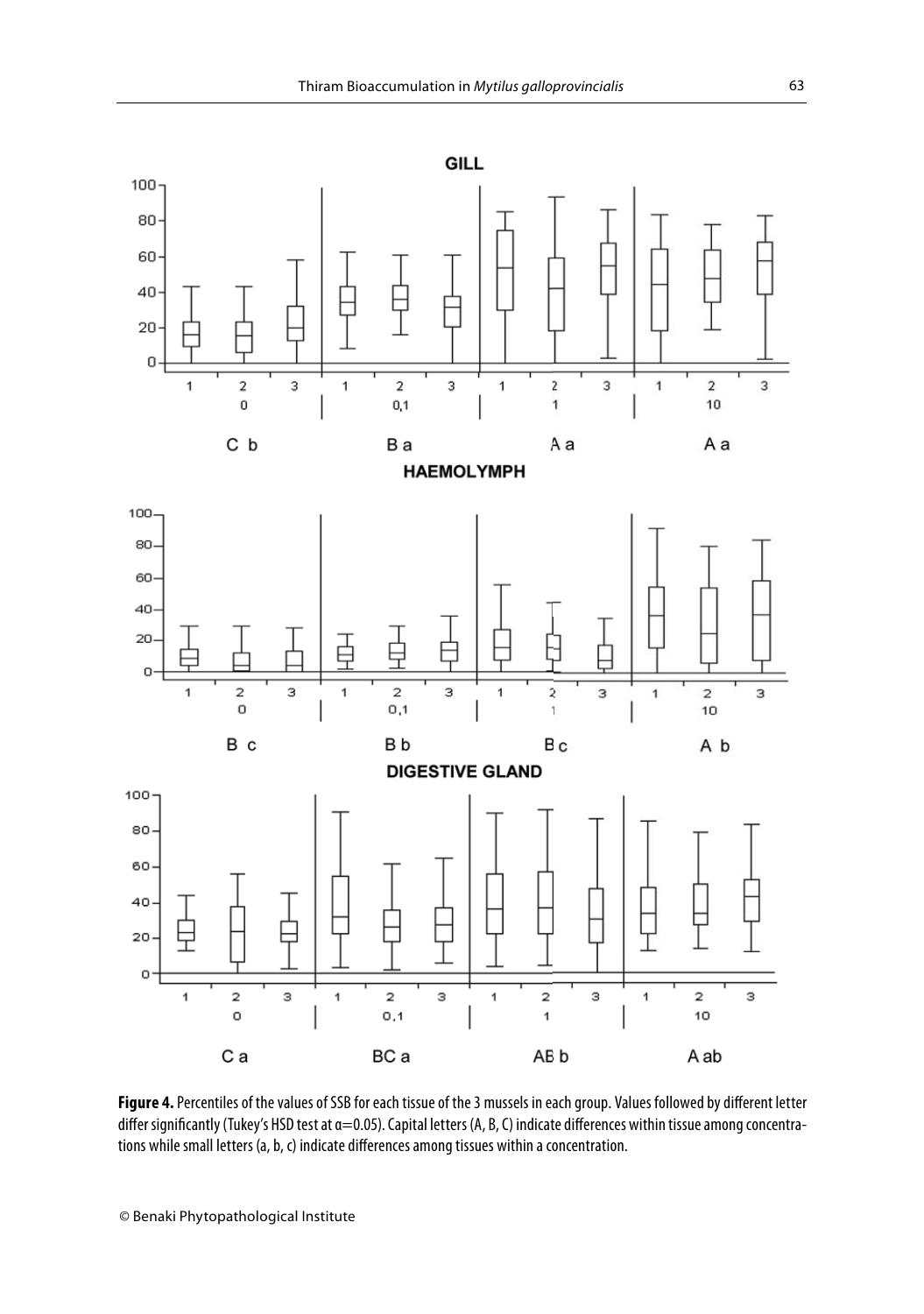GILL

100
80
60
40
20
0

1 2 3 | 1 2 3 | 1 2 3 | 1 2 3
0 | 0,1 | 1 | 10

C b | B a | A a | A a

HAEMOLYMPH

100
80
60
40
20
0

1 2 3 | 1 2 3 | 1 2 3 | 1 2 3
0 | 0,1 | 1 | 10

B c | B b | B c | A b

DIGESTIVE GLAND

100
80
60
40
20
0

1 2 3 | 1 2 3 | 1 2 3 | 1 2 3
0 | 0,1 | 1 | 10

C a | BC a | AB b | A ab

**Figure 4.** Percentiles of the values of SSB for each tissue of the 3 mussels in each group. Values followed by different letter differ significantly (Tukey's HSD test at α=0.05). Capital letters (A, B, C) indicate differences within tissue among concentrations while small letters (a, b, c) indicate differences among tissues within a concentration.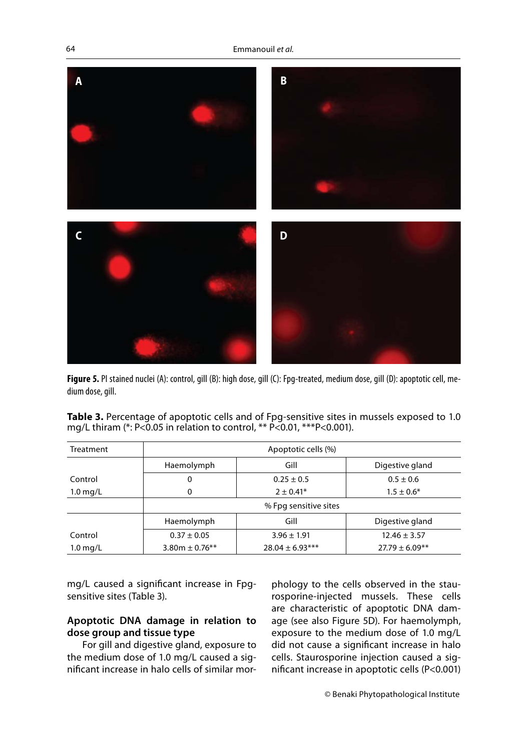**Figure 5.** PI stained nuclei (A): control, gill (B): high dose, gill (C): Fpg-treated, medium dose, gill (D): apoptotic cell, medium dose, gill.

**Table 3.** Percentage of apoptotic cells and of Fpg-sensitive sites in mussels exposed to 1.0 mg/L thiram (*: P<0.05 in relation to control, ** P<0.01, ***P<0.001).

| Treatment | Apoptotic cells (%) | | |
|---|---|---|---|
| | Haemolymph | Gill | Digestive gland |
| Control | 0 | 0.25 ± 0.5 | 0.5 ± 0.6 |
| 1.0 mg/L | 0 | 2 ± 0.41* | 1.5 ± 0.6* |
| | % Fpg sensitive sites | | |
| | Haemolymph | Gill | Digestive gland |
| Control | 0.37 ± 0.05 | 3.96 ± 1.91 | 12.46 ± 3.57 |
| 1.0 mg/L | 3.80m ± 0.76** | 28.04 ± 6.93*** | 27.79 ± 6.09** |

mg/L caused a significant increase in Fpg-sensitive sites (Table 3).

### Apoptotic DNA damage in relation to dose group and tissue type

For gill and digestive gland, exposure to the medium dose of 1.0 mg/L caused a significant increase in halo cells of similar morphology to the cells observed in the staurosporine-injected mussels. These cells are characteristic of apoptotic DNA damage (see also Figure 5D). For haemolymph, exposure to the medium dose of 1.0 mg/L did not cause a significant increase in halo cells. Staurosporine injection caused a significant increase in apoptotic cells (P<0.001)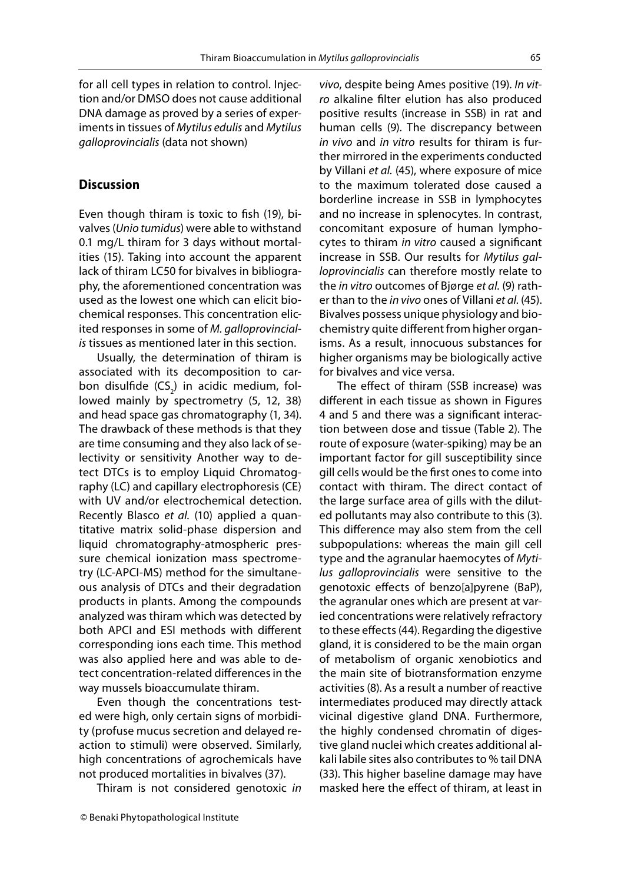for all cell types in relation to control. Injection and/or DMSO does not cause additional DNA damage as proved by a series of experiments in tissues of *Mytilus edulis* and *Mytilus galloprovincialis* (data not shown)

## Discussion

Even though thiram is toxic to fish (19), bivalves (*Unio tumidus*) were able to withstand 0.1 mg/L thiram for 3 days without mortalities (15). Taking into account the apparent lack of thiram LC50 for bivalves in bibliography, the aforementioned concentration was used as the lowest one which can elicit biochemical responses. This concentration elicited responses in some of *M. galloprovincialis* tissues as mentioned later in this section.

Usually, the determination of thiram is associated with its decomposition to carbon disulfide ($CS_2$) in acidic medium, followed mainly by spectrometry (5, 12, 38) and head space gas chromatography (1, 34). The drawback of these methods is that they are time consuming and they also lack of selectivity or sensitivity Another way to detect DTCs is to employ Liquid Chromatography (LC) and capillary electrophoresis (CE) with UV and/or electrochemical detection. Recently Blasco *et al.* (10) applied a quantitative matrix solid-phase dispersion and liquid chromatography-atmospheric pressure chemical ionization mass spectrometry (LC-APCI-MS) method for the simultaneous analysis of DTCs and their degradation products in plants. Among the compounds analyzed was thiram which was detected by both APCI and ESI methods with different corresponding ions each time. This method was also applied here and was able to detect concentration-related differences in the way mussels bioaccumulate thiram.

Even though the concentrations tested were high, only certain signs of morbidity (profuse mucus secretion and delayed reaction to stimuli) were observed. Similarly, high concentrations of agrochemicals have not produced mortalities in bivalves (37).

Thiram is not considered genotoxic *in vivo*, despite being Ames positive (19). *In vitro* alkaline filter elution has also produced positive results (increase in SSB) in rat and human cells (9). The discrepancy between *in vivo* and *in vitro* results for thiram is further mirrored in the experiments conducted by Villani *et al.* (45), where exposure of mice to the maximum tolerated dose caused a borderline increase in SSB in lymphocytes and no increase in splenocytes. In contrast, concomitant exposure of human lymphocytes to thiram *in vitro* caused a significant increase in SSB. Our results for *Mytilus galloprovincialis* can therefore mostly relate to the *in vitro* outcomes of Bjørge *et al.* (9) rather than to the *in vivo* ones of Villani *et al.* (45). Bivalves possess unique physiology and biochemistry quite different from higher organisms. As a result, innocuous substances for higher organisms may be biologically active for bivalves and vice versa.

The effect of thiram (SSB increase) was different in each tissue as shown in Figures 4 and 5 and there was a significant interaction between dose and tissue (Table 2). The route of exposure (water-spiking) may be an important factor for gill susceptibility since gill cells would be the first ones to come into contact with thiram. The direct contact of the large surface area of gills with the diluted pollutants may also contribute to this (3). This difference may also stem from the cell subpopulations: whereas the main gill cell type and the agranular haemocytes of *Mytilus galloprovincialis* were sensitive to the genotoxic effects of benzo[a]pyrene (BaP), the agranular ones which are present at varied concentrations were relatively refractory to these effects (44). Regarding the digestive gland, it is considered to be the main organ of metabolism of organic xenobiotics and the main site of biotransformation enzyme activities (8). As a result a number of reactive intermediates produced may directly attack vicinal digestive gland DNA. Furthermore, the highly condensed chromatin of digestive gland nuclei which creates additional alkali labile sites also contributes to % tail DNA (33). This higher baseline damage may have masked here the effect of thiram, at least in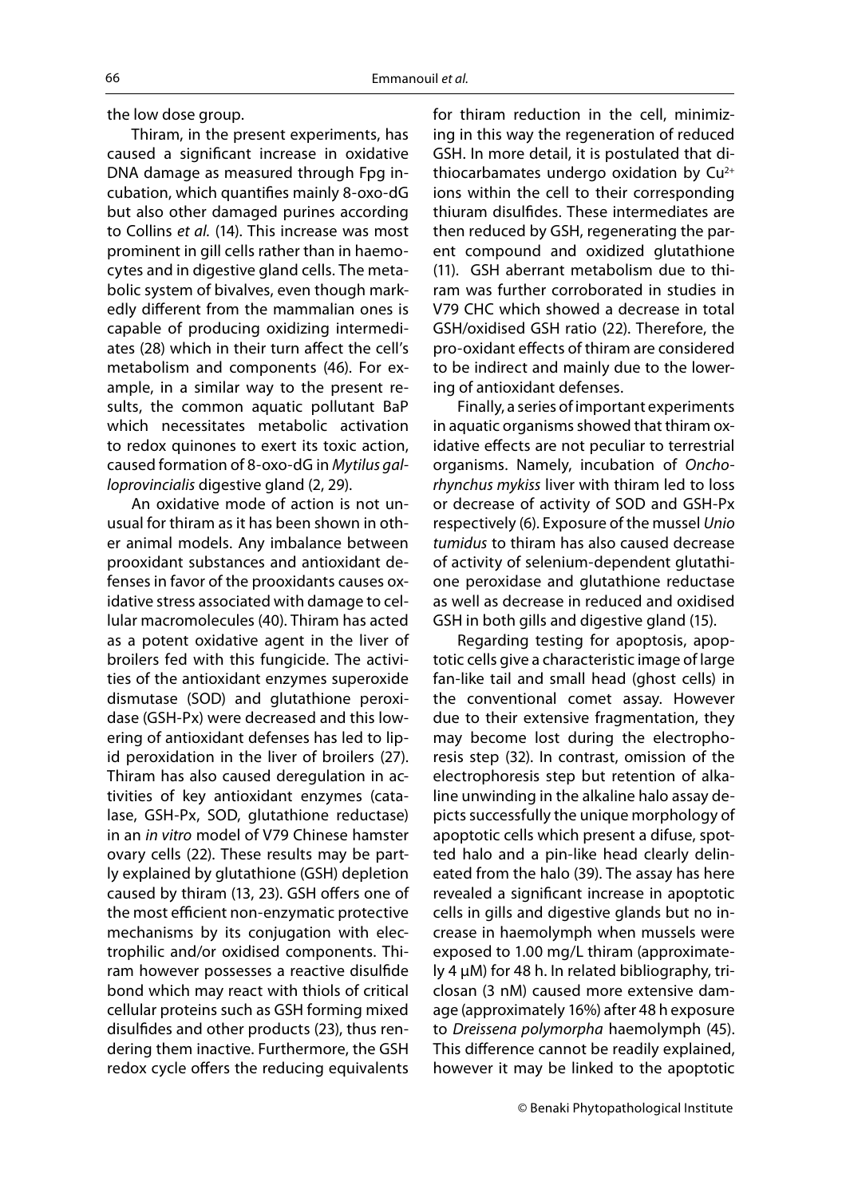the low dose group.

Thiram, in the present experiments, has caused a significant increase in oxidative DNA damage as measured through Fpg incubation, which quantifies mainly 8-oxo-dG but also other damaged purines according to Collins *et al.* (14). This increase was most prominent in gill cells rather than in haemocytes and in digestive gland cells. The metabolic system of bivalves, even though markedly different from the mammalian ones is capable of producing oxidizing intermediates (28) which in their turn affect the cell's metabolism and components (46). For example, in a similar way to the present results, the common aquatic pollutant BaP which necessitates metabolic activation to redox quinones to exert its toxic action, caused formation of 8-oxo-dG in *Mytilus galloprovincialis* digestive gland (2, 29).

An oxidative mode of action is not unusual for thiram as it has been shown in other animal models. Any imbalance between prooxidant substances and antioxidant defenses in favor of the prooxidants causes oxidative stress associated with damage to cellular macromolecules (40). Thiram has acted as a potent oxidative agent in the liver of broilers fed with this fungicide. The activities of the antioxidant enzymes superoxide dismutase (SOD) and glutathione peroxidase (GSH-Px) were decreased and this lowering of antioxidant defenses has led to lipid peroxidation in the liver of broilers (27). Thiram has also caused deregulation in activities of key antioxidant enzymes (catalase, GSH-Px, SOD, glutathione reductase) in an *in vitro* model of V79 Chinese hamster ovary cells (22). These results may be partly explained by glutathione (GSH) depletion caused by thiram (13, 23). GSH offers one of the most efficient non-enzymatic protective mechanisms by its conjugation with electrophilic and/or oxidised components. Thiram however possesses a reactive disulfide bond which may react with thiols of critical cellular proteins such as GSH forming mixed disulfides and other products (23), thus rendering them inactive. Furthermore, the GSH redox cycle offers the reducing equivalents for thiram reduction in the cell, minimizing in this way the regeneration of reduced GSH. In more detail, it is postulated that dithiocarbamates undergo oxidation by $Cu^{2+}$ ions within the cell to their corresponding thiuram disulfides. These intermediates are then reduced by GSH, regenerating the parent compound and oxidized glutathione (11). GSH aberrant metabolism due to thiram was further corroborated in studies in V79 CHC which showed a decrease in total GSH/oxidised GSH ratio (22). Therefore, the pro-oxidant effects of thiram are considered to be indirect and mainly due to the lowering of antioxidant defenses.

Finally, a series of important experiments in aquatic organisms showed that thiram oxidative effects are not peculiar to terrestrial organisms. Namely, incubation of *Onchorhynchus mykiss* liver with thiram led to loss or decrease of activity of SOD and GSH-Px respectively (6). Exposure of the mussel *Unio tumidus* to thiram has also caused decrease of activity of selenium-dependent glutathione peroxidase and glutathione reductase as well as decrease in reduced and oxidised GSH in both gills and digestive gland (15).

Regarding testing for apoptosis, apoptotic cells give a characteristic image of large fan-like tail and small head (ghost cells) in the conventional comet assay. However due to their extensive fragmentation, they may become lost during the electrophoresis step (32). In contrast, omission of the electrophoresis step but retention of alkaline unwinding in the alkaline halo assay depicts successfully the unique morphology of apoptotic cells which present a difuse, spotted halo and a pin-like head clearly delineated from the halo (39). The assay has here revealed a significant increase in apoptotic cells in gills and digestive glands but no increase in haemolymph when mussels were exposed to 1.00 mg/L thiram (approximately 4 μM) for 48 h. In related bibliography, triclosan (3 nM) caused more extensive damage (approximately 16%) after 48 h exposure to *Dreissena polymorpha* haemolymph (45). This difference cannot be readily explained, however it may be linked to the apoptotic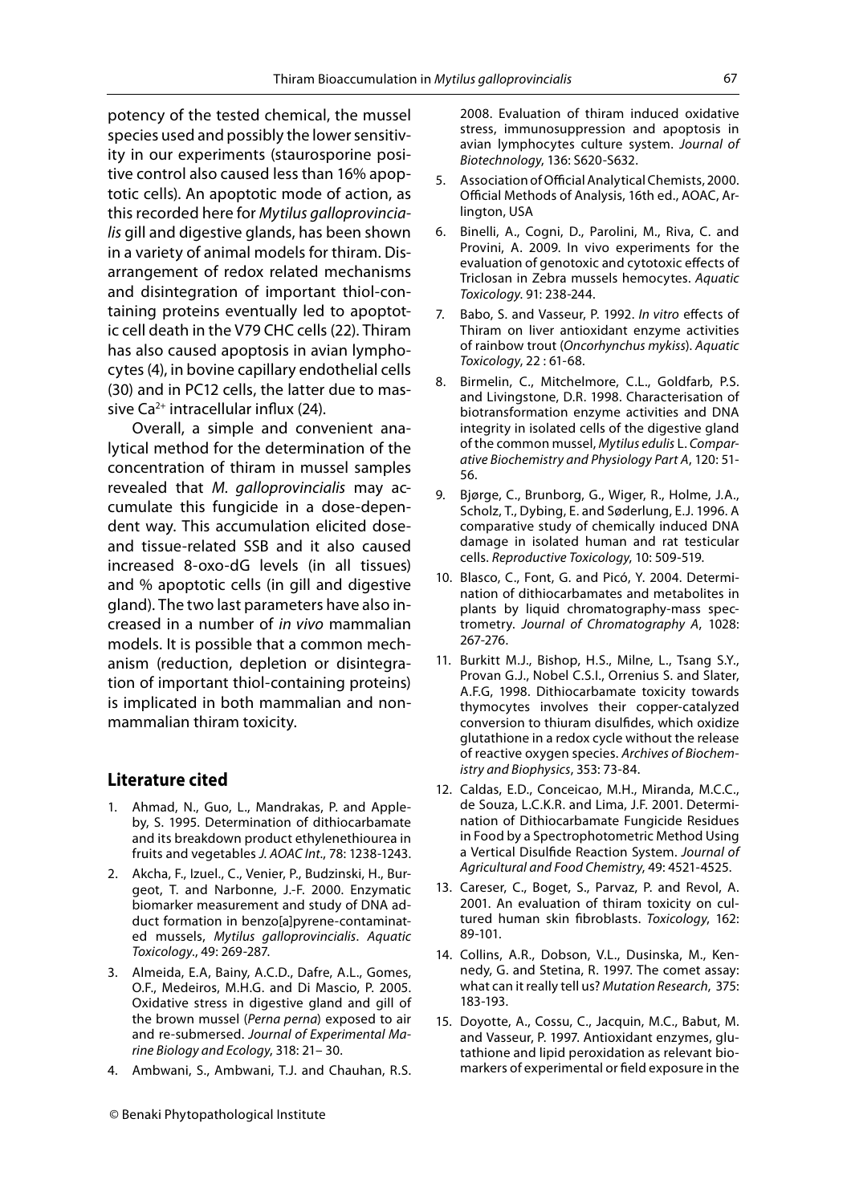potency of the tested chemical, the mussel species used and possibly the lower sensitivity in our experiments (staurosporine positive control also caused less than 16% apoptotic cells). An apoptotic mode of action, as this recorded here for *Mytilus galloprovincialis* gill and digestive glands, has been shown in a variety of animal models for thiram. Disarrangement of redox related mechanisms and disintegration of important thiol-containing proteins eventually led to apoptotic cell death in the V79 CHC cells (22). Thiram has also caused apoptosis in avian lymphocytes (4), in bovine capillary endothelial cells (30) and in PC12 cells, the latter due to massive $Ca^{2+}$ intracellular influx (24).

Overall, a simple and convenient analytical method for the determination of the concentration of thiram in mussel samples revealed that *M. galloprovincialis* may accumulate this fungicide in a dose-dependent way. This accumulation elicited dose- and tissue-related SSB and it also caused increased 8-oxo-dG levels (in all tissues) and % apoptotic cells (in gill and digestive gland). The two last parameters have also increased in a number of *in vivo* mammalian models. It is possible that a common mechanism (reduction, depletion or disintegration of important thiol-containing proteins) is implicated in both mammalian and non-mammalian thiram toxicity.

## Literature cited

1. Ahmad, N., Guo, L., Mandrakas, P. and Appleby, S. 1995. Determination of dithiocarbamate and its breakdown product ethylenethiourea in fruits and vegetables *J. AOAC Int*., 78: 1238-1243.
2. Akcha, F., Izuel., C., Venier, P., Budzinski, H., Burgeot, T. and Narbonne, J.-F. 2000. Enzymatic biomarker measurement and study of DNA adduct formation in benzo[a]pyrene-contaminated mussels, *Mytilus galloprovincialis*. *Aquatic Toxicology*., 49: 269-287.
3. Almeida, E.A, Bainy, A.C.D., Dafre, A.L., Gomes, O.F., Medeiros, M.H.G. and Di Mascio, P. 2005. Oxidative stress in digestive gland and gill of the brown mussel (*Perna perna*) exposed to air and re-submersed. *Journal of Experimental Marine Biology and Ecology*, 318: 21– 30.
4. Ambwani, S., Ambwani, T.J. and Chauhan, R.S. 2008. Evaluation of thiram induced oxidative stress, immunosuppression and apoptosis in avian lymphocytes culture system. *Journal of Biotechnology*, 136: S620-S632.
5. Association of Official Analytical Chemists, 2000. Official Methods of Analysis, 16th ed., AOAC, Arlington, USA
6. Binelli, A., Cogni, D., Parolini, M., Riva, C. and Provini, A. 2009. In vivo experiments for the evaluation of genotoxic and cytotoxic effects of Triclosan in Zebra mussels hemocytes. *Aquatic Toxicology*. 91: 238-244.
7. Babo, S. and Vasseur, P. 1992. *In vitro* effects of Thiram on liver antioxidant enzyme activities of rainbow trout (*Oncorhynchus mykiss*). *Aquatic Toxicology*, 22 : 61-68.
8. Birmelin, C., Mitchelmore, C.L., Goldfarb, P.S. and Livingstone, D.R. 1998. Characterisation of biotransformation enzyme activities and DNA integrity in isolated cells of the digestive gland of the common mussel, *Mytilus edulis* L. *Comparative Biochemistry and Physiology Part A*, 120: 51-56.
9. Bjørge, C., Brunborg, G., Wiger, R., Holme, J.A., Scholz, T., Dybing, E. and Søderlung, E.J. 1996. A comparative study of chemically induced DNA damage in isolated human and rat testicular cells. *Reproductive Toxicology*, 10: 509-519.
10. Blasco, C., Font, G. and Picó, Y. 2004. Determination of dithiocarbamates and metabolites in plants by liquid chromatography-mass spectrometry. *Journal of Chromatography A*, 1028: 267-276.
11. Burkitt M.J., Bishop, H.S., Milne, L., Tsang S.Y., Provan G.J., Nobel C.S.I., Orrenius S. and Slater, A.F.G, 1998. Dithiocarbamate toxicity towards thymocytes involves their copper-catalyzed conversion to thiuram disulfides, which oxidize glutathione in a redox cycle without the release of reactive oxygen species. *Archives of Biochemistry and Biophysics*, 353: 73-84.
12. Caldas, E.D., Conceicao, M.H., Miranda, M.C.C., de Souza, L.C.K.R. and Lima, J.F. 2001. Determination of Dithiocarbamate Fungicide Residues in Food by a Spectrophotometric Method Using a Vertical Disulfide Reaction System. *Journal of Agricultural and Food Chemistry*, 49: 4521-4525.
13. Careser, C., Boget, S., Parvaz, P. and Revol, A. 2001. An evaluation of thiram toxicity on cultured human skin fibroblasts. *Toxicology*, 162: 89-101.
14. Collins, A.R., Dobson, V.L., Dusinska, M., Kennedy, G. and Stetina, R. 1997. The comet assay: what can it really tell us? *Mutation Research*, 375: 183-193.
15. Doyotte, A., Cossu, C., Jacquin, M.C., Babut, M. and Vasseur, P. 1997. Antioxidant enzymes, glutathione and lipid peroxidation as relevant biomarkers of experimental or field exposure in the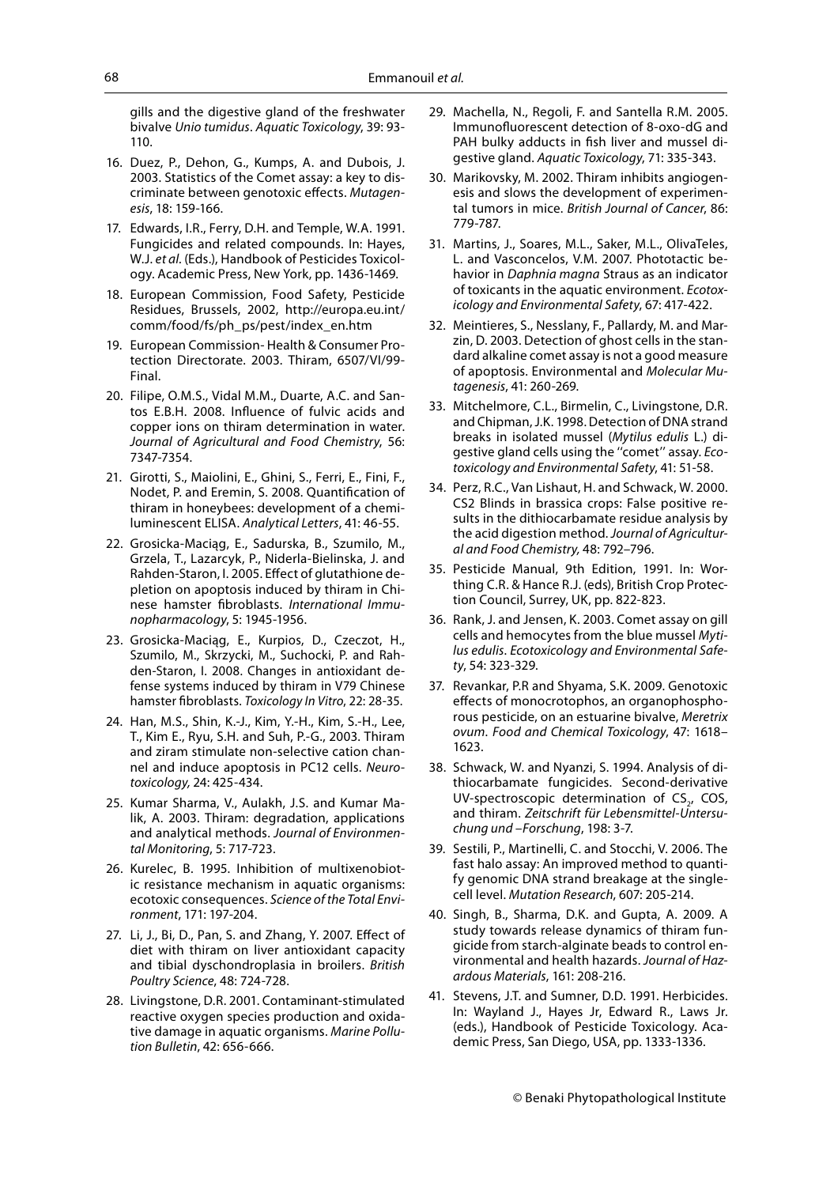gills and the digestive gland of the freshwater bivalve *Unio tumidus*. *Aquatic Toxicology*, 39: 93-110.

16. Duez, P., Dehon, G., Kumps, A. and Dubois, J. 2003. Statistics of the Comet assay: a key to discriminate between genotoxic effects. *Mutagenesis*, 18: 159-166.
17. Edwards, I.R., Ferry, D.H. and Temple, W.A. 1991. Fungicides and related compounds. In: Hayes, W.J. *et al*. (Eds.), Handbook of Pesticides Toxicology. Academic Press, New York, pp. 1436-1469.
18. European Commission, Food Safety, Pesticide Residues, Brussels, 2002, http://europa.eu.int/comm/food/fs/ph_ps/pest/index_en.htm
19. European Commission- Health & Consumer Protection Directorate. 2003. Thiram, 6507/VI/99-Final.
20. Filipe, O.M.S., Vidal M.M., Duarte, A.C. and Santos E.B.H. 2008. Influence of fulvic acids and copper ions on thiram determination in water. *Journal of Agricultural and Food Chemistry*, 56: 7347-7354.
21. Girotti, S., Maiolini, E., Ghini, S., Ferri, E., Fini, F., Nodet, P. and Eremin, S. 2008. Quantification of thiram in honeybees: development of a chemiluminescent ELISA. *Analytical Letters*, 41: 46-55.
22. Grosicka-Maciąg, E., Sadurska, B., Szumilo, M., Grzela, T., Lazarcyk, P., Niderla-Bielinska, J. and Rahden-Staron, I. 2005. Effect of glutathione depletion on apoptosis induced by thiram in Chinese hamster fibroblasts. *International Immunopharmacology*, 5: 1945-1956.
23. Grosicka-Maciąg, E., Kurpios, D., Czeczot, H., Szumilo, M., Skrzycki, M., Suchocki, P. and Rahden-Staron, I. 2008. Changes in antioxidant defense systems induced by thiram in V79 Chinese hamster fibroblasts. *Toxicology In Vitro*, 22: 28-35.
24. Han, M.S., Shin, K.-J., Kim, Y.-H., Kim, S.-H., Lee, T., Kim E., Ryu, S.H. and Suh, P.-G., 2003. Thiram and ziram stimulate non-selective cation channel and induce apoptosis in PC12 cells. *Neurotoxicology,* 24: 425-434.
25. Kumar Sharma, V., Aulakh, J.S. and Kumar Malik, A. 2003. Thiram: degradation, applications and analytical methods. *Journal of Environmental Monitoring*, 5: 717-723.
26. Kurelec, B. 1995. Inhibition of multixenobiotic resistance mechanism in aquatic organisms: ecotoxic consequences. *Science of the Total Environment*, 171: 197-204.
27. Li, J., Bi, D., Pan, S. and Zhang, Y. 2007. Effect of diet with thiram on liver antioxidant capacity and tibial dyschondroplasia in broilers. *British Poultry Science*, 48: 724-728.
28. Livingstone, D.R. 2001. Contaminant-stimulated reactive oxygen species production and oxidative damage in aquatic organisms. *Marine Pollution Bulletin*, 42: 656-666.
29. Machella, N., Regoli, F. and Santella R.M. 2005. Immunofluorescent detection of 8-oxo-dG and PAH bulky adducts in fish liver and mussel digestive gland. *Aquatic Toxicology*, 71: 335-343.
30. Marikovsky, M. 2002. Thiram inhibits angiogenesis and slows the development of experimental tumors in mice. *British Journal of Cancer*, 86: 779-787.
31. Martins, J., Soares, M.L., Saker, M.L., OlivaTeles, L. and Vasconcelos, V.M. 2007. Phototactic behavior in *Daphnia magna* Straus as an indicator of toxicants in the aquatic environment. *Ecotoxicology and Environmental Safety*, 67: 417-422.
32. Meintieres, S., Nesslany, F., Pallardy, M. and Marzin, D. 2003. Detection of ghost cells in the standard alkaline comet assay is not a good measure of apoptosis. Environmental and *Molecular Mutagenesis*, 41: 260-269.
33. Mitchelmore, C.L., Birmelin, C., Livingstone, D.R. and Chipman, J.K. 1998. Detection of DNA strand breaks in isolated mussel (*Mytilus edulis* L.) digestive gland cells using the ''comet'' assay. *Ecotoxicology and Environmental Safety*, 41: 51-58.
34. Perz, R.C., Van Lishaut, H. and Schwack, W. 2000. CS2 Blinds in brassica crops: False positive results in the dithiocarbamate residue analysis by the acid digestion method. *Journal of Agricultural and Food Chemistry,* 48: 792–796.
35. Pesticide Manual, 9th Edition, 1991. In: Worthing C.R. & Hance R.J. (eds), British Crop Protection Council, Surrey, UK, pp. 822-823.
36. Rank, J. and Jensen, K. 2003. Comet assay on gill cells and hemocytes from the blue mussel *Mytilus edulis*. *Ecotoxicology and Environmental Safety*, 54: 323-329.
37. Revankar, P.R and Shyama, S.K. 2009. Genotoxic effects of monocrotophos, an organophosphorous pesticide, on an estuarine bivalve, *Meretrix ovum*. *Food and Chemical Toxicology*, 47: 1618–1623.
38. Schwack, W. and Nyanzi, S. 1994. Analysis of dithiocarbamate fungicides. Second-derivative UV-spectroscopic determination of $CS_2$, COS, and thiram. *Zeitschrift für Lebensmittel-Untersuchung und –Forschung*, 198: 3-7.
39. Sestili, P., Martinelli, C. and Stocchi, V. 2006. The fast halo assay: An improved method to quantify genomic DNA strand breakage at the single-cell level. *Mutation Research*, 607: 205-214.
40. Singh, B., Sharma, D.K. and Gupta, A. 2009. A study towards release dynamics of thiram fungicide from starch-alginate beads to control environmental and health hazards. *Journal of Hazardous Materials*, 161: 208-216.
41. Stevens, J.T. and Sumner, D.D. 1991. Herbicides. In: Wayland J., Hayes Jr, Edward R., Laws Jr. (eds.), Handbook of Pesticide Toxicology. Academic Press, San Diego, USA, pp. 1333-1336.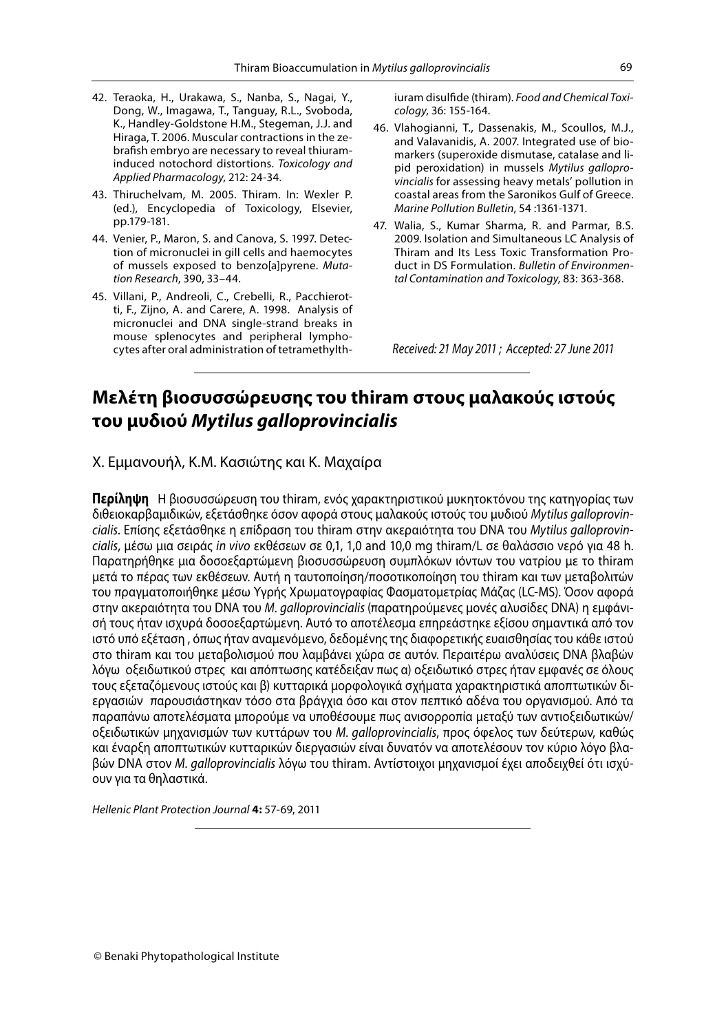42. Teraoka, H., Urakawa, S., Nanba, S., Nagai, Y., Dong, W., Imagawa, T., Tanguay, R.L., Svoboda, K., Handley-Goldstone H.M., Stegeman, J.J. and Hiraga, T. 2006. Muscular contractions in the zebrafish embryo are necessary to reveal thiuram-induced notochord distortions. *Toxicology and Applied Pharmacology*, 212: 24-34.
43. Thiruchelvam, M. 2005. Thiram. In: Wexler P. (ed.), Encyclopedia of Toxicology, Elsevier, pp.179-181.
44. Venier, P., Maron, S. and Canova, S. 1997. Detection of micronuclei in gill cells and haemocytes of mussels exposed to benzo[a]pyrene. *Mutation Research*, 390, 33–44.
45. Villani, P., Andreoli, C., Crebelli, R., Pacchierotti, F., Zijno, A. and Carere, A. 1998. Analysis of micronuclei and DNA single-strand breaks in mouse splenocytes and peripheral lymphocytes after oral administration of tetramethylthiuram disulfide (thiram). *Food and Chemical Toxicology*, 36: 155-164.
46. Vlahogianni, T., Dassenakis, M., Scoullos, M.J., and Valavanidis, A. 2007. Integrated use of biomarkers (superoxide dismutase, catalase and lipid peroxidation) in mussels *Mytilus galloprovincialis* for assessing heavy metals' pollution in coastal areas from the Saronikos Gulf of Greece. *Marine Pollution Bulletin*, 54 :1361-1371.
47. Walia, S., Kumar Sharma, R. and Parmar, B.S. 2009. Isolation and Simultaneous LC Analysis of Thiram and Its Less Toxic Transformation Product in DS Formulation. *Bulletin of Environmental Contamination and Toxicology*, 83: 363-368.

*Received: 21 May 2011 ; Accepted: 27 June 2011*

## Μελέτη βιοσυσσώρευσης του thiram στους μαλακούς ιστούς του μυδιού *Mytilus galloprovincialis*

Χ. Εμμανουήλ, Κ.Μ. Κασιώτης και Κ. Μαχαίρα

**Περίληψη** Η βιοσυσσώρευση του thiram, ενός χαρακτηριστικού μυκητοκτόνου της κατηγορίας των διθειοκαρβαμιδικών, εξετάσθηκε όσον αφορά στους μαλακούς ιστούς του μυδιού *Mytilus galloprovincialis*. Επίσης εξετάσθηκε η επίδραση του thiram στην ακεραιότητα του DNA του *Mytilus galloprovincialis*, μέσω μια σειράς *in vivo* εκθέσεων σε 0,1, 1,0 and 10,0 mg thiram/L σε θαλάσσιο νερό για 48 h. Παρατηρήθηκε μια δοσοεξαρτώμενη βιοσυσσώρευση συμπλόκων ιόντων του νατρίου με το thiram μετά το πέρας των εκθέσεων. Αυτή η ταυτοποίηση/ποσοτικοποίηση του thiram και των μεταβολιτών του πραγματοποιήθηκε μέσω Υγρής Χρωματογραφίας Φασματομετρίας Μάζας (LC-MS). Όσον αφορά στην ακεραιότητα του DNA του *M. galloprovincialis* (παρατηρούμενες μονές αλυσίδες DNA) η εμφάνισή τους ήταν ισχυρά δοσοεξαρτώμενη. Αυτό το αποτέλεσμα επηρεάστηκε εξίσου σημαντικά από τον ιστό υπό εξέταση , όπως ήταν αναμενόμενο, δεδομένης της διαφορετικής ευαισθησίας του κάθε ιστού στο thiram και του μεταβολισμού που λαμβάνει χώρα σε αυτόν. Περαιτέρω αναλύσεις DNA βλαβών λόγω οξειδωτικού στρες και απόπτωσης κατέδειξαν πως α) οξειδωτικό στρες ήταν εμφανές σε όλους τους εξεταζόμενους ιστούς και β) κυτταρικά μορφολογικά σχήματα χαρακτηριστικά αποπτωτικών διεργασιών παρουσιάστηκαν τόσο στα βράγχια όσο και στον πεπτικό αδένα του οργανισμού. Από τα παραπάνω αποτελέσματα μπορούμε να υποθέσουμε πως ανισορροπία μεταξύ των αντιοξειδωτικών/οξειδωτικών μηχανισμών των κυττάρων του *M. galloprovincialis*, προς όφελος των δεύτερων, καθώς και έναρξη αποπτωτικών κυτταρικών διεργασιών είναι δυνατόν να αποτελέσουν τον κύριο λόγο βλαβών DNA στον *M. galloprovincialis* λόγω του thiram. Αντίστοιχοι μηχανισμοί έχει αποδειχθεί ότι ισχύουν για τα θηλαστικά.

*Hellenic Plant Protection Journal* **4:** 57-69, 2011

© Benaki Phytopathological Institute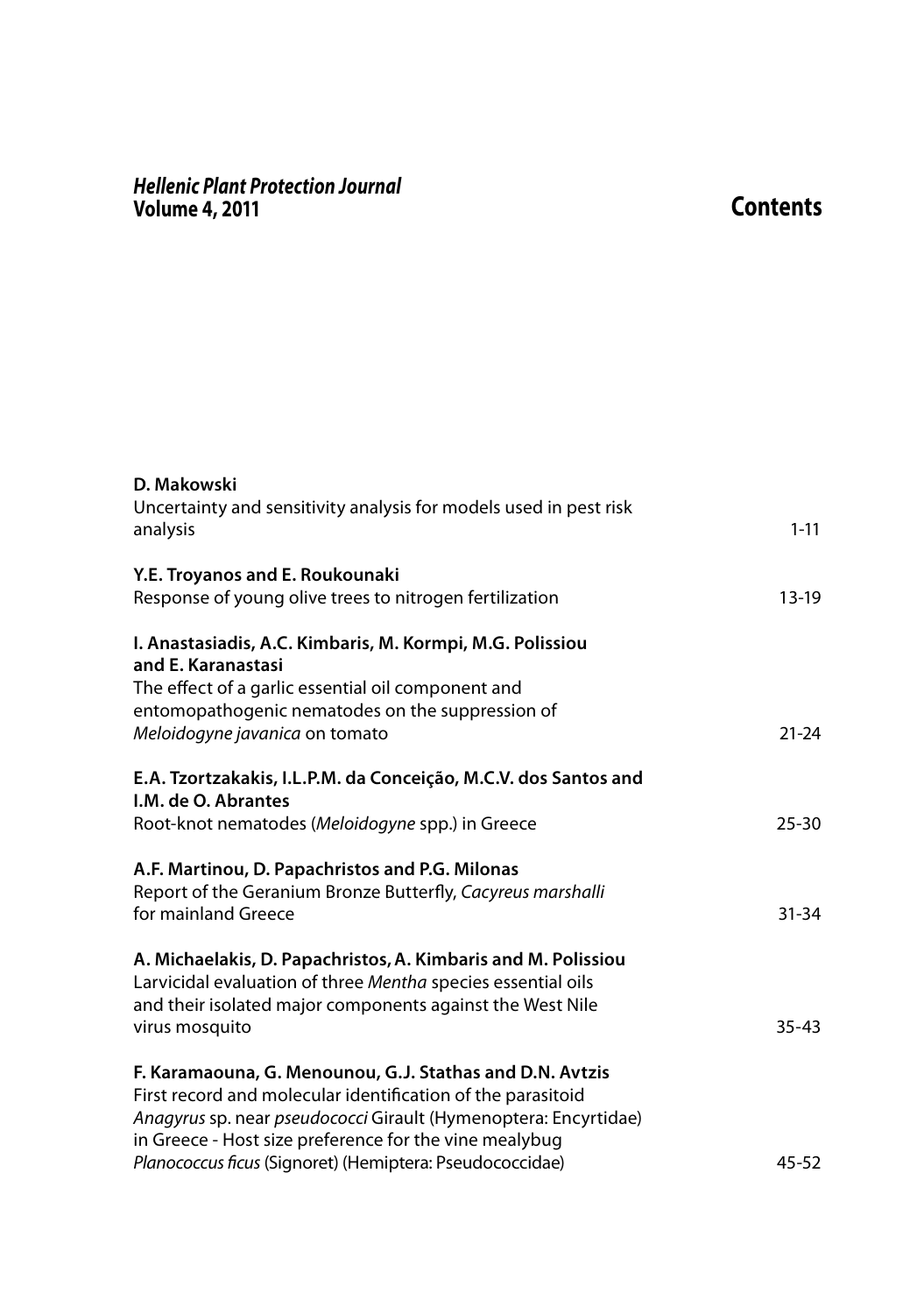***Hellenic Plant Protection Journal***
**Volume 4, 2011**

# Contents

**D. Makowski**
Uncertainty and sensitivity analysis for models used in pest risk analysis 1-11

**Y.E. Troyanos and E. Roukounaki**
Response of young olive trees to nitrogen fertilization 13-19

**I. Anastasiadis, A.C. Kimbaris, M. Kormpi, M.G. Polissiou and E. Karanastasi**
The effect of a garlic essential oil component and entomopathogenic nematodes on the suppression of *Meloidogyne javanica* on tomato 21-24

**E.A. Tzortzakakis, I.L.P.M. da Conceição, M.C.V. dos Santos and I.M. de O. Abrantes**
Root-knot nematodes (*Meloidogyne* spp.) in Greece 25-30

**A.F. Martinou, D. Papachristos and P.G. Milonas**
Report of the Geranium Bronze Butterfly, *Cacyreus marshalli* for mainland Greece 31-34

**A. Michaelakis, D. Papachristos, A. Kimbaris and M. Polissiou**
Larvicidal evaluation of three *Mentha* species essential oils and their isolated major components against the West Nile virus mosquito 35-43

**F. Karamaouna, G. Menounou, G.J. Stathas and D.N. Avtzis**
First record and molecular identification of the parasitoid *Anagyrus* sp. near *pseudococci* Girault (Hymenoptera: Encyrtidae) in Greece - Host size preference for the vine mealybug *Planococcus ficus* (Signoret) (Hemiptera: Pseudococcidae) 45-52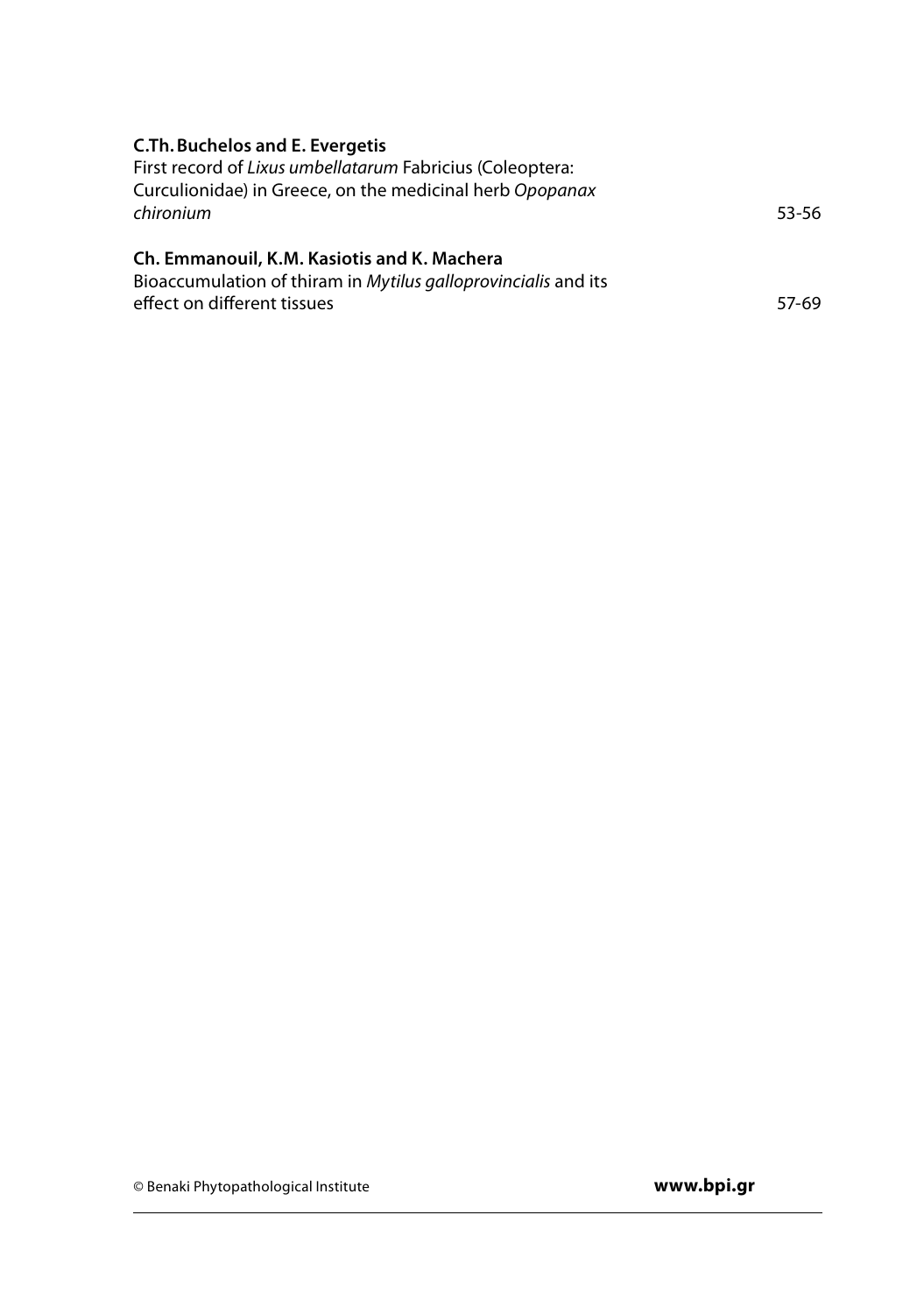**C.Th. Buchelos and E. Evergetis**
First record of *Lixus umbellatarum* Fabricius (Coleoptera: Curculionidae) in Greece, on the medicinal herb *Opopanax chironium* 53-56

**Ch. Emmanouil, K.M. Kasiotis and K. Machera**
Bioaccumulation of thiram in *Mytilus galloprovincialis* and its effect on different tissues 57-69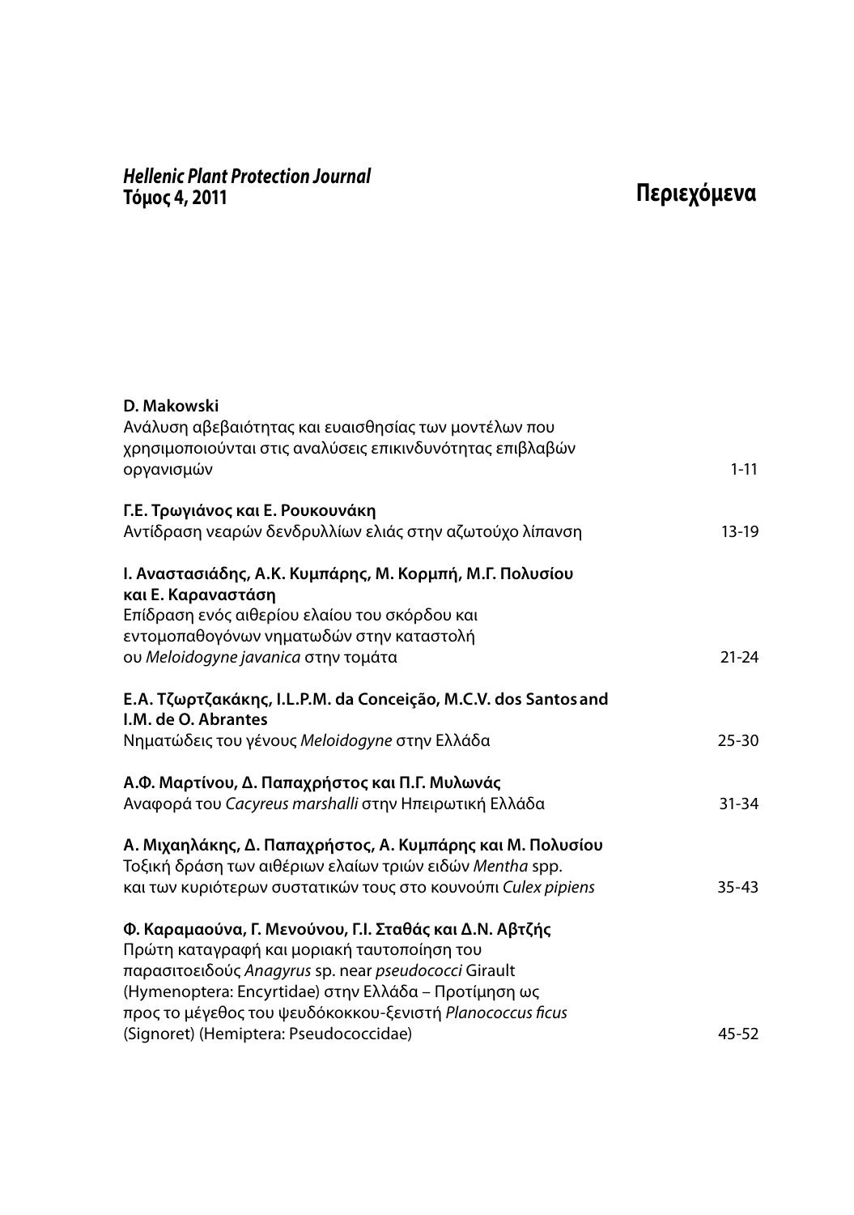***Hellenic Plant Protection Journal***
**Τόμος 4, 2011**

# Περιεχόμενα

**D. Makowski**
Ανάλυση αβεβαιότητας και ευαισθησίας των μοντέλων που χρησιμοποιούνται στις αναλύσεις επικινδυνότητας επιβλαβών οργανισμών — 1-11

**Γ.Ε. Τρωγιάνος και Ε. Ρουκουνάκη**
Αντίδραση νεαρών δενδρυλλίων ελιάς στην αζωτούχο λίπανση — 13-19

**Ι. Αναστασιάδης, Α.Κ. Κυμπάρης, Μ. Κορμπή, Μ.Γ. Πολυσίου και Ε. Καραναστάση**
Επίδραση ενός αιθερίου ελαίου του σκόρδου και εντομοπαθογόνων νηματωδών στην καταστολή ου *Meloidogyne javanica* στην τομάτα — 21-24

**Ε.Α. Τζωρτζακάκης, I.L.P.M. da Conceição, M.C.V. dos Santos and I.M. de O. Abrantes**
Νηματώδεις του γένους *Meloidogyne* στην Ελλάδα — 25-30

**Α.Φ. Μαρτίνου, Δ. Παπαχρήστος και Π.Γ. Μυλωνάς**
Αναφορά του *Cacyreus marshalli* στην Ηπειρωτική Ελλάδα — 31-34

**Α. Μιχαηλάκης, Δ. Παπαχρήστος, Α. Κυμπάρης και Μ. Πολυσίου**
Τοξική δράση των αιθέριων ελαίων τριών ειδών *Mentha* spp. και των κυριότερων συστατικών τους στο κουνούπι *Culex pipiens* — 35-43

**Φ. Καραμαούνα, Γ. Μενούνου, Γ.Ι. Σταθάς και Δ.Ν. Αβτζής**
Πρώτη καταγραφή και μοριακή ταυτοποίηση του παρασιτοειδούς *Anagyrus* sp. near *pseudococci* Girault (Hymenoptera: Encyrtidae) στην Ελλάδα – Προτίμηση ως προς το μέγεθος του ψευδόκοκκου-ξενιστή *Planococcus ficus* (Signoret) (Hemiptera: Pseudococcidae) — 45-52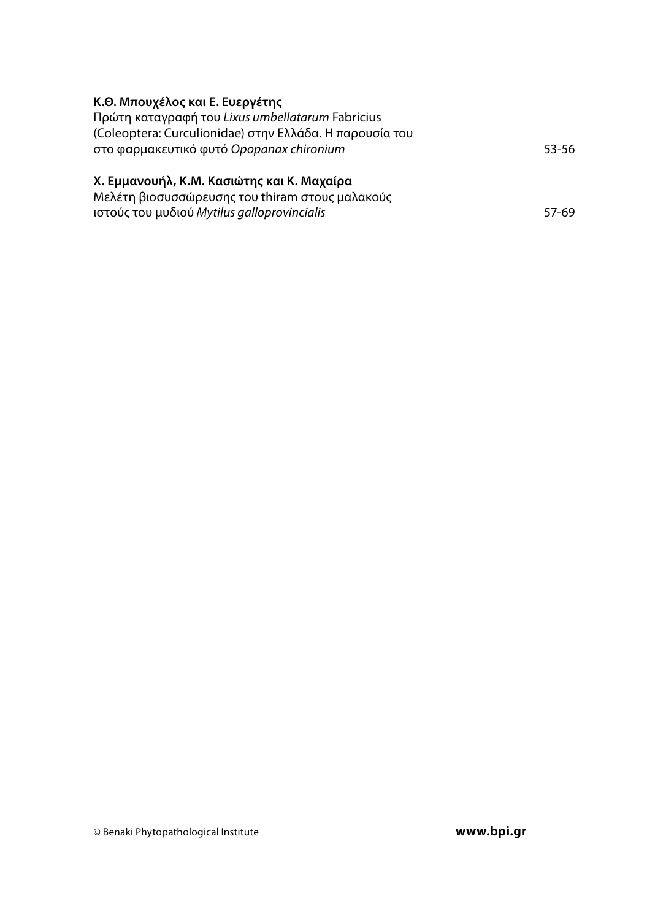**Κ.Θ. Μπουχέλος και Ε. Ευεργέτης**
Πρώτη καταγραφή του *Lixus umbellatarum* Fabricius (Coleoptera: Curculionidae) στην Ελλάδα. Η παρουσία του στο φαρμακευτικό φυτό *Opopanax chironium* 53-56

**Χ. Εμμανουήλ, Κ.Μ. Κασιώτης και Κ. Μαχαίρα**
Μελέτη βιοσυσσώρευσης του thiram στους μαλακούς ιστούς του μυδιού *Mytilus galloprovincialis* 57-69

© Benaki Phytopathological Institute **www.bpi.gr**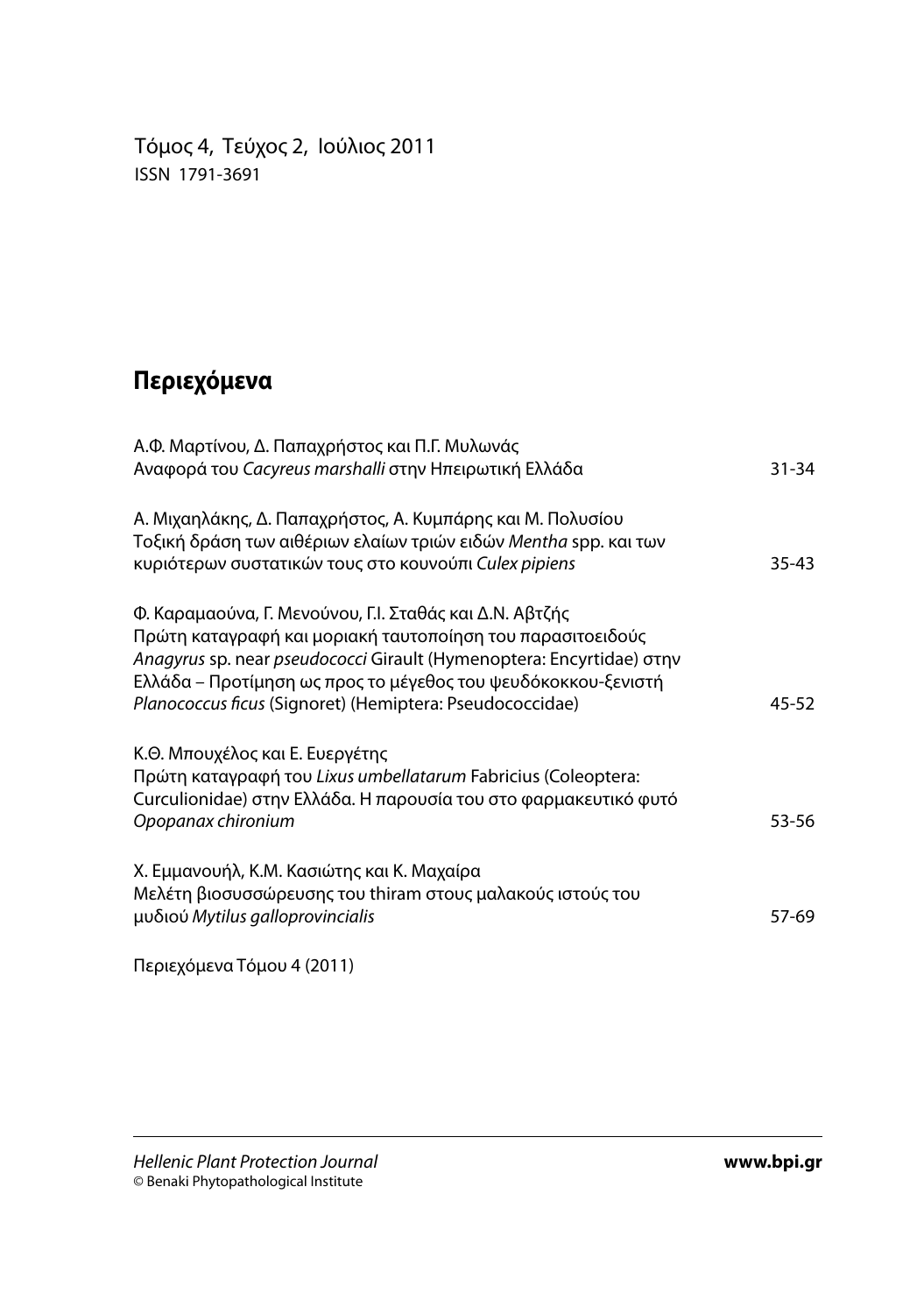Τόμος 4, Τεύχος 2, Ιούλιος 2011
ISSN 1791-3691

## Περιεχόμενα

Α.Φ. Μαρτίνου, Δ. Παπαχρήστος και Π.Γ. Μυλωνάς
Αναφορά του *Cacyreus marshalli* στην Ηπειρωτική Ελλάδα — 31-34

Α. Μιχαηλάκης, Δ. Παπαχρήστος, Α. Κυμπάρης και Μ. Πολυσίου
Τοξική δράση των αιθέριων ελαίων τριών ειδών *Mentha* spp. και των κυριότερων συστατικών τους στο κουνούπι *Culex pipiens* — 35-43

Φ. Καραμαούνα, Γ. Μενούνου, Γ.Ι. Σταθάς και Δ.Ν. Αβτζής
Πρώτη καταγραφή και μοριακή ταυτοποίηση του παρασιτοειδούς *Anagyrus* sp. near *pseudococci* Girault (Hymenoptera: Encyrtidae) στην Ελλάδα – Προτίμηση ως προς το μέγεθος του ψευδόκοκκου-ξενιστή *Planococcus ficus* (Signoret) (Hemiptera: Pseudococcidae) — 45-52

Κ.Θ. Μπουχέλος και Ε. Ευεργέτης
Πρώτη καταγραφή του *Lixus umbellatarum* Fabricius (Coleoptera: Curculionidae) στην Ελλάδα. Η παρουσία του στο φαρμακευτικό φυτό *Opopanax chironium* — 53-56

Χ. Εμμανουήλ, Κ.Μ. Κασιώτης και Κ. Μαχαίρα
Μελέτη βιοσυσσώρευσης του thiram στους μαλακούς ιστούς του μυδιού *Mytilus galloprovincialis* — 57-69

Περιεχόμενα Τόμου 4 (2011)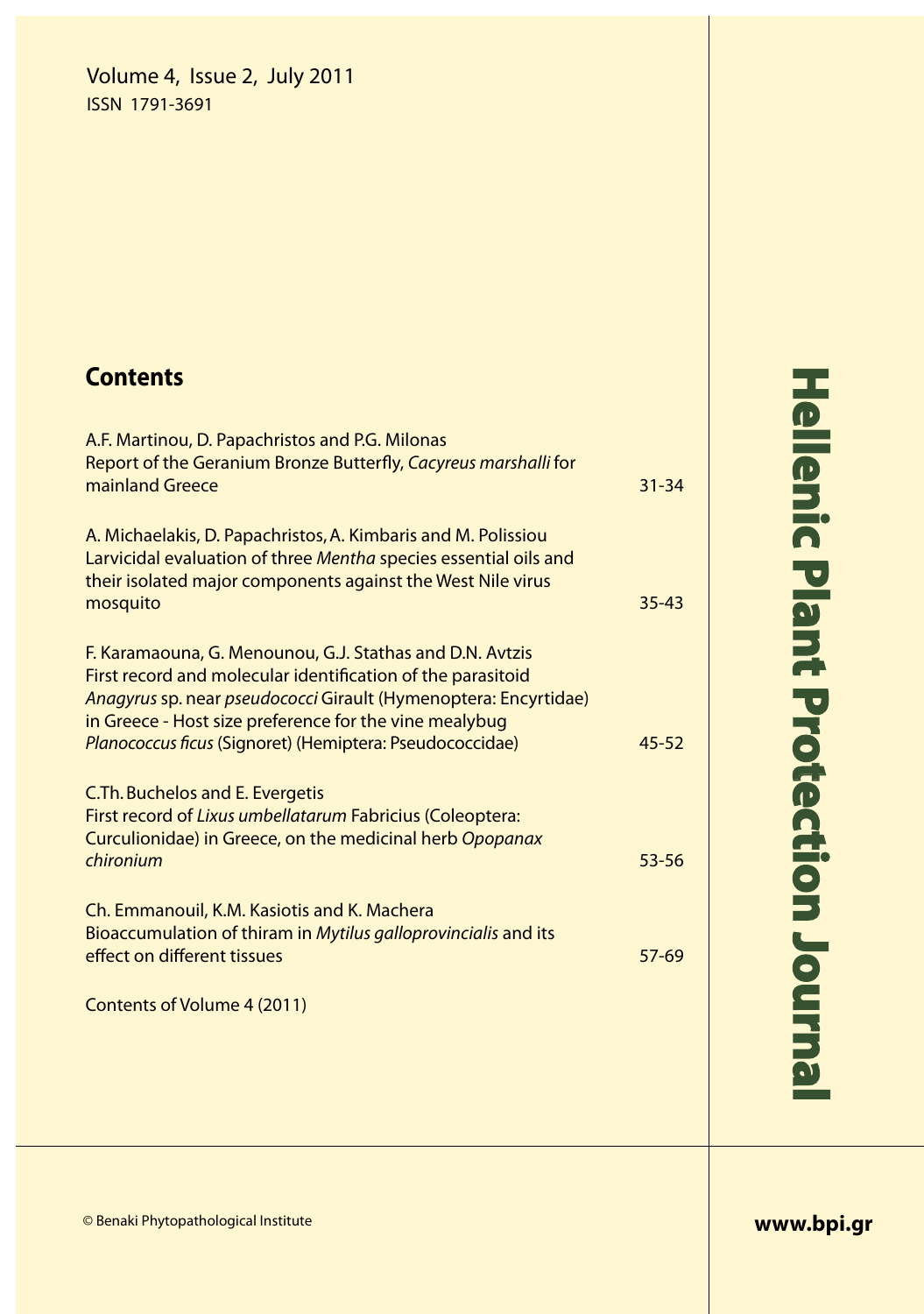Volume 4, Issue 2, July 2011

ISSN 1791-3691

## Contents

A.F. Martinou, D. Papachristos and P.G. Milonas
Report of the Geranium Bronze Butterfly, *Cacyreus marshalli* for mainland Greece — 31-34

A. Michaelakis, D. Papachristos, A. Kimbaris and M. Polissiou
Larvicidal evaluation of three *Mentha* species essential oils and their isolated major components against the West Nile virus mosquito — 35-43

F. Karamaouna, G. Menounou, G.J. Stathas and D.N. Avtzis
First record and molecular identification of the parasitoid *Anagyrus* sp. near *pseudococci* Girault (Hymenoptera: Encyrtidae) in Greece - Host size preference for the vine mealybug *Planococcus ficus* (Signoret) (Hemiptera: Pseudococcidae) — 45-52

C.Th. Buchelos and E. Evergetis
First record of *Lixus umbellatarum* Fabricius (Coleoptera: Curculionidae) in Greece, on the medicinal herb *Opopanax chironium* — 53-56

Ch. Emmanouil, K.M. Kasiotis and K. Machera
Bioaccumulation of thiram in *Mytilus galloprovincialis* and its effect on different tissues — 57-69

Contents of Volume 4 (2011)

# Hellenic Plant Protection Journal

© Benaki Phytopathological Institute

www.bpi.gr